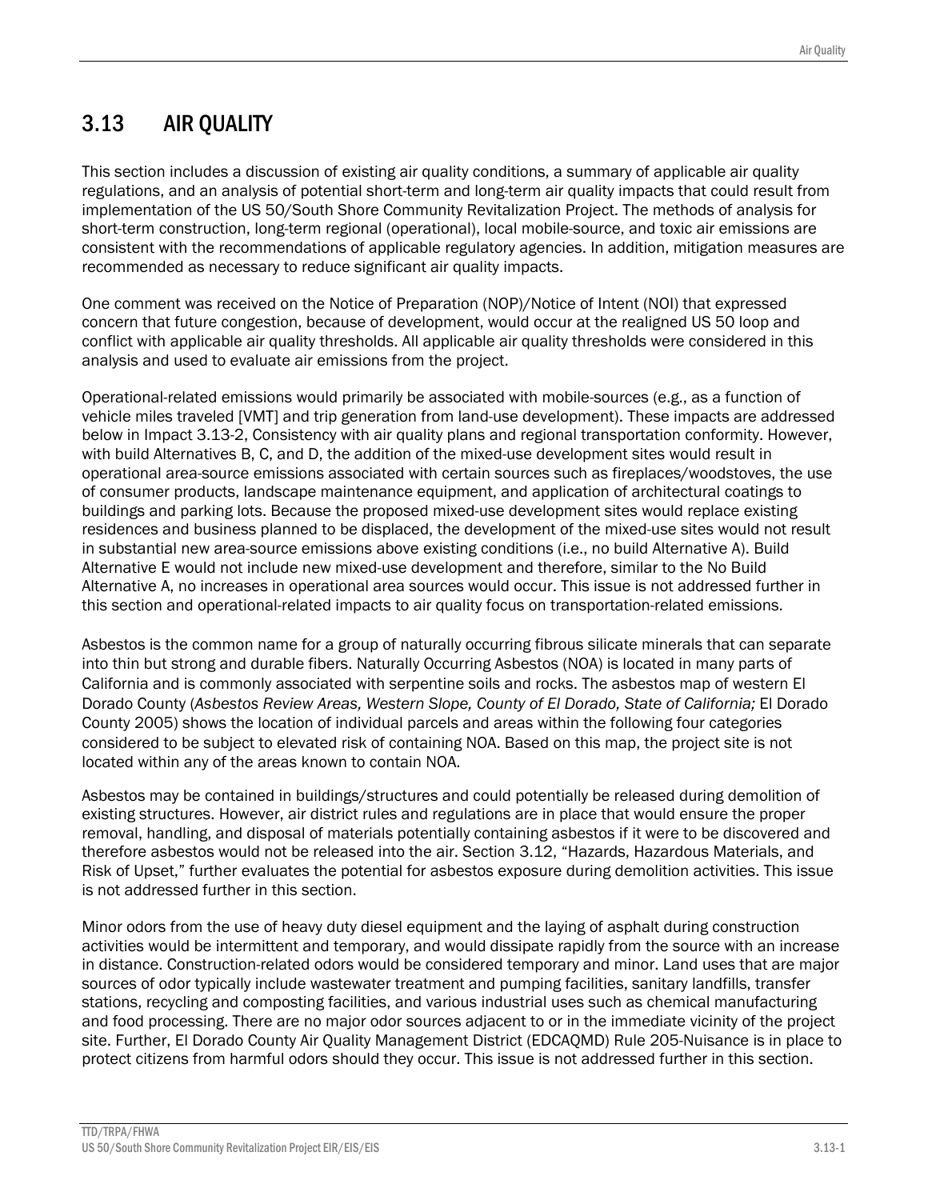# 3.13 AIR QUALITY

This section includes a discussion of existing air quality conditions, a summary of applicable air quality regulations, and an analysis of potential short-term and long-term air quality impacts that could result from implementation of the US 50/South Shore Community Revitalization Project. The methods of analysis for short-term construction, long-term regional (operational), local mobile-source, and toxic air emissions are consistent with the recommendations of applicable regulatory agencies. In addition, mitigation measures are recommended as necessary to reduce significant air quality impacts.

One comment was received on the Notice of Preparation (NOP)/Notice of Intent (NOI) that expressed concern that future congestion, because of development, would occur at the realigned US 50 loop and conflict with applicable air quality thresholds. All applicable air quality thresholds were considered in this analysis and used to evaluate air emissions from the project.

Operational-related emissions would primarily be associated with mobile-sources (e.g., as a function of vehicle miles traveled [VMT] and trip generation from land-use development). These impacts are addressed below in Impact 3.13-2, Consistency with air quality plans and regional transportation conformity. However, with build Alternatives B, C, and D, the addition of the mixed-use development sites would result in operational area-source emissions associated with certain sources such as fireplaces/woodstoves, the use of consumer products, landscape maintenance equipment, and application of architectural coatings to buildings and parking lots. Because the proposed mixed-use development sites would replace existing residences and business planned to be displaced, the development of the mixed-use sites would not result in substantial new area-source emissions above existing conditions (i.e., no build Alternative A). Build Alternative E would not include new mixed-use development and therefore, similar to the No Build Alternative A, no increases in operational area sources would occur. This issue is not addressed further in this section and operational-related impacts to air quality focus on transportation-related emissions.

Asbestos is the common name for a group of naturally occurring fibrous silicate minerals that can separate into thin but strong and durable fibers. Naturally Occurring Asbestos (NOA) is located in many parts of California and is commonly associated with serpentine soils and rocks. The asbestos map of western El Dorado County (*Asbestos Review Areas, Western Slope, County of El Dorado, State of California;* El Dorado County 2005) shows the location of individual parcels and areas within the following four categories considered to be subject to elevated risk of containing NOA. Based on this map, the project site is not located within any of the areas known to contain NOA.

Asbestos may be contained in buildings/structures and could potentially be released during demolition of existing structures. However, air district rules and regulations are in place that would ensure the proper removal, handling, and disposal of materials potentially containing asbestos if it were to be discovered and therefore asbestos would not be released into the air. Section 3.12, "Hazards, Hazardous Materials, and Risk of Upset," further evaluates the potential for asbestos exposure during demolition activities. This issue is not addressed further in this section.

Minor odors from the use of heavy duty diesel equipment and the laying of asphalt during construction activities would be intermittent and temporary, and would dissipate rapidly from the source with an increase in distance. Construction-related odors would be considered temporary and minor. Land uses that are major sources of odor typically include wastewater treatment and pumping facilities, sanitary landfills, transfer stations, recycling and composting facilities, and various industrial uses such as chemical manufacturing and food processing. There are no major odor sources adjacent to or in the immediate vicinity of the project site. Further, El Dorado County Air Quality Management District (EDCAQMD) Rule 205-Nuisance is in place to protect citizens from harmful odors should they occur. This issue is not addressed further in this section.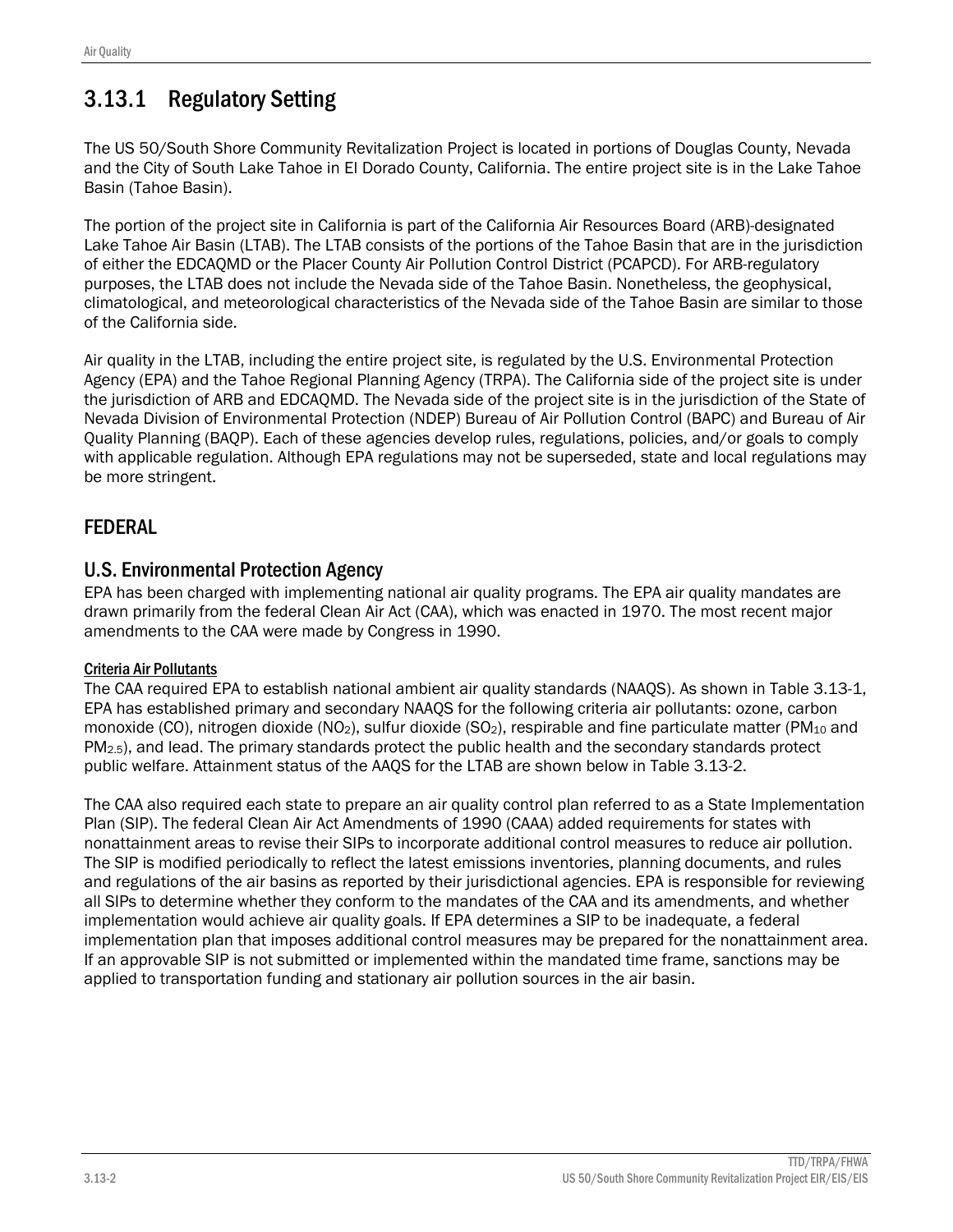## 3.13.1 Regulatory Setting

The US 50/South Shore Community Revitalization Project is located in portions of Douglas County, Nevada and the City of South Lake Tahoe in El Dorado County, California. The entire project site is in the Lake Tahoe Basin (Tahoe Basin).

The portion of the project site in California is part of the California Air Resources Board (ARB)-designated Lake Tahoe Air Basin (LTAB). The LTAB consists of the portions of the Tahoe Basin that are in the jurisdiction of either the EDCAQMD or the Placer County Air Pollution Control District (PCAPCD). For ARB-regulatory purposes, the LTAB does not include the Nevada side of the Tahoe Basin. Nonetheless, the geophysical, climatological, and meteorological characteristics of the Nevada side of the Tahoe Basin are similar to those of the California side.

Air quality in the LTAB, including the entire project site, is regulated by the U.S. Environmental Protection Agency (EPA) and the Tahoe Regional Planning Agency (TRPA). The California side of the project site is under the jurisdiction of ARB and EDCAQMD. The Nevada side of the project site is in the jurisdiction of the State of Nevada Division of Environmental Protection (NDEP) Bureau of Air Pollution Control (BAPC) and Bureau of Air Quality Planning (BAQP). Each of these agencies develop rules, regulations, policies, and/or goals to comply with applicable regulation. Although EPA regulations may not be superseded, state and local regulations may be more stringent.

### FEDERAL

### U.S. Environmental Protection Agency

EPA has been charged with implementing national air quality programs. The EPA air quality mandates are drawn primarily from the federal Clean Air Act (CAA), which was enacted in 1970. The most recent major amendments to the CAA were made by Congress in 1990.

#### Criteria Air Pollutants

The CAA required EPA to establish national ambient air quality standards (NAAQS). As shown in Table 3.13-1, EPA has established primary and secondary NAAQS for the following criteria air pollutants: ozone, carbon monoxide (CO), nitrogen dioxide ($NO_2$), sulfur dioxide ($SO_2$), respirable and fine particulate matter ($PM_{10}$ and $PM_{2.5}$), and lead. The primary standards protect the public health and the secondary standards protect public welfare. Attainment status of the AAQS for the LTAB are shown below in Table 3.13-2.

The CAA also required each state to prepare an air quality control plan referred to as a State Implementation Plan (SIP). The federal Clean Air Act Amendments of 1990 (CAAA) added requirements for states with nonattainment areas to revise their SIPs to incorporate additional control measures to reduce air pollution. The SIP is modified periodically to reflect the latest emissions inventories, planning documents, and rules and regulations of the air basins as reported by their jurisdictional agencies. EPA is responsible for reviewing all SIPs to determine whether they conform to the mandates of the CAA and its amendments, and whether implementation would achieve air quality goals. If EPA determines a SIP to be inadequate, a federal implementation plan that imposes additional control measures may be prepared for the nonattainment area. If an approvable SIP is not submitted or implemented within the mandated time frame, sanctions may be applied to transportation funding and stationary air pollution sources in the air basin.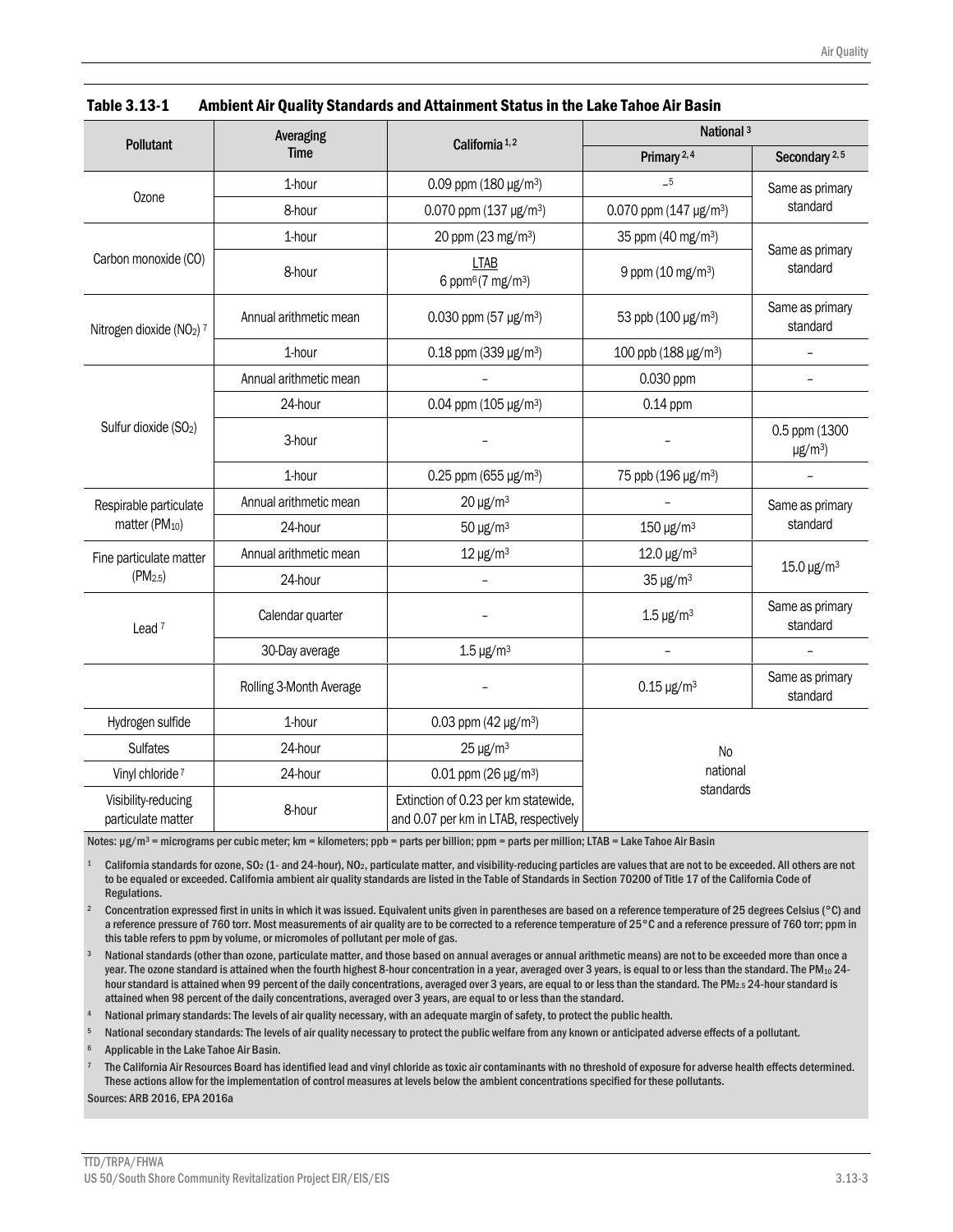**Table 3.13-1 Ambient Air Quality Standards and Attainment Status in the Lake Tahoe Air Basin**

| Pollutant | Averaging Time | California [1,2] | National [3] | |
|---|---|---|---|---|
| | | | Primary [2,4] | Secondary [2,5] |
| Ozone | 1-hour | 0.09 ppm (180 μg/m³) | –[5] | Same as primary standard |
| | 8-hour | 0.070 ppm (137 μg/m³) | 0.070 ppm (147 μg/m³) | |
| Carbon monoxide (CO) | 1-hour | 20 ppm (23 mg/m³) | 35 ppm (40 mg/m³) | Same as primary standard |
| | 8-hour | LTAB 6 ppm[6] (7 mg/m³) | 9 ppm (10 mg/m³) | |
| Nitrogen dioxide ($NO_2$) [7] | Annual arithmetic mean | 0.030 ppm (57 μg/m³) | 53 ppb (100 μg/m³) | Same as primary standard |
| | 1-hour | 0.18 ppm (339 μg/m³) | 100 ppb (188 μg/m³) | – |
| Sulfur dioxide ($SO_2$) | Annual arithmetic mean | – | 0.030 ppm | – |
| | 24-hour | 0.04 ppm (105 μg/m³) | 0.14 ppm | |
| | 3-hour | – | – | 0.5 ppm (1300 μg/m³) |
| | 1-hour | 0.25 ppm (655 μg/m³) | 75 ppb (196 μg/m³) | – |
| Respirable particulate matter ($PM_{10}$) | Annual arithmetic mean | 20 μg/m³ | – | Same as primary standard |
| | 24-hour | 50 μg/m³ | 150 μg/m³ | |
| Fine particulate matter ($PM_{2.5}$) | Annual arithmetic mean | 12 μg/m³ | 12.0 μg/m³ | 15.0 μg/m³ |
| | 24-hour | – | 35 μg/m³ | |
| Lead [7] | Calendar quarter | – | 1.5 μg/m³ | Same as primary standard |
| | 30-Day average | 1.5 μg/m³ | – | – |
| | Rolling 3-Month Average | – | 0.15 μg/m³ | Same as primary standard |
| Hydrogen sulfide | 1-hour | 0.03 ppm (42 μg/m³) | No national standards | |
| Sulfates | 24-hour | 25 μg/m³ | | |
| Vinyl chloride [7] | 24-hour | 0.01 ppm (26 μg/m³) | | |
| Visibility-reducing particulate matter | 8-hour | Extinction of 0.23 per km statewide, and 0.07 per km in LTAB, respectively | | |

Notes: μg/m³ = micrograms per cubic meter; km = kilometers; ppb = parts per billion; ppm = parts per million; LTAB = Lake Tahoe Air Basin

[1] California standards for ozone, $SO_2$ (1- and 24-hour), $NO_2$, particulate matter, and visibility-reducing particles are values that are not to be exceeded. All others are not to be equaled or exceeded. California ambient air quality standards are listed in the Table of Standards in Section 70200 of Title 17 of the California Code of Regulations.

[2] Concentration expressed first in units in which it was issued. Equivalent units given in parentheses are based on a reference temperature of 25 degrees Celsius (°C) and a reference pressure of 760 torr. Most measurements of air quality are to be corrected to a reference temperature of 25°C and a reference pressure of 760 torr; ppm in this table refers to ppm by volume, or micromoles of pollutant per mole of gas.

[3] National standards (other than ozone, particulate matter, and those based on annual averages or annual arithmetic means) are not to be exceeded more than once a year. The ozone standard is attained when the fourth highest 8-hour concentration in a year, averaged over 3 years, is equal to or less than the standard. The $PM_{10}$ 24-hour standard is attained when 99 percent of the daily concentrations, averaged over 3 years, are equal to or less than the standard. The $PM_{2.5}$ 24-hour standard is attained when 98 percent of the daily concentrations, averaged over 3 years, are equal to or less than the standard.

[4] National primary standards: The levels of air quality necessary, with an adequate margin of safety, to protect the public health.

[5] National secondary standards: The levels of air quality necessary to protect the public welfare from any known or anticipated adverse effects of a pollutant.

[6] Applicable in the Lake Tahoe Air Basin.

[7] The California Air Resources Board has identified lead and vinyl chloride as toxic air contaminants with no threshold of exposure for adverse health effects determined. These actions allow for the implementation of control measures at levels below the ambient concentrations specified for these pollutants.

Sources: ARB 2016, EPA 2016a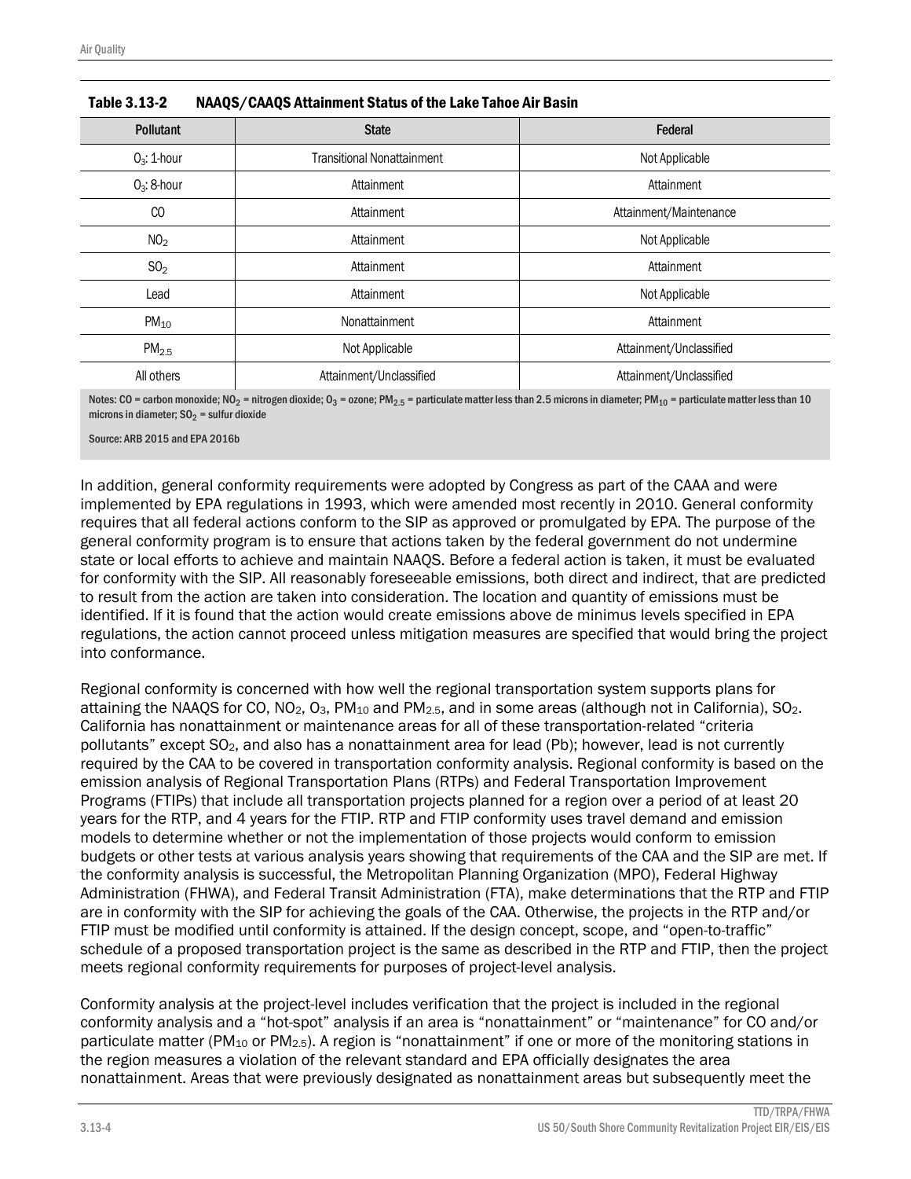**Table 3.13-2 NAAQS/CAAQS Attainment Status of the Lake Tahoe Air Basin**

| Pollutant | State | Federal |
|---|---|---|
| $O_3$: 1-hour | Transitional Nonattainment | Not Applicable |
| $O_3$: 8-hour | Attainment | Attainment |
| CO | Attainment | Attainment/Maintenance |
| $NO_2$ | Attainment | Not Applicable |
| $SO_2$ | Attainment | Attainment |
| Lead | Attainment | Not Applicable |
| $PM_{10}$ | Nonattainment | Attainment |
| $PM_{2.5}$ | Not Applicable | Attainment/Unclassified |
| All others | Attainment/Unclassified | Attainment/Unclassified |

Notes: CO = carbon monoxide; $NO_2$ = nitrogen dioxide; $O_3$ = ozone; $PM_{2.5}$ = particulate matter less than 2.5 microns in diameter; $PM_{10}$ = particulate matter less than 10 microns in diameter; $SO_2$ = sulfur dioxide

Source: ARB 2015 and EPA 2016b

In addition, general conformity requirements were adopted by Congress as part of the CAAA and were implemented by EPA regulations in 1993, which were amended most recently in 2010. General conformity requires that all federal actions conform to the SIP as approved or promulgated by EPA. The purpose of the general conformity program is to ensure that actions taken by the federal government do not undermine state or local efforts to achieve and maintain NAAQS. Before a federal action is taken, it must be evaluated for conformity with the SIP. All reasonably foreseeable emissions, both direct and indirect, that are predicted to result from the action are taken into consideration. The location and quantity of emissions must be identified. If it is found that the action would create emissions above de minimus levels specified in EPA regulations, the action cannot proceed unless mitigation measures are specified that would bring the project into conformance.

Regional conformity is concerned with how well the regional transportation system supports plans for attaining the NAAQS for CO, $NO_2$, $O_3$, $PM_{10}$ and $PM_{2.5}$, and in some areas (although not in California), $SO_2$. California has nonattainment or maintenance areas for all of these transportation-related "criteria pollutants" except $SO_2$, and also has a nonattainment area for lead (Pb); however, lead is not currently required by the CAA to be covered in transportation conformity analysis. Regional conformity is based on the emission analysis of Regional Transportation Plans (RTPs) and Federal Transportation Improvement Programs (FTIPs) that include all transportation projects planned for a region over a period of at least 20 years for the RTP, and 4 years for the FTIP. RTP and FTIP conformity uses travel demand and emission models to determine whether or not the implementation of those projects would conform to emission budgets or other tests at various analysis years showing that requirements of the CAA and the SIP are met. If the conformity analysis is successful, the Metropolitan Planning Organization (MPO), Federal Highway Administration (FHWA), and Federal Transit Administration (FTA), make determinations that the RTP and FTIP are in conformity with the SIP for achieving the goals of the CAA. Otherwise, the projects in the RTP and/or FTIP must be modified until conformity is attained. If the design concept, scope, and "open-to-traffic" schedule of a proposed transportation project is the same as described in the RTP and FTIP, then the project meets regional conformity requirements for purposes of project-level analysis.

Conformity analysis at the project-level includes verification that the project is included in the regional conformity analysis and a "hot-spot" analysis if an area is "nonattainment" or "maintenance" for CO and/or particulate matter ($PM_{10}$ or $PM_{2.5}$). A region is "nonattainment" if one or more of the monitoring stations in the region measures a violation of the relevant standard and EPA officially designates the area nonattainment. Areas that were previously designated as nonattainment areas but subsequently meet the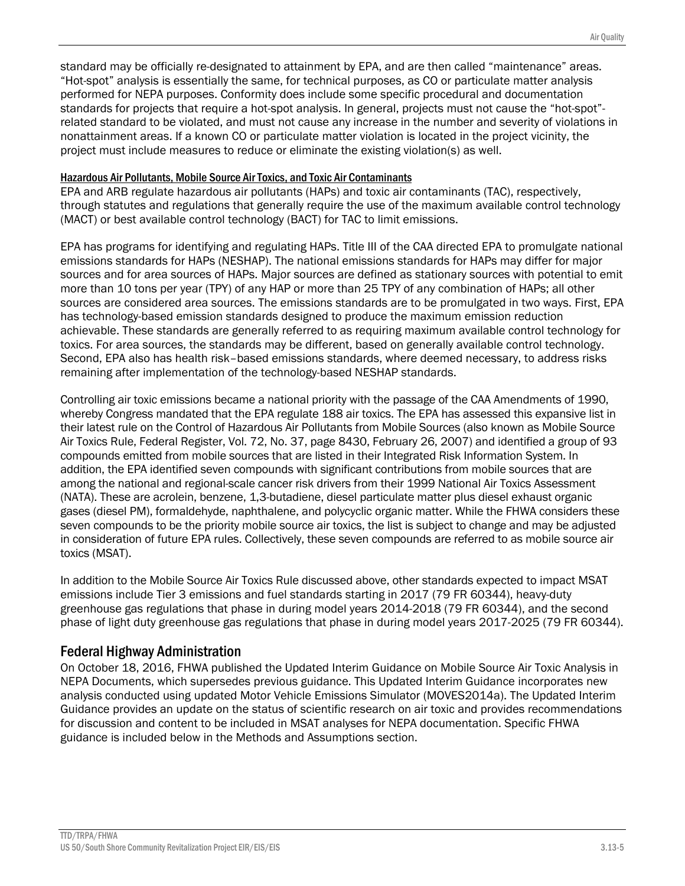standard may be officially re-designated to attainment by EPA, and are then called "maintenance" areas. "Hot-spot" analysis is essentially the same, for technical purposes, as CO or particulate matter analysis performed for NEPA purposes. Conformity does include some specific procedural and documentation standards for projects that require a hot-spot analysis. In general, projects must not cause the "hot-spot"-related standard to be violated, and must not cause any increase in the number and severity of violations in nonattainment areas. If a known CO or particulate matter violation is located in the project vicinity, the project must include measures to reduce or eliminate the existing violation(s) as well.

#### Hazardous Air Pollutants, Mobile Source Air Toxics, and Toxic Air Contaminants

EPA and ARB regulate hazardous air pollutants (HAPs) and toxic air contaminants (TAC), respectively, through statutes and regulations that generally require the use of the maximum available control technology (MACT) or best available control technology (BACT) for TAC to limit emissions.

EPA has programs for identifying and regulating HAPs. Title III of the CAA directed EPA to promulgate national emissions standards for HAPs (NESHAP). The national emissions standards for HAPs may differ for major sources and for area sources of HAPs. Major sources are defined as stationary sources with potential to emit more than 10 tons per year (TPY) of any HAP or more than 25 TPY of any combination of HAPs; all other sources are considered area sources. The emissions standards are to be promulgated in two ways. First, EPA has technology-based emission standards designed to produce the maximum emission reduction achievable. These standards are generally referred to as requiring maximum available control technology for toxics. For area sources, the standards may be different, based on generally available control technology. Second, EPA also has health risk–based emissions standards, where deemed necessary, to address risks remaining after implementation of the technology-based NESHAP standards.

Controlling air toxic emissions became a national priority with the passage of the CAA Amendments of 1990, whereby Congress mandated that the EPA regulate 188 air toxics. The EPA has assessed this expansive list in their latest rule on the Control of Hazardous Air Pollutants from Mobile Sources (also known as Mobile Source Air Toxics Rule, Federal Register, Vol. 72, No. 37, page 8430, February 26, 2007) and identified a group of 93 compounds emitted from mobile sources that are listed in their Integrated Risk Information System. In addition, the EPA identified seven compounds with significant contributions from mobile sources that are among the national and regional-scale cancer risk drivers from their 1999 National Air Toxics Assessment (NATA). These are acrolein, benzene, 1,3-butadiene, diesel particulate matter plus diesel exhaust organic gases (diesel PM), formaldehyde, naphthalene, and polycyclic organic matter. While the FHWA considers these seven compounds to be the priority mobile source air toxics, the list is subject to change and may be adjusted in consideration of future EPA rules. Collectively, these seven compounds are referred to as mobile source air toxics (MSAT).

In addition to the Mobile Source Air Toxics Rule discussed above, other standards expected to impact MSAT emissions include Tier 3 emissions and fuel standards starting in 2017 (79 FR 60344), heavy-duty greenhouse gas regulations that phase in during model years 2014-2018 (79 FR 60344), and the second phase of light duty greenhouse gas regulations that phase in during model years 2017-2025 (79 FR 60344).

### Federal Highway Administration

On October 18, 2016, FHWA published the Updated Interim Guidance on Mobile Source Air Toxic Analysis in NEPA Documents, which supersedes previous guidance. This Updated Interim Guidance incorporates new analysis conducted using updated Motor Vehicle Emissions Simulator (MOVES2014a). The Updated Interim Guidance provides an update on the status of scientific research on air toxic and provides recommendations for discussion and content to be included in MSAT analyses for NEPA documentation. Specific FHWA guidance is included below in the Methods and Assumptions section.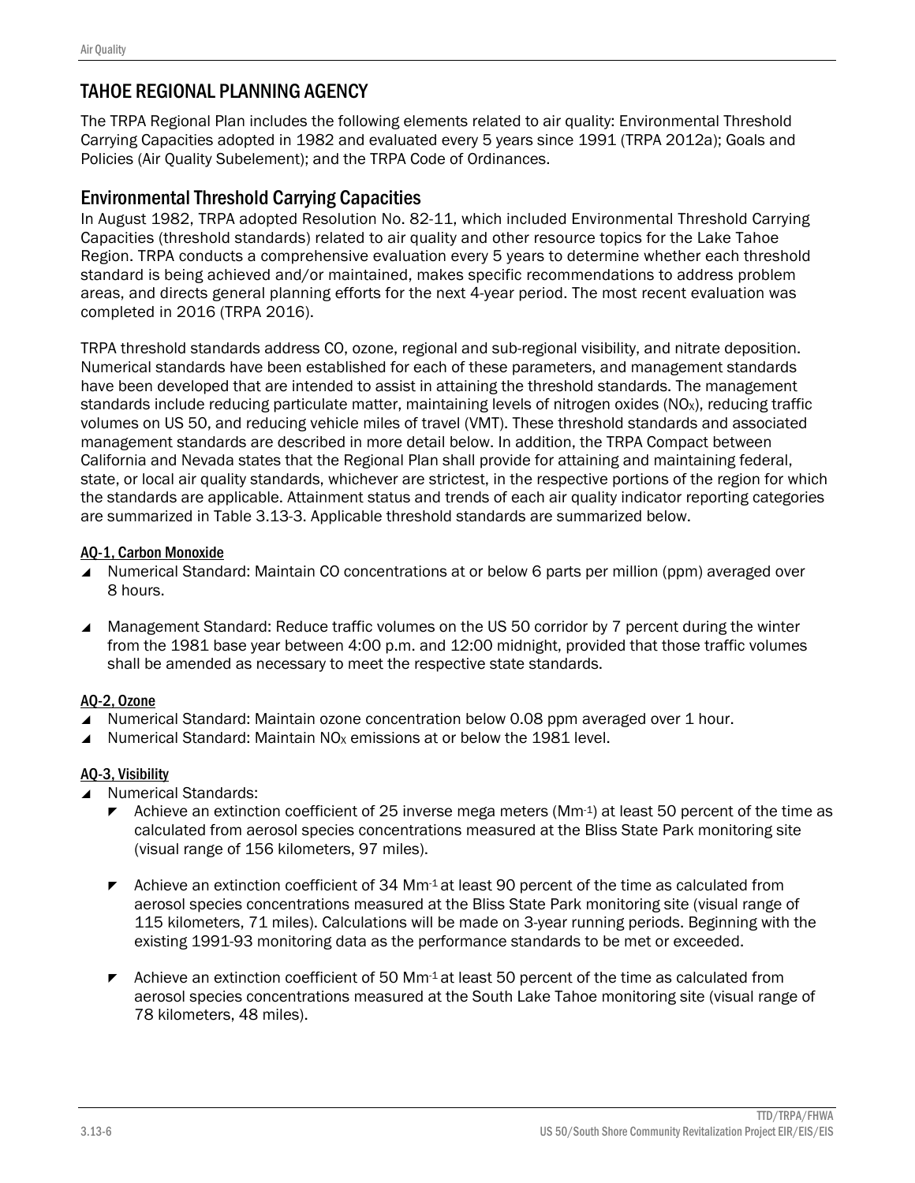## TAHOE REGIONAL PLANNING AGENCY

The TRPA Regional Plan includes the following elements related to air quality: Environmental Threshold Carrying Capacities adopted in 1982 and evaluated every 5 years since 1991 (TRPA 2012a); Goals and Policies (Air Quality Subelement); and the TRPA Code of Ordinances.

### Environmental Threshold Carrying Capacities

In August 1982, TRPA adopted Resolution No. 82-11, which included Environmental Threshold Carrying Capacities (threshold standards) related to air quality and other resource topics for the Lake Tahoe Region. TRPA conducts a comprehensive evaluation every 5 years to determine whether each threshold standard is being achieved and/or maintained, makes specific recommendations to address problem areas, and directs general planning efforts for the next 4-year period. The most recent evaluation was completed in 2016 (TRPA 2016).

TRPA threshold standards address CO, ozone, regional and sub-regional visibility, and nitrate deposition. Numerical standards have been established for each of these parameters, and management standards have been developed that are intended to assist in attaining the threshold standards. The management standards include reducing particulate matter, maintaining levels of nitrogen oxides ($NO_X$), reducing traffic volumes on US 50, and reducing vehicle miles of travel (VMT). These threshold standards and associated management standards are described in more detail below. In addition, the TRPA Compact between California and Nevada states that the Regional Plan shall provide for attaining and maintaining federal, state, or local air quality standards, whichever are strictest, in the respective portions of the region for which the standards are applicable. Attainment status and trends of each air quality indicator reporting categories are summarized in Table 3.13-3. Applicable threshold standards are summarized below.

#### AQ-1, Carbon Monoxide

- Numerical Standard: Maintain CO concentrations at or below 6 parts per million (ppm) averaged over 8 hours.
- Management Standard: Reduce traffic volumes on the US 50 corridor by 7 percent during the winter from the 1981 base year between 4:00 p.m. and 12:00 midnight, provided that those traffic volumes shall be amended as necessary to meet the respective state standards.

#### AQ-2, Ozone

- Numerical Standard: Maintain ozone concentration below 0.08 ppm averaged over 1 hour.
- Numerical Standard: Maintain $NO_X$ emissions at or below the 1981 level.

#### AQ-3, Visibility

- Numerical Standards:
  - Achieve an extinction coefficient of 25 inverse mega meters ($Mm^{-1}$) at least 50 percent of the time as calculated from aerosol species concentrations measured at the Bliss State Park monitoring site (visual range of 156 kilometers, 97 miles).
  - Achieve an extinction coefficient of 34 $Mm^{-1}$ at least 90 percent of the time as calculated from aerosol species concentrations measured at the Bliss State Park monitoring site (visual range of 115 kilometers, 71 miles). Calculations will be made on 3-year running periods. Beginning with the existing 1991-93 monitoring data as the performance standards to be met or exceeded.
  - Achieve an extinction coefficient of 50 $Mm^{-1}$ at least 50 percent of the time as calculated from aerosol species concentrations measured at the South Lake Tahoe monitoring site (visual range of 78 kilometers, 48 miles).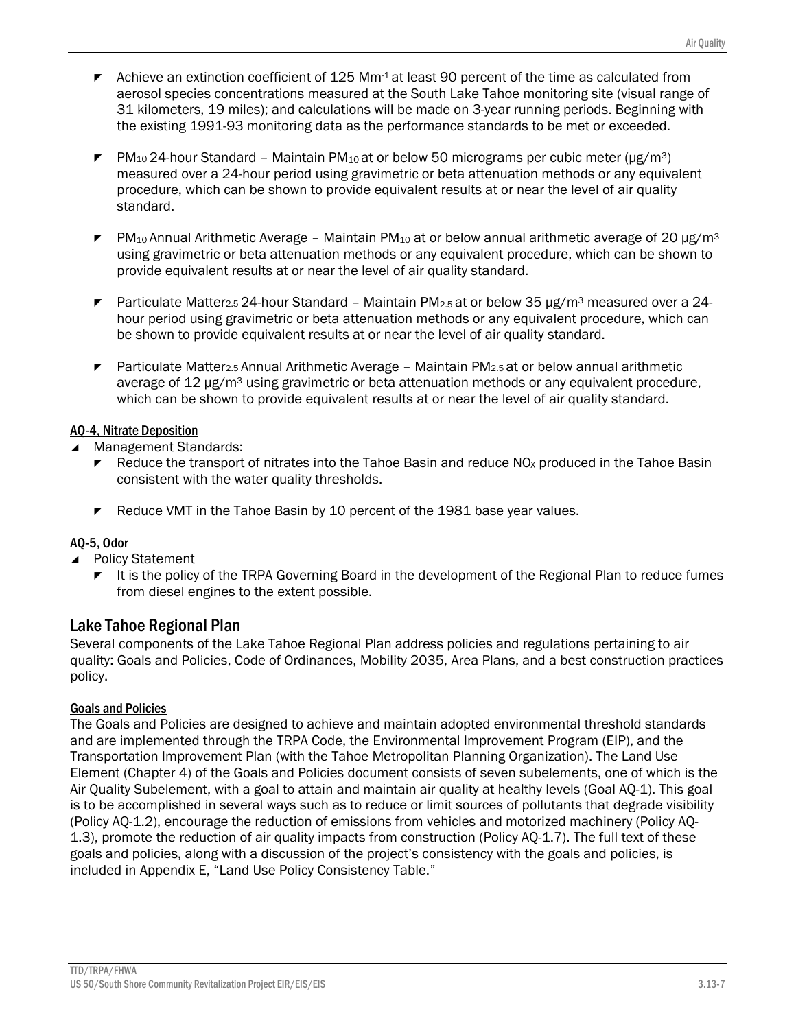- Achieve an extinction coefficient of 125 $Mm^{-1}$ at least 90 percent of the time as calculated from aerosol species concentrations measured at the South Lake Tahoe monitoring site (visual range of 31 kilometers, 19 miles); and calculations will be made on 3-year running periods. Beginning with the existing 1991-93 monitoring data as the performance standards to be met or exceeded.

- $PM_{10}$ 24-hour Standard – Maintain $PM_{10}$ at or below 50 micrograms per cubic meter (μg/$m^3$) measured over a 24-hour period using gravimetric or beta attenuation methods or any equivalent procedure, which can be shown to provide equivalent results at or near the level of air quality standard.

- $PM_{10}$ Annual Arithmetic Average – Maintain $PM_{10}$ at or below annual arithmetic average of 20 μg/$m^3$ using gravimetric or beta attenuation methods or any equivalent procedure, which can be shown to provide equivalent results at or near the level of air quality standard.

- Particulate $Matter_{2.5}$ 24-hour Standard – Maintain $PM_{2.5}$ at or below 35 μg/$m^3$ measured over a 24-hour period using gravimetric or beta attenuation methods or any equivalent procedure, which can be shown to provide equivalent results at or near the level of air quality standard.

- Particulate $Matter_{2.5}$ Annual Arithmetic Average – Maintain $PM_{2.5}$ at or below annual arithmetic average of 12 μg/$m^3$ using gravimetric or beta attenuation methods or any equivalent procedure, which can be shown to provide equivalent results at or near the level of air quality standard.

#### AQ-4, Nitrate Deposition

- Management Standards:
  - Reduce the transport of nitrates into the Tahoe Basin and reduce $NO_X$ produced in the Tahoe Basin consistent with the water quality thresholds.
  - Reduce VMT in the Tahoe Basin by 10 percent of the 1981 base year values.

#### AQ-5, Odor

- Policy Statement
  - It is the policy of the TRPA Governing Board in the development of the Regional Plan to reduce fumes from diesel engines to the extent possible.

## Lake Tahoe Regional Plan

Several components of the Lake Tahoe Regional Plan address policies and regulations pertaining to air quality: Goals and Policies, Code of Ordinances, Mobility 2035, Area Plans, and a best construction practices policy.

#### Goals and Policies

The Goals and Policies are designed to achieve and maintain adopted environmental threshold standards and are implemented through the TRPA Code, the Environmental Improvement Program (EIP), and the Transportation Improvement Plan (with the Tahoe Metropolitan Planning Organization). The Land Use Element (Chapter 4) of the Goals and Policies document consists of seven subelements, one of which is the Air Quality Subelement, with a goal to attain and maintain air quality at healthy levels (Goal AQ-1). This goal is to be accomplished in several ways such as to reduce or limit sources of pollutants that degrade visibility (Policy AQ-1.2), encourage the reduction of emissions from vehicles and motorized machinery (Policy AQ-1.3), promote the reduction of air quality impacts from construction (Policy AQ-1.7). The full text of these goals and policies, along with a discussion of the project's consistency with the goals and policies, is included in Appendix E, "Land Use Policy Consistency Table."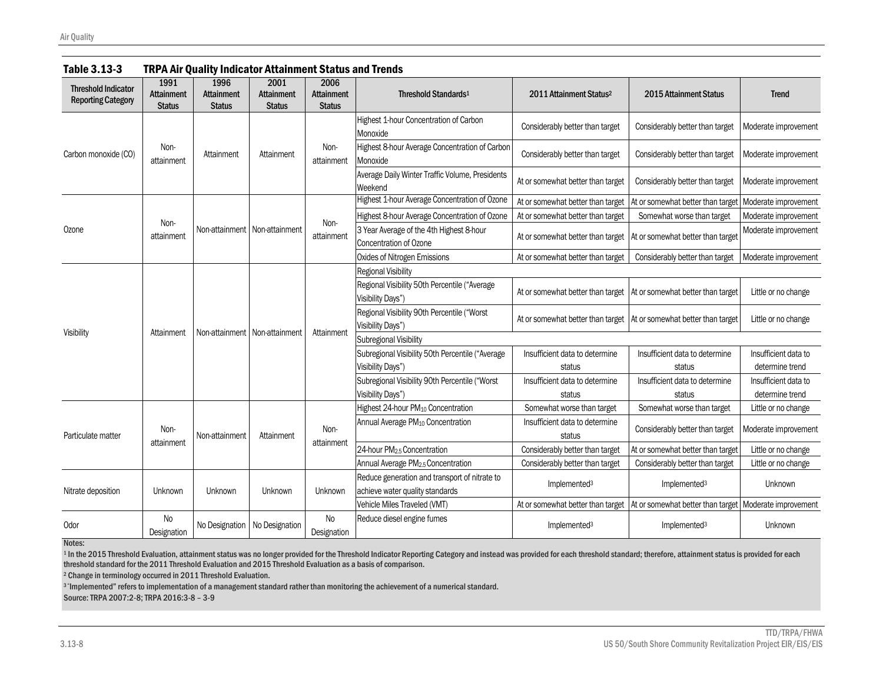## Table 3.13-3 TRPA Air Quality Indicator Attainment Status and Trends

| Threshold Indicator Reporting Category | 1991 Attainment Status | 1996 Attainment Status | 2001 Attainment Status | 2006 Attainment Status | Threshold Standards[1] | 2011 Attainment Status[2] | 2015 Attainment Status | Trend |
|---|---|---|---|---|---|---|---|---|
| Carbon monoxide (CO) | Non-attainment | Attainment | Attainment | Non-attainment | Highest 1-hour Concentration of Carbon Monoxide | Considerably better than target | Considerably better than target | Moderate improvement |
| | | | | | Highest 8-hour Average Concentration of Carbon Monoxide | Considerably better than target | Considerably better than target | Moderate improvement |
| | | | | | Average Daily Winter Traffic Volume, Presidents Weekend | At or somewhat better than target | Considerably better than target | Moderate improvement |
| Ozone | Non-attainment | Non-attainment | Non-attainment | Non-attainment | Highest 1-hour Average Concentration of Ozone | At or somewhat better than target | At or somewhat better than target | Moderate improvement |
| | | | | | Highest 8-hour Average Concentration of Ozone | At or somewhat better than target | Somewhat worse than target | Moderate improvement |
| | | | | | 3 Year Average of the 4th Highest 8-hour Concentration of Ozone | At or somewhat better than target | At or somewhat better than target | Moderate improvement |
| | | | | | Oxides of Nitrogen Emissions | At or somewhat better than target | Considerably better than target | Moderate improvement |
| Visibility | Attainment | Non-attainment | Non-attainment | Attainment | Regional Visibility | | | |
| | | | | | Regional Visibility 50th Percentile ("Average Visibility Days") | At or somewhat better than target | At or somewhat better than target | Little or no change |
| | | | | | Regional Visibility 90th Percentile ("Worst Visibility Days") | At or somewhat better than target | At or somewhat better than target | Little or no change |
| | | | | | Subregional Visibility | | | |
| | | | | | Subregional Visibility 50th Percentile ("Average Visibility Days") | Insufficient data to determine status | Insufficient data to determine status | Insufficient data to determine trend |
| | | | | | Subregional Visibility 90th Percentile ("Worst Visibility Days") | Insufficient data to determine status | Insufficient data to determine status | Insufficient data to determine trend |
| Particulate matter | Non-attainment | Non-attainment | Attainment | Non-attainment | Highest 24-hour $PM_{10}$ Concentration | Somewhat worse than target | Somewhat worse than target | Little or no change |
| | | | | | Annual Average $PM_{10}$ Concentration | Insufficient data to determine status | Considerably better than target | Moderate improvement |
| | | | | | 24-hour $PM_{2.5}$ Concentration | Considerably better than target | At or somewhat better than target | Little or no change |
| | | | | | Annual Average $PM_{2.5}$ Concentration | Considerably better than target | Considerably better than target | Little or no change |
| Nitrate deposition | Unknown | Unknown | Unknown | Unknown | Reduce generation and transport of nitrate to achieve water quality standards | Implemented[3] | Implemented[3] | Unknown |
| | | | | | Vehicle Miles Traveled (VMT) | At or somewhat better than target | At or somewhat better than target | Moderate improvement |
| Odor | No Designation | No Designation | No Designation | No Designation | Reduce diesel engine fumes | Implemented[3] | Implemented[3] | Unknown |

Notes:

[1] In the 2015 Threshold Evaluation, attainment status was no longer provided for the Threshold Indicator Reporting Category and instead was provided for each threshold standard; therefore, attainment status is provided for each threshold standard for the 2011 Threshold Evaluation and 2015 Threshold Evaluation as a basis of comparison.

[2] Change in terminology occurred in 2011 Threshold Evaluation.

[3] "Implemented" refers to implementation of a management standard rather than monitoring the achievement of a numerical standard.

Source: TRPA 2007:2-8; TRPA 2016:3-8 – 3-9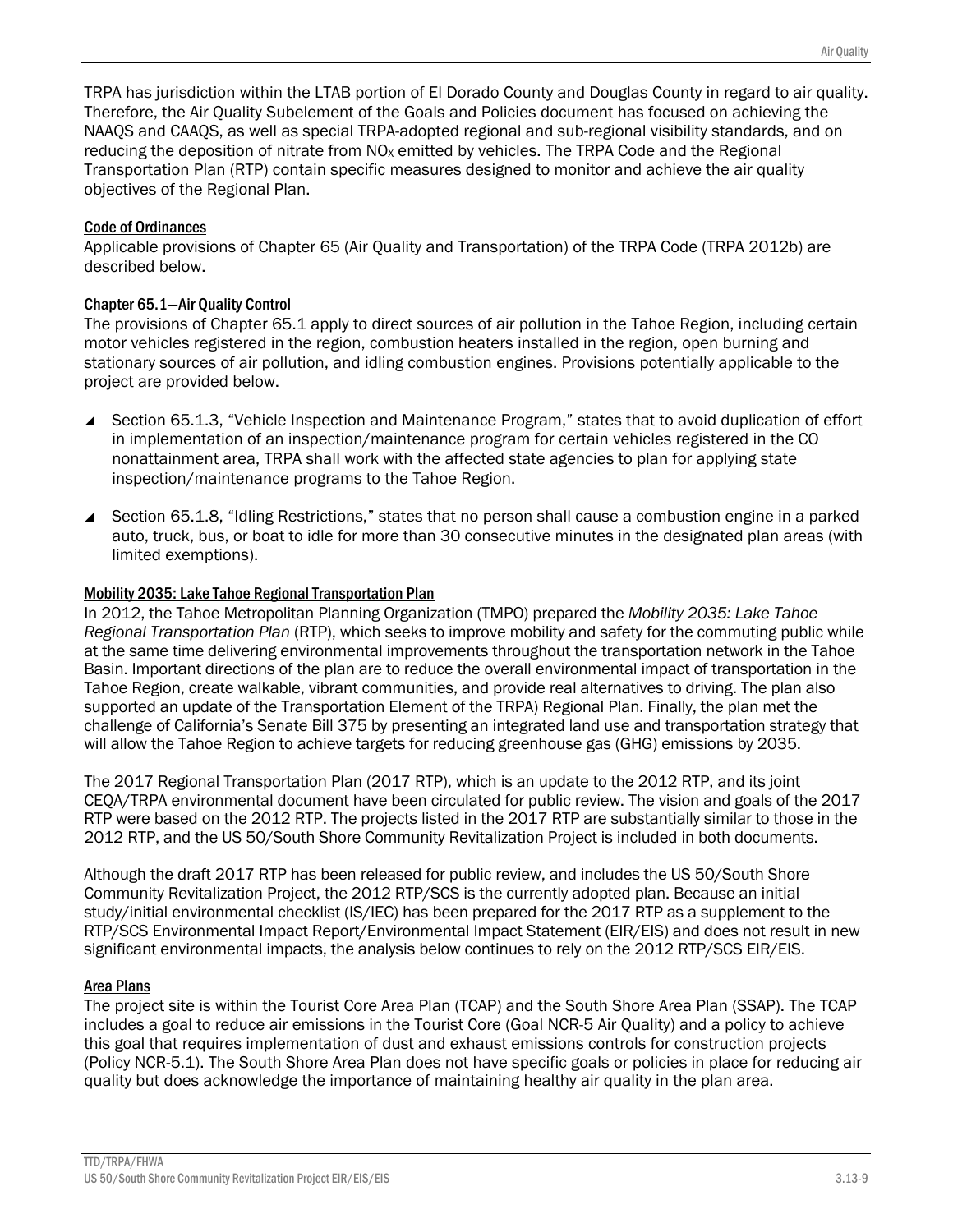TRPA has jurisdiction within the LTAB portion of El Dorado County and Douglas County in regard to air quality. Therefore, the Air Quality Subelement of the Goals and Policies document has focused on achieving the NAAQS and CAAQS, as well as special TRPA-adopted regional and sub-regional visibility standards, and on reducing the deposition of nitrate from $NO_X$ emitted by vehicles. The TRPA Code and the Regional Transportation Plan (RTP) contain specific measures designed to monitor and achieve the air quality objectives of the Regional Plan.

#### Code of Ordinances

Applicable provisions of Chapter 65 (Air Quality and Transportation) of the TRPA Code (TRPA 2012b) are described below.

##### Chapter 65.1—Air Quality Control

The provisions of Chapter 65.1 apply to direct sources of air pollution in the Tahoe Region, including certain motor vehicles registered in the region, combustion heaters installed in the region, open burning and stationary sources of air pollution, and idling combustion engines. Provisions potentially applicable to the project are provided below.

- Section 65.1.3, "Vehicle Inspection and Maintenance Program," states that to avoid duplication of effort in implementation of an inspection/maintenance program for certain vehicles registered in the CO nonattainment area, TRPA shall work with the affected state agencies to plan for applying state inspection/maintenance programs to the Tahoe Region.
- Section 65.1.8, "Idling Restrictions," states that no person shall cause a combustion engine in a parked auto, truck, bus, or boat to idle for more than 30 consecutive minutes in the designated plan areas (with limited exemptions).

#### Mobility 2035: Lake Tahoe Regional Transportation Plan

In 2012, the Tahoe Metropolitan Planning Organization (TMPO) prepared the *Mobility 2035: Lake Tahoe Regional Transportation Plan* (RTP), which seeks to improve mobility and safety for the commuting public while at the same time delivering environmental improvements throughout the transportation network in the Tahoe Basin. Important directions of the plan are to reduce the overall environmental impact of transportation in the Tahoe Region, create walkable, vibrant communities, and provide real alternatives to driving. The plan also supported an update of the Transportation Element of the TRPA) Regional Plan. Finally, the plan met the challenge of California's Senate Bill 375 by presenting an integrated land use and transportation strategy that will allow the Tahoe Region to achieve targets for reducing greenhouse gas (GHG) emissions by 2035.

The 2017 Regional Transportation Plan (2017 RTP), which is an update to the 2012 RTP, and its joint CEQA/TRPA environmental document have been circulated for public review. The vision and goals of the 2017 RTP were based on the 2012 RTP. The projects listed in the 2017 RTP are substantially similar to those in the 2012 RTP, and the US 50/South Shore Community Revitalization Project is included in both documents.

Although the draft 2017 RTP has been released for public review, and includes the US 50/South Shore Community Revitalization Project, the 2012 RTP/SCS is the currently adopted plan. Because an initial study/initial environmental checklist (IS/IEC) has been prepared for the 2017 RTP as a supplement to the RTP/SCS Environmental Impact Report/Environmental Impact Statement (EIR/EIS) and does not result in new significant environmental impacts, the analysis below continues to rely on the 2012 RTP/SCS EIR/EIS.

#### Area Plans

The project site is within the Tourist Core Area Plan (TCAP) and the South Shore Area Plan (SSAP). The TCAP includes a goal to reduce air emissions in the Tourist Core (Goal NCR-5 Air Quality) and a policy to achieve this goal that requires implementation of dust and exhaust emissions controls for construction projects (Policy NCR-5.1). The South Shore Area Plan does not have specific goals or policies in place for reducing air quality but does acknowledge the importance of maintaining healthy air quality in the plan area.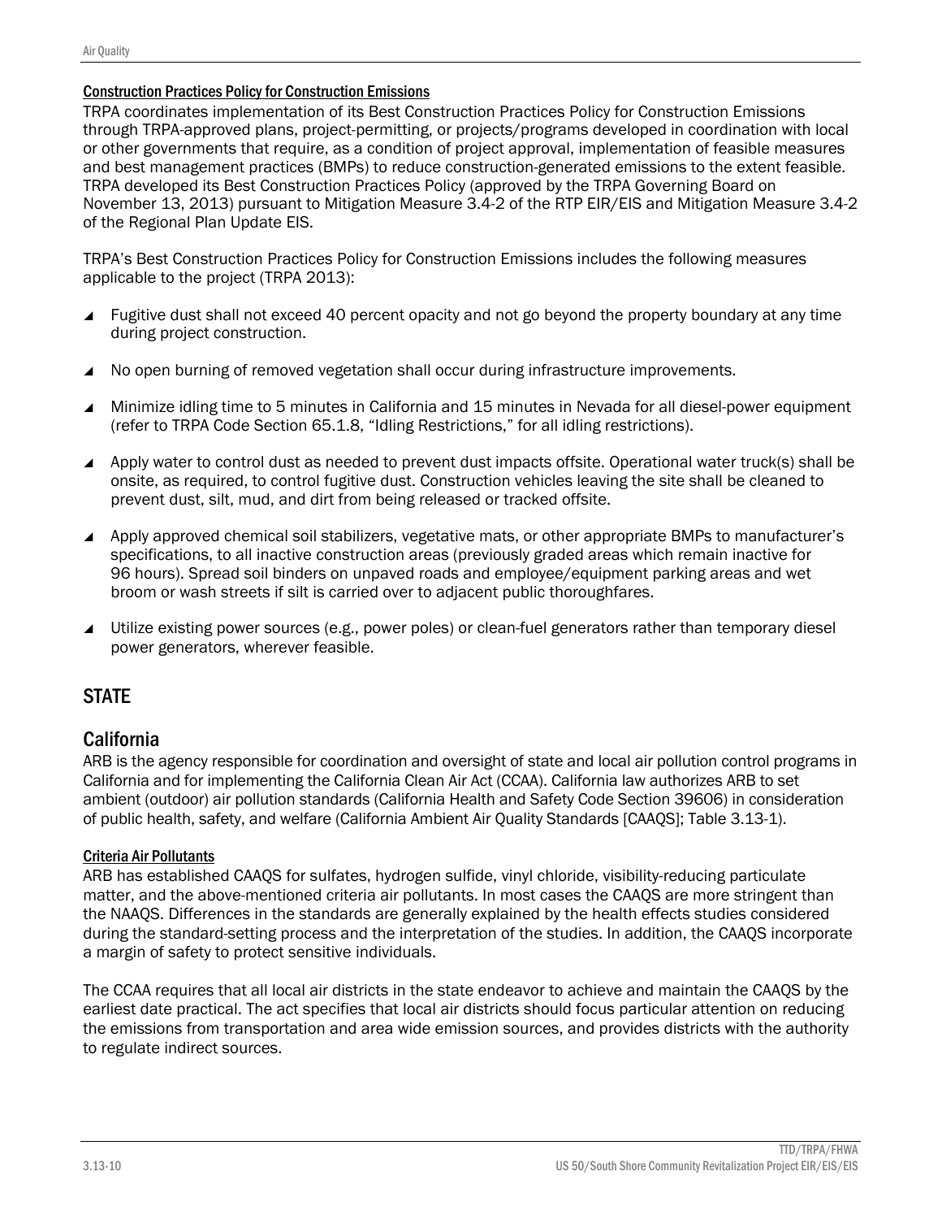#### Construction Practices Policy for Construction Emissions

TRPA coordinates implementation of its Best Construction Practices Policy for Construction Emissions through TRPA-approved plans, project-permitting, or projects/programs developed in coordination with local or other governments that require, as a condition of project approval, implementation of feasible measures and best management practices (BMPs) to reduce construction-generated emissions to the extent feasible. TRPA developed its Best Construction Practices Policy (approved by the TRPA Governing Board on November 13, 2013) pursuant to Mitigation Measure 3.4-2 of the RTP EIR/EIS and Mitigation Measure 3.4-2 of the Regional Plan Update EIS.

TRPA's Best Construction Practices Policy for Construction Emissions includes the following measures applicable to the project (TRPA 2013):

- Fugitive dust shall not exceed 40 percent opacity and not go beyond the property boundary at any time during project construction.
- No open burning of removed vegetation shall occur during infrastructure improvements.
- Minimize idling time to 5 minutes in California and 15 minutes in Nevada for all diesel-power equipment (refer to TRPA Code Section 65.1.8, "Idling Restrictions," for all idling restrictions).
- Apply water to control dust as needed to prevent dust impacts offsite. Operational water truck(s) shall be onsite, as required, to control fugitive dust. Construction vehicles leaving the site shall be cleaned to prevent dust, silt, mud, and dirt from being released or tracked offsite.
- Apply approved chemical soil stabilizers, vegetative mats, or other appropriate BMPs to manufacturer's specifications, to all inactive construction areas (previously graded areas which remain inactive for 96 hours). Spread soil binders on unpaved roads and employee/equipment parking areas and wet broom or wash streets if silt is carried over to adjacent public thoroughfares.
- Utilize existing power sources (e.g., power poles) or clean-fuel generators rather than temporary diesel power generators, wherever feasible.

## STATE

### California

ARB is the agency responsible for coordination and oversight of state and local air pollution control programs in California and for implementing the California Clean Air Act (CCAA). California law authorizes ARB to set ambient (outdoor) air pollution standards (California Health and Safety Code Section 39606) in consideration of public health, safety, and welfare (California Ambient Air Quality Standards [CAAQS]; Table 3.13-1).

#### Criteria Air Pollutants

ARB has established CAAQS for sulfates, hydrogen sulfide, vinyl chloride, visibility-reducing particulate matter, and the above-mentioned criteria air pollutants. In most cases the CAAQS are more stringent than the NAAQS. Differences in the standards are generally explained by the health effects studies considered during the standard-setting process and the interpretation of the studies. In addition, the CAAQS incorporate a margin of safety to protect sensitive individuals.

The CCAA requires that all local air districts in the state endeavor to achieve and maintain the CAAQS by the earliest date practical. The act specifies that local air districts should focus particular attention on reducing the emissions from transportation and area wide emission sources, and provides districts with the authority to regulate indirect sources.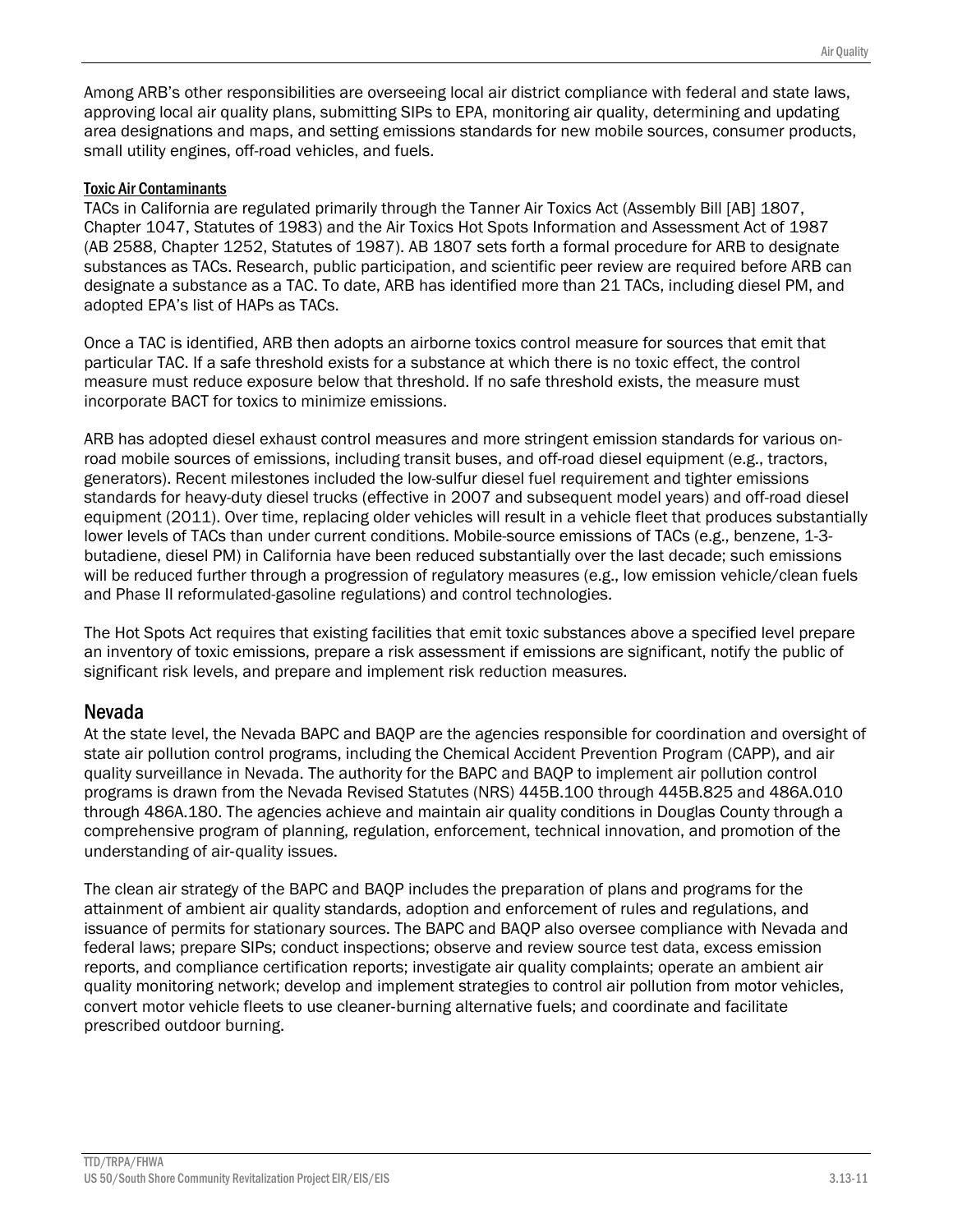Among ARB's other responsibilities are overseeing local air district compliance with federal and state laws, approving local air quality plans, submitting SIPs to EPA, monitoring air quality, determining and updating area designations and maps, and setting emissions standards for new mobile sources, consumer products, small utility engines, off-road vehicles, and fuels.

#### Toxic Air Contaminants

TACs in California are regulated primarily through the Tanner Air Toxics Act (Assembly Bill [AB] 1807, Chapter 1047, Statutes of 1983) and the Air Toxics Hot Spots Information and Assessment Act of 1987 (AB 2588, Chapter 1252, Statutes of 1987). AB 1807 sets forth a formal procedure for ARB to designate substances as TACs. Research, public participation, and scientific peer review are required before ARB can designate a substance as a TAC. To date, ARB has identified more than 21 TACs, including diesel PM, and adopted EPA's list of HAPs as TACs.

Once a TAC is identified, ARB then adopts an airborne toxics control measure for sources that emit that particular TAC. If a safe threshold exists for a substance at which there is no toxic effect, the control measure must reduce exposure below that threshold. If no safe threshold exists, the measure must incorporate BACT for toxics to minimize emissions.

ARB has adopted diesel exhaust control measures and more stringent emission standards for various on-road mobile sources of emissions, including transit buses, and off-road diesel equipment (e.g., tractors, generators). Recent milestones included the low-sulfur diesel fuel requirement and tighter emissions standards for heavy-duty diesel trucks (effective in 2007 and subsequent model years) and off-road diesel equipment (2011). Over time, replacing older vehicles will result in a vehicle fleet that produces substantially lower levels of TACs than under current conditions. Mobile-source emissions of TACs (e.g., benzene, 1-3-butadiene, diesel PM) in California have been reduced substantially over the last decade; such emissions will be reduced further through a progression of regulatory measures (e.g., low emission vehicle/clean fuels and Phase II reformulated-gasoline regulations) and control technologies.

The Hot Spots Act requires that existing facilities that emit toxic substances above a specified level prepare an inventory of toxic emissions, prepare a risk assessment if emissions are significant, notify the public of significant risk levels, and prepare and implement risk reduction measures.

### Nevada

At the state level, the Nevada BAPC and BAQP are the agencies responsible for coordination and oversight of state air pollution control programs, including the Chemical Accident Prevention Program (CAPP), and air quality surveillance in Nevada. The authority for the BAPC and BAQP to implement air pollution control programs is drawn from the Nevada Revised Statutes (NRS) 445B.100 through 445B.825 and 486A.010 through 486A.180. The agencies achieve and maintain air quality conditions in Douglas County through a comprehensive program of planning, regulation, enforcement, technical innovation, and promotion of the understanding of air-quality issues.

The clean air strategy of the BAPC and BAQP includes the preparation of plans and programs for the attainment of ambient air quality standards, adoption and enforcement of rules and regulations, and issuance of permits for stationary sources. The BAPC and BAQP also oversee compliance with Nevada and federal laws; prepare SIPs; conduct inspections; observe and review source test data, excess emission reports, and compliance certification reports; investigate air quality complaints; operate an ambient air quality monitoring network; develop and implement strategies to control air pollution from motor vehicles, convert motor vehicle fleets to use cleaner-burning alternative fuels; and coordinate and facilitate prescribed outdoor burning.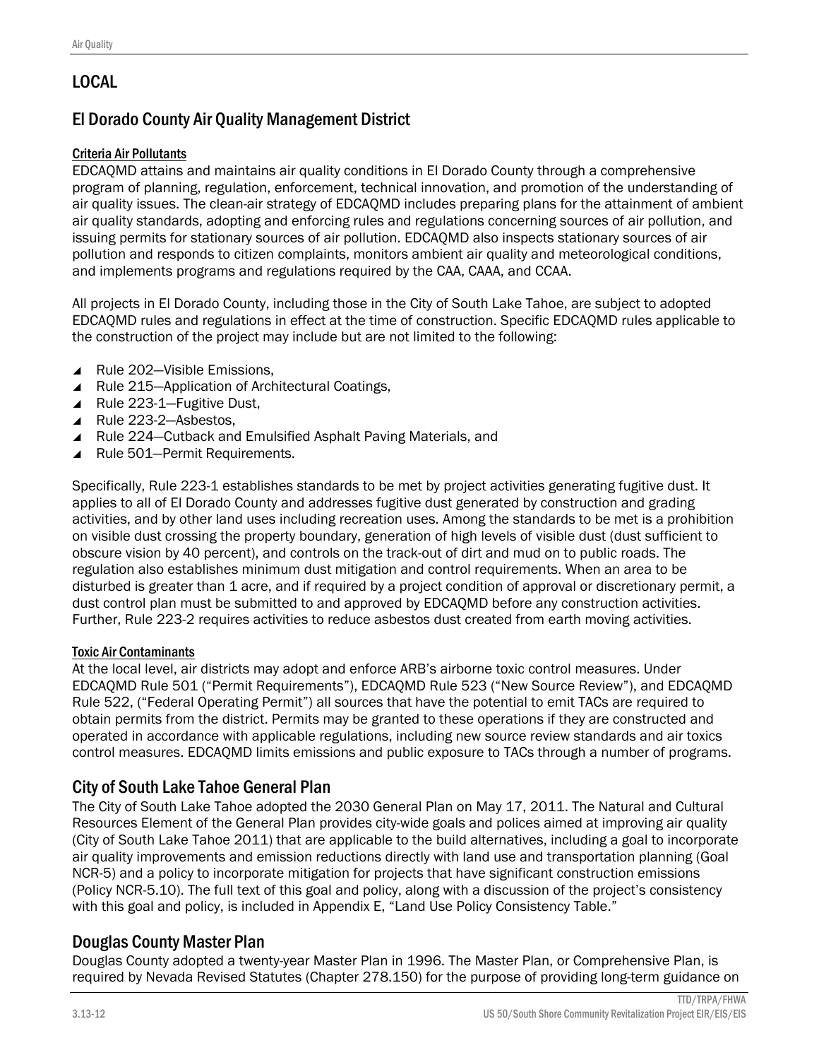## LOCAL

### El Dorado County Air Quality Management District

#### Criteria Air Pollutants

EDCAQMD attains and maintains air quality conditions in El Dorado County through a comprehensive program of planning, regulation, enforcement, technical innovation, and promotion of the understanding of air quality issues. The clean-air strategy of EDCAQMD includes preparing plans for the attainment of ambient air quality standards, adopting and enforcing rules and regulations concerning sources of air pollution, and issuing permits for stationary sources of air pollution. EDCAQMD also inspects stationary sources of air pollution and responds to citizen complaints, monitors ambient air quality and meteorological conditions, and implements programs and regulations required by the CAA, CAAA, and CCAA.

All projects in El Dorado County, including those in the City of South Lake Tahoe, are subject to adopted EDCAQMD rules and regulations in effect at the time of construction. Specific EDCAQMD rules applicable to the construction of the project may include but are not limited to the following:

- Rule 202—Visible Emissions,
- Rule 215—Application of Architectural Coatings,
- Rule 223-1—Fugitive Dust,
- Rule 223-2—Asbestos,
- Rule 224—Cutback and Emulsified Asphalt Paving Materials, and
- Rule 501—Permit Requirements.

Specifically, Rule 223-1 establishes standards to be met by project activities generating fugitive dust. It applies to all of El Dorado County and addresses fugitive dust generated by construction and grading activities, and by other land uses including recreation uses. Among the standards to be met is a prohibition on visible dust crossing the property boundary, generation of high levels of visible dust (dust sufficient to obscure vision by 40 percent), and controls on the track-out of dirt and mud on to public roads. The regulation also establishes minimum dust mitigation and control requirements. When an area to be disturbed is greater than 1 acre, and if required by a project condition of approval or discretionary permit, a dust control plan must be submitted to and approved by EDCAQMD before any construction activities. Further, Rule 223-2 requires activities to reduce asbestos dust created from earth moving activities.

#### Toxic Air Contaminants

At the local level, air districts may adopt and enforce ARB's airborne toxic control measures. Under EDCAQMD Rule 501 ("Permit Requirements"), EDCAQMD Rule 523 ("New Source Review"), and EDCAQMD Rule 522, ("Federal Operating Permit") all sources that have the potential to emit TACs are required to obtain permits from the district. Permits may be granted to these operations if they are constructed and operated in accordance with applicable regulations, including new source review standards and air toxics control measures. EDCAQMD limits emissions and public exposure to TACs through a number of programs.

### City of South Lake Tahoe General Plan

The City of South Lake Tahoe adopted the 2030 General Plan on May 17, 2011. The Natural and Cultural Resources Element of the General Plan provides city-wide goals and polices aimed at improving air quality (City of South Lake Tahoe 2011) that are applicable to the build alternatives, including a goal to incorporate air quality improvements and emission reductions directly with land use and transportation planning (Goal NCR-5) and a policy to incorporate mitigation for projects that have significant construction emissions (Policy NCR-5.10). The full text of this goal and policy, along with a discussion of the project's consistency with this goal and policy, is included in Appendix E, "Land Use Policy Consistency Table."

### Douglas County Master Plan

Douglas County adopted a twenty-year Master Plan in 1996. The Master Plan, or Comprehensive Plan, is required by Nevada Revised Statutes (Chapter 278.150) for the purpose of providing long-term guidance on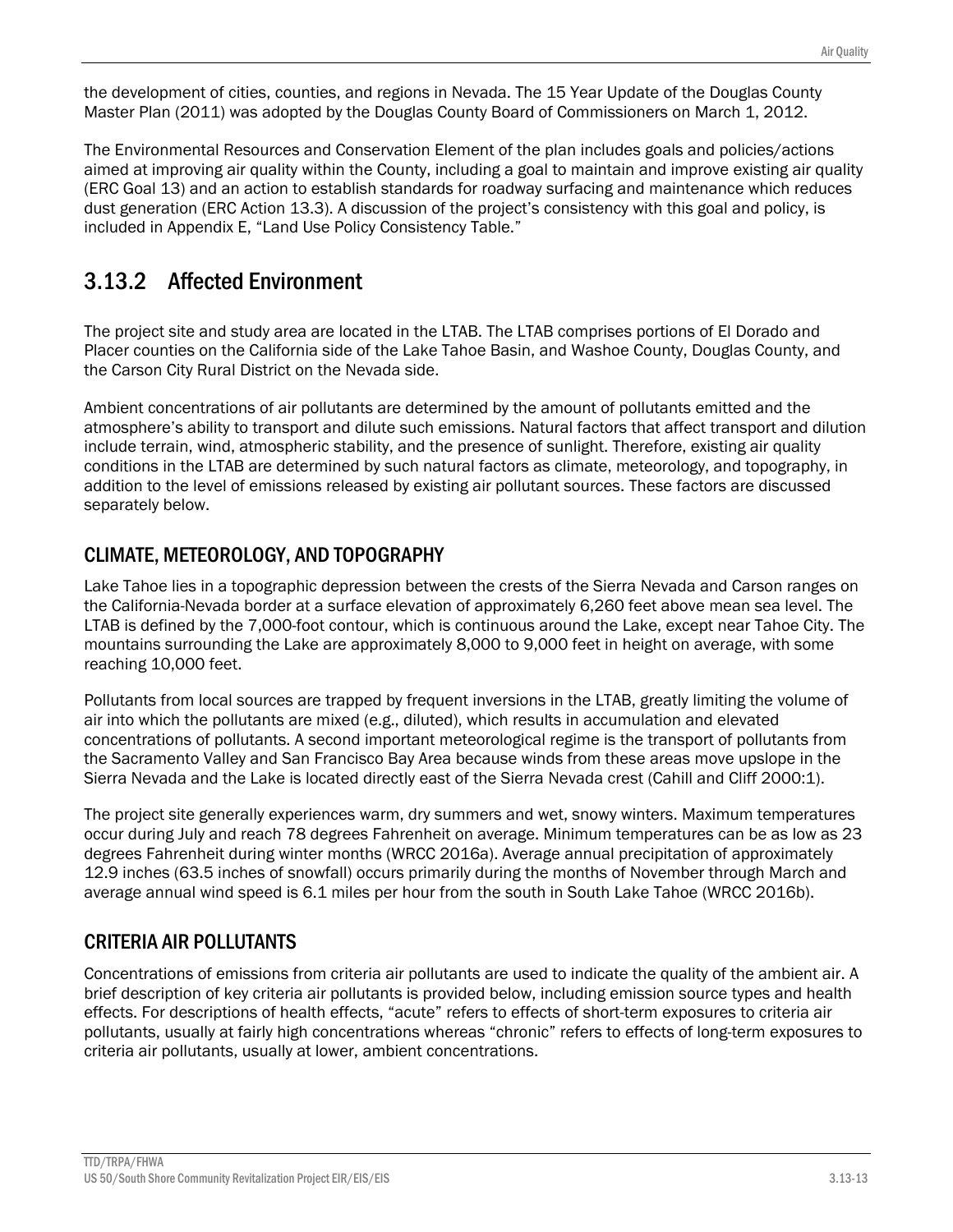the development of cities, counties, and regions in Nevada. The 15 Year Update of the Douglas County Master Plan (2011) was adopted by the Douglas County Board of Commissioners on March 1, 2012.

The Environmental Resources and Conservation Element of the plan includes goals and policies/actions aimed at improving air quality within the County, including a goal to maintain and improve existing air quality (ERC Goal 13) and an action to establish standards for roadway surfacing and maintenance which reduces dust generation (ERC Action 13.3). A discussion of the project's consistency with this goal and policy, is included in Appendix E, "Land Use Policy Consistency Table."

## 3.13.2 Affected Environment

The project site and study area are located in the LTAB. The LTAB comprises portions of El Dorado and Placer counties on the California side of the Lake Tahoe Basin, and Washoe County, Douglas County, and the Carson City Rural District on the Nevada side.

Ambient concentrations of air pollutants are determined by the amount of pollutants emitted and the atmosphere's ability to transport and dilute such emissions. Natural factors that affect transport and dilution include terrain, wind, atmospheric stability, and the presence of sunlight. Therefore, existing air quality conditions in the LTAB are determined by such natural factors as climate, meteorology, and topography, in addition to the level of emissions released by existing air pollutant sources. These factors are discussed separately below.

### CLIMATE, METEOROLOGY, AND TOPOGRAPHY

Lake Tahoe lies in a topographic depression between the crests of the Sierra Nevada and Carson ranges on the California-Nevada border at a surface elevation of approximately 6,260 feet above mean sea level. The LTAB is defined by the 7,000-foot contour, which is continuous around the Lake, except near Tahoe City. The mountains surrounding the Lake are approximately 8,000 to 9,000 feet in height on average, with some reaching 10,000 feet.

Pollutants from local sources are trapped by frequent inversions in the LTAB, greatly limiting the volume of air into which the pollutants are mixed (e.g., diluted), which results in accumulation and elevated concentrations of pollutants. A second important meteorological regime is the transport of pollutants from the Sacramento Valley and San Francisco Bay Area because winds from these areas move upslope in the Sierra Nevada and the Lake is located directly east of the Sierra Nevada crest (Cahill and Cliff 2000:1).

The project site generally experiences warm, dry summers and wet, snowy winters. Maximum temperatures occur during July and reach 78 degrees Fahrenheit on average. Minimum temperatures can be as low as 23 degrees Fahrenheit during winter months (WRCC 2016a). Average annual precipitation of approximately 12.9 inches (63.5 inches of snowfall) occurs primarily during the months of November through March and average annual wind speed is 6.1 miles per hour from the south in South Lake Tahoe (WRCC 2016b).

### CRITERIA AIR POLLUTANTS

Concentrations of emissions from criteria air pollutants are used to indicate the quality of the ambient air. A brief description of key criteria air pollutants is provided below, including emission source types and health effects. For descriptions of health effects, "acute" refers to effects of short-term exposures to criteria air pollutants, usually at fairly high concentrations whereas "chronic" refers to effects of long-term exposures to criteria air pollutants, usually at lower, ambient concentrations.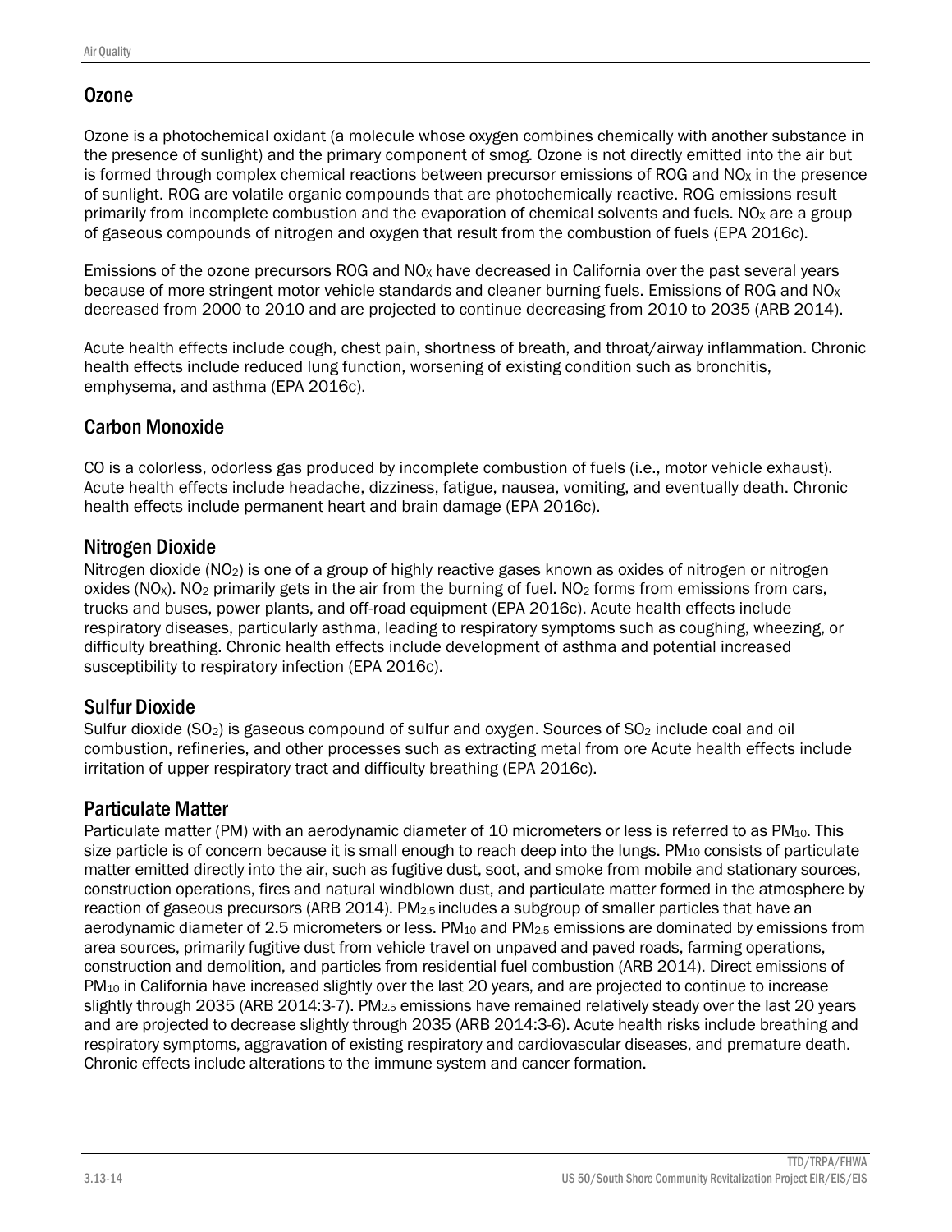## Ozone

Ozone is a photochemical oxidant (a molecule whose oxygen combines chemically with another substance in the presence of sunlight) and the primary component of smog. Ozone is not directly emitted into the air but is formed through complex chemical reactions between precursor emissions of ROG and $NO_X$ in the presence of sunlight. ROG are volatile organic compounds that are photochemically reactive. ROG emissions result primarily from incomplete combustion and the evaporation of chemical solvents and fuels. $NO_X$ are a group of gaseous compounds of nitrogen and oxygen that result from the combustion of fuels (EPA 2016c).

Emissions of the ozone precursors ROG and $NO_X$ have decreased in California over the past several years because of more stringent motor vehicle standards and cleaner burning fuels. Emissions of ROG and $NO_X$ decreased from 2000 to 2010 and are projected to continue decreasing from 2010 to 2035 (ARB 2014).

Acute health effects include cough, chest pain, shortness of breath, and throat/airway inflammation. Chronic health effects include reduced lung function, worsening of existing condition such as bronchitis, emphysema, and asthma (EPA 2016c).

## Carbon Monoxide

CO is a colorless, odorless gas produced by incomplete combustion of fuels (i.e., motor vehicle exhaust). Acute health effects include headache, dizziness, fatigue, nausea, vomiting, and eventually death. Chronic health effects include permanent heart and brain damage (EPA 2016c).

## Nitrogen Dioxide

Nitrogen dioxide ($NO_2$) is one of a group of highly reactive gases known as oxides of nitrogen or nitrogen oxides ($NO_X$). $NO_2$ primarily gets in the air from the burning of fuel. $NO_2$ forms from emissions from cars, trucks and buses, power plants, and off-road equipment (EPA 2016c). Acute health effects include respiratory diseases, particularly asthma, leading to respiratory symptoms such as coughing, wheezing, or difficulty breathing. Chronic health effects include development of asthma and potential increased susceptibility to respiratory infection (EPA 2016c).

## Sulfur Dioxide

Sulfur dioxide ($SO_2$) is gaseous compound of sulfur and oxygen. Sources of $SO_2$ include coal and oil combustion, refineries, and other processes such as extracting metal from ore Acute health effects include irritation of upper respiratory tract and difficulty breathing (EPA 2016c).

## Particulate Matter

Particulate matter (PM) with an aerodynamic diameter of 10 micrometers or less is referred to as $PM_{10}$. This size particle is of concern because it is small enough to reach deep into the lungs. $PM_{10}$ consists of particulate matter emitted directly into the air, such as fugitive dust, soot, and smoke from mobile and stationary sources, construction operations, fires and natural windblown dust, and particulate matter formed in the atmosphere by reaction of gaseous precursors (ARB 2014). $PM_{2.5}$ includes a subgroup of smaller particles that have an aerodynamic diameter of 2.5 micrometers or less. $PM_{10}$ and $PM_{2.5}$ emissions are dominated by emissions from area sources, primarily fugitive dust from vehicle travel on unpaved and paved roads, farming operations, construction and demolition, and particles from residential fuel combustion (ARB 2014). Direct emissions of $PM_{10}$ in California have increased slightly over the last 20 years, and are projected to continue to increase slightly through 2035 (ARB 2014:3-7). $PM_{2.5}$ emissions have remained relatively steady over the last 20 years and are projected to decrease slightly through 2035 (ARB 2014:3-6). Acute health risks include breathing and respiratory symptoms, aggravation of existing respiratory and cardiovascular diseases, and premature death. Chronic effects include alterations to the immune system and cancer formation.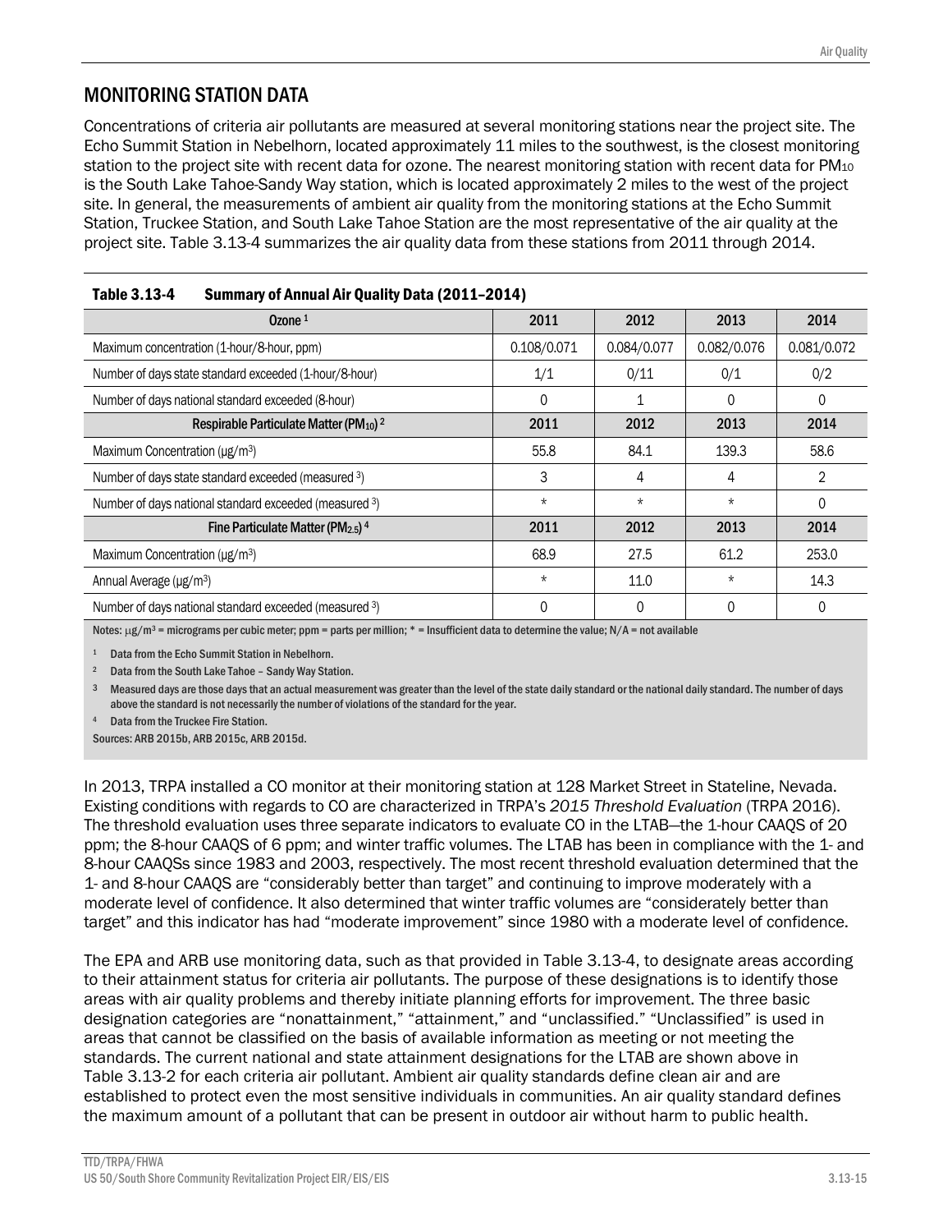## MONITORING STATION DATA

Concentrations of criteria air pollutants are measured at several monitoring stations near the project site. The Echo Summit Station in Nebelhorn, located approximately 11 miles to the southwest, is the closest monitoring station to the project site with recent data for ozone. The nearest monitoring station with recent data for $PM_{10}$ is the South Lake Tahoe-Sandy Way station, which is located approximately 2 miles to the west of the project site. In general, the measurements of ambient air quality from the monitoring stations at the Echo Summit Station, Truckee Station, and South Lake Tahoe Station are the most representative of the air quality at the project site. Table 3.13-4 summarizes the air quality data from these stations from 2011 through 2014.

**Table 3.13-4 Summary of Annual Air Quality Data (2011–2014)**

| Ozone [1] | 2011 | 2012 | 2013 | 2014 |
|---|---|---|---|---|
| Maximum concentration (1-hour/8-hour, ppm) | 0.108/0.071 | 0.084/0.077 | 0.082/0.076 | 0.081/0.072 |
| Number of days state standard exceeded (1-hour/8-hour) | 1/1 | 0/11 | 0/1 | 0/2 |
| Number of days national standard exceeded (8-hour) | 0 | 1 | 0 | 0 |
| **Respirable Particulate Matter ($PM_{10}$) [2]** | **2011** | **2012** | **2013** | **2014** |
| Maximum Concentration (µg/$m^3$) | 55.8 | 84.1 | 139.3 | 58.6 |
| Number of days state standard exceeded (measured [3]) | 3 | 4 | 4 | 2 |
| Number of days national standard exceeded (measured [3]) | * | * | * | 0 |
| **Fine Particulate Matter ($PM_{2.5}$) [4]** | **2011** | **2012** | **2013** | **2014** |
| Maximum Concentration (µg/$m^3$) | 68.9 | 27.5 | 61.2 | 253.0 |
| Annual Average (µg/$m^3$) | * | 11.0 | * | 14.3 |
| Number of days national standard exceeded (measured [3]) | 0 | 0 | 0 | 0 |

Notes: µg/$m^3$ = micrograms per cubic meter; ppm = parts per million; * = Insufficient data to determine the value; N/A = not available

[1] Data from the Echo Summit Station in Nebelhorn.

[2] Data from the South Lake Tahoe – Sandy Way Station.

[3] Measured days are those days that an actual measurement was greater than the level of the state daily standard or the national daily standard. The number of days above the standard is not necessarily the number of violations of the standard for the year.

[4] Data from the Truckee Fire Station.

Sources: ARB 2015b, ARB 2015c, ARB 2015d.

In 2013, TRPA installed a CO monitor at their monitoring station at 128 Market Street in Stateline, Nevada. Existing conditions with regards to CO are characterized in TRPA's *2015 Threshold Evaluation* (TRPA 2016). The threshold evaluation uses three separate indicators to evaluate CO in the LTAB—the 1-hour CAAQS of 20 ppm; the 8-hour CAAQS of 6 ppm; and winter traffic volumes. The LTAB has been in compliance with the 1- and 8-hour CAAQSs since 1983 and 2003, respectively. The most recent threshold evaluation determined that the 1- and 8-hour CAAQS are "considerably better than target" and continuing to improve moderately with a moderate level of confidence. It also determined that winter traffic volumes are "considerably better than target" and this indicator has had "moderate improvement" since 1980 with a moderate level of confidence.

The EPA and ARB use monitoring data, such as that provided in Table 3.13-4, to designate areas according to their attainment status for criteria air pollutants. The purpose of these designations is to identify those areas with air quality problems and thereby initiate planning efforts for improvement. The three basic designation categories are "nonattainment," "attainment," and "unclassified." "Unclassified" is used in areas that cannot be classified on the basis of available information as meeting or not meeting the standards. The current national and state attainment designations for the LTAB are shown above in Table 3.13-2 for each criteria air pollutant. Ambient air quality standards define clean air and are established to protect even the most sensitive individuals in communities. An air quality standard defines the maximum amount of a pollutant that can be present in outdoor air without harm to public health.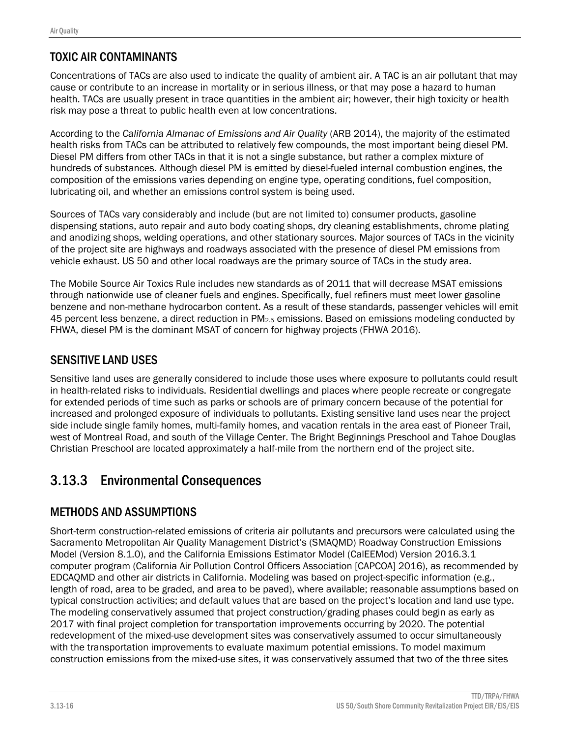## TOXIC AIR CONTAMINANTS

Concentrations of TACs are also used to indicate the quality of ambient air. A TAC is an air pollutant that may cause or contribute to an increase in mortality or in serious illness, or that may pose a hazard to human health. TACs are usually present in trace quantities in the ambient air; however, their high toxicity or health risk may pose a threat to public health even at low concentrations.

According to the *California Almanac of Emissions and Air Quality* (ARB 2014), the majority of the estimated health risks from TACs can be attributed to relatively few compounds, the most important being diesel PM. Diesel PM differs from other TACs in that it is not a single substance, but rather a complex mixture of hundreds of substances. Although diesel PM is emitted by diesel-fueled internal combustion engines, the composition of the emissions varies depending on engine type, operating conditions, fuel composition, lubricating oil, and whether an emissions control system is being used.

Sources of TACs vary considerably and include (but are not limited to) consumer products, gasoline dispensing stations, auto repair and auto body coating shops, dry cleaning establishments, chrome plating and anodizing shops, welding operations, and other stationary sources. Major sources of TACs in the vicinity of the project site are highways and roadways associated with the presence of diesel PM emissions from vehicle exhaust. US 50 and other local roadways are the primary source of TACs in the study area.

The Mobile Source Air Toxics Rule includes new standards as of 2011 that will decrease MSAT emissions through nationwide use of cleaner fuels and engines. Specifically, fuel refiners must meet lower gasoline benzene and non-methane hydrocarbon content. As a result of these standards, passenger vehicles will emit 45 percent less benzene, a direct reduction in $PM_{2.5}$ emissions. Based on emissions modeling conducted by FHWA, diesel PM is the dominant MSAT of concern for highway projects (FHWA 2016).

## SENSITIVE LAND USES

Sensitive land uses are generally considered to include those uses where exposure to pollutants could result in health-related risks to individuals. Residential dwellings and places where people recreate or congregate for extended periods of time such as parks or schools are of primary concern because of the potential for increased and prolonged exposure of individuals to pollutants. Existing sensitive land uses near the project side include single family homes, multi-family homes, and vacation rentals in the area east of Pioneer Trail, west of Montreal Road, and south of the Village Center. The Bright Beginnings Preschool and Tahoe Douglas Christian Preschool are located approximately a half-mile from the northern end of the project site.

# 3.13.3 Environmental Consequences

## METHODS AND ASSUMPTIONS

Short-term construction-related emissions of criteria air pollutants and precursors were calculated using the Sacramento Metropolitan Air Quality Management District's (SMAQMD) Roadway Construction Emissions Model (Version 8.1.0), and the California Emissions Estimator Model (CalEEMod) Version 2016.3.1 computer program (California Air Pollution Control Officers Association [CAPCOA] 2016), as recommended by EDCAQMD and other air districts in California. Modeling was based on project-specific information (e.g., length of road, area to be graded, and area to be paved), where available; reasonable assumptions based on typical construction activities; and default values that are based on the project's location and land use type. The modeling conservatively assumed that project construction/grading phases could begin as early as 2017 with final project completion for transportation improvements occurring by 2020. The potential redevelopment of the mixed-use development sites was conservatively assumed to occur simultaneously with the transportation improvements to evaluate maximum potential emissions. To model maximum construction emissions from the mixed-use sites, it was conservatively assumed that two of the three sites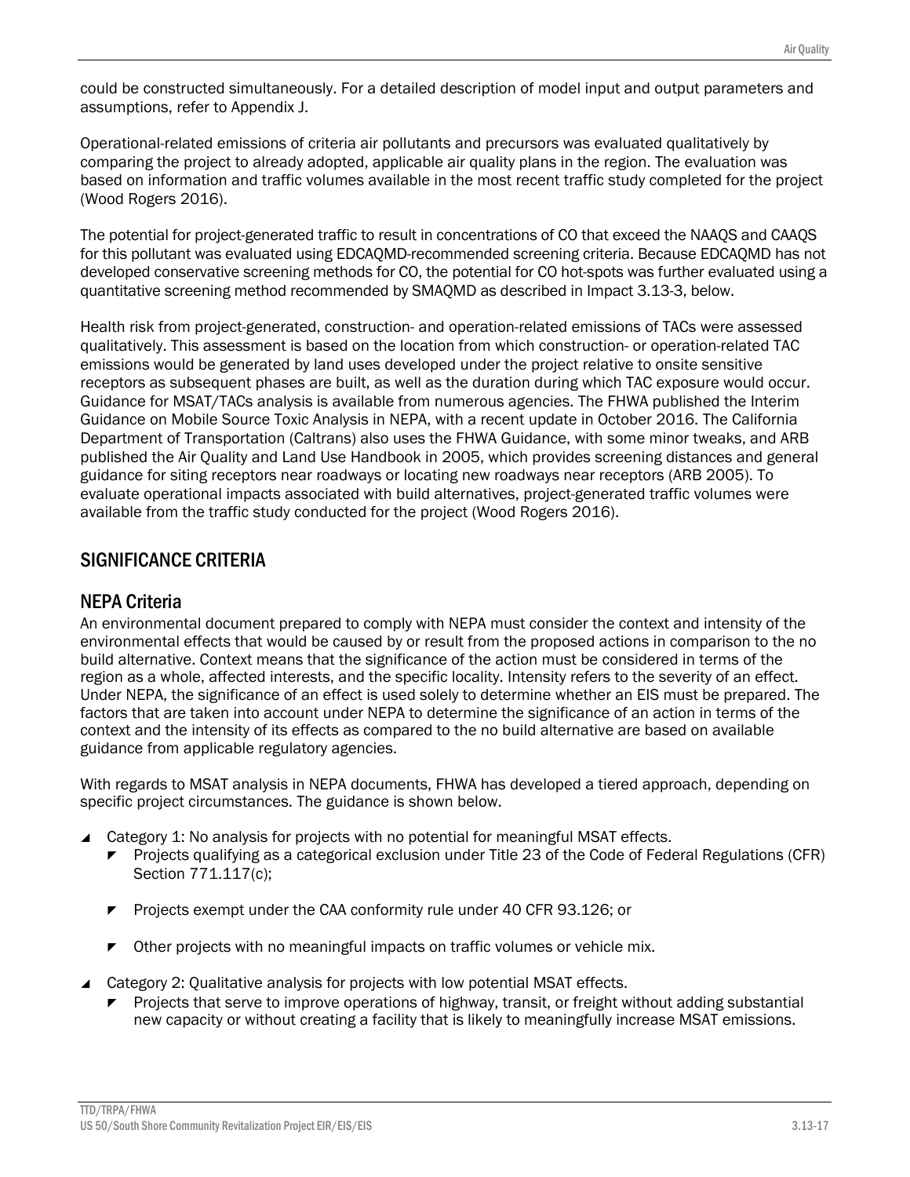could be constructed simultaneously. For a detailed description of model input and output parameters and assumptions, refer to Appendix J.

Operational-related emissions of criteria air pollutants and precursors was evaluated qualitatively by comparing the project to already adopted, applicable air quality plans in the region. The evaluation was based on information and traffic volumes available in the most recent traffic study completed for the project (Wood Rogers 2016).

The potential for project-generated traffic to result in concentrations of CO that exceed the NAAQS and CAAQS for this pollutant was evaluated using EDCAQMD-recommended screening criteria. Because EDCAQMD has not developed conservative screening methods for CO, the potential for CO hot-spots was further evaluated using a quantitative screening method recommended by SMAQMD as described in Impact 3.13-3, below.

Health risk from project-generated, construction- and operation-related emissions of TACs were assessed qualitatively. This assessment is based on the location from which construction- or operation-related TAC emissions would be generated by land uses developed under the project relative to onsite sensitive receptors as subsequent phases are built, as well as the duration during which TAC exposure would occur. Guidance for MSAT/TACs analysis is available from numerous agencies. The FHWA published the Interim Guidance on Mobile Source Toxic Analysis in NEPA, with a recent update in October 2016. The California Department of Transportation (Caltrans) also uses the FHWA Guidance, with some minor tweaks, and ARB published the Air Quality and Land Use Handbook in 2005, which provides screening distances and general guidance for siting receptors near roadways or locating new roadways near receptors (ARB 2005). To evaluate operational impacts associated with build alternatives, project-generated traffic volumes were available from the traffic study conducted for the project (Wood Rogers 2016).

## SIGNIFICANCE CRITERIA

### NEPA Criteria

An environmental document prepared to comply with NEPA must consider the context and intensity of the environmental effects that would be caused by or result from the proposed actions in comparison to the no build alternative. Context means that the significance of the action must be considered in terms of the region as a whole, affected interests, and the specific locality. Intensity refers to the severity of an effect. Under NEPA, the significance of an effect is used solely to determine whether an EIS must be prepared. The factors that are taken into account under NEPA to determine the significance of an action in terms of the context and the intensity of its effects as compared to the no build alternative are based on available guidance from applicable regulatory agencies.

With regards to MSAT analysis in NEPA documents, FHWA has developed a tiered approach, depending on specific project circumstances. The guidance is shown below.

- Category 1: No analysis for projects with no potential for meaningful MSAT effects.
  - Projects qualifying as a categorical exclusion under Title 23 of the Code of Federal Regulations (CFR) Section 771.117(c);
  - Projects exempt under the CAA conformity rule under 40 CFR 93.126; or
  - Other projects with no meaningful impacts on traffic volumes or vehicle mix.
- Category 2: Qualitative analysis for projects with low potential MSAT effects.
  - Projects that serve to improve operations of highway, transit, or freight without adding substantial new capacity or without creating a facility that is likely to meaningfully increase MSAT emissions.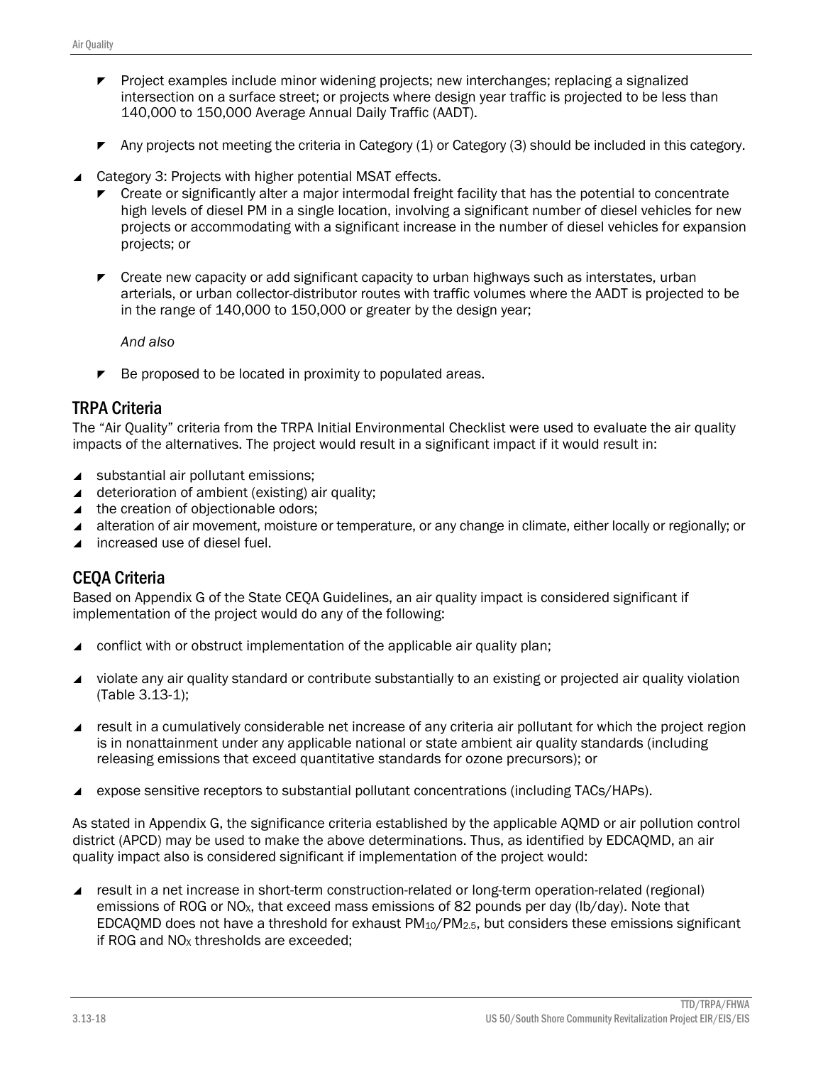- Project examples include minor widening projects; new interchanges; replacing a signalized intersection on a surface street; or projects where design year traffic is projected to be less than 140,000 to 150,000 Average Annual Daily Traffic (AADT).

- Any projects not meeting the criteria in Category (1) or Category (3) should be included in this category.

- Category 3: Projects with higher potential MSAT effects.
  - Create or significantly alter a major intermodal freight facility that has the potential to concentrate high levels of diesel PM in a single location, involving a significant number of diesel vehicles for new projects or accommodating with a significant increase in the number of diesel vehicles for expansion projects; or

  - Create new capacity or add significant capacity to urban highways such as interstates, urban arterials, or urban collector-distributor routes with traffic volumes where the AADT is projected to be in the range of 140,000 to 150,000 or greater by the design year;

    *And also*

  - Be proposed to be located in proximity to populated areas.

## TRPA Criteria

The "Air Quality" criteria from the TRPA Initial Environmental Checklist were used to evaluate the air quality impacts of the alternatives. The project would result in a significant impact if it would result in:

- substantial air pollutant emissions;
- deterioration of ambient (existing) air quality;
- the creation of objectionable odors;
- alteration of air movement, moisture or temperature, or any change in climate, either locally or regionally; or
- increased use of diesel fuel.

## CEQA Criteria

Based on Appendix G of the State CEQA Guidelines, an air quality impact is considered significant if implementation of the project would do any of the following:

- conflict with or obstruct implementation of the applicable air quality plan;

- violate any air quality standard or contribute substantially to an existing or projected air quality violation (Table 3.13-1);

- result in a cumulatively considerable net increase of any criteria air pollutant for which the project region is in nonattainment under any applicable national or state ambient air quality standards (including releasing emissions that exceed quantitative standards for ozone precursors); or

- expose sensitive receptors to substantial pollutant concentrations (including TACs/HAPs).

As stated in Appendix G, the significance criteria established by the applicable AQMD or air pollution control district (APCD) may be used to make the above determinations. Thus, as identified by EDCAQMD, an air quality impact also is considered significant if implementation of the project would:

- result in a net increase in short-term construction-related or long-term operation-related (regional) emissions of ROG or $NO_X$, that exceed mass emissions of 82 pounds per day (lb/day). Note that EDCAQMD does not have a threshold for exhaust $PM_{10}$/$PM_{2.5}$, but considers these emissions significant if ROG and $NO_X$ thresholds are exceeded;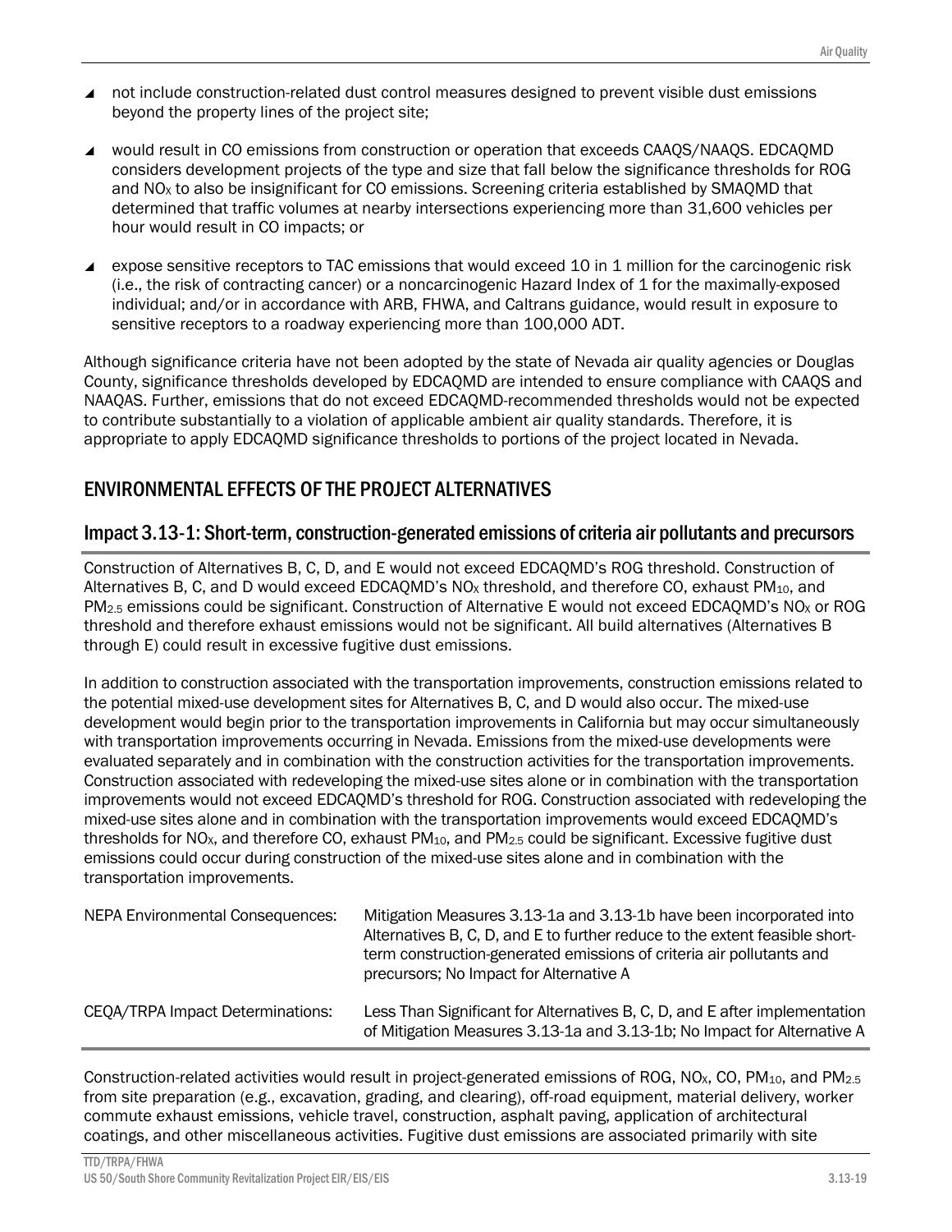- not include construction-related dust control measures designed to prevent visible dust emissions beyond the property lines of the project site;
- would result in CO emissions from construction or operation that exceeds CAAQS/NAAQS. EDCAQMD considers development projects of the type and size that fall below the significance thresholds for ROG and $NO_X$ to also be insignificant for CO emissions. Screening criteria established by SMAQMD that determined that traffic volumes at nearby intersections experiencing more than 31,600 vehicles per hour would result in CO impacts; or
- expose sensitive receptors to TAC emissions that would exceed 10 in 1 million for the carcinogenic risk (i.e., the risk of contracting cancer) or a noncarcinogenic Hazard Index of 1 for the maximally-exposed individual; and/or in accordance with ARB, FHWA, and Caltrans guidance, would result in exposure to sensitive receptors to a roadway experiencing more than 100,000 ADT.

Although significance criteria have not been adopted by the state of Nevada air quality agencies or Douglas County, significance thresholds developed by EDCAQMD are intended to ensure compliance with CAAQS and NAAQAS. Further, emissions that do not exceed EDCAQMD-recommended thresholds would not be expected to contribute substantially to a violation of applicable ambient air quality standards. Therefore, it is appropriate to apply EDCAQMD significance thresholds to portions of the project located in Nevada.

## ENVIRONMENTAL EFFECTS OF THE PROJECT ALTERNATIVES

### Impact 3.13-1: Short-term, construction-generated emissions of criteria air pollutants and precursors

Construction of Alternatives B, C, D, and E would not exceed EDCAQMD's ROG threshold. Construction of Alternatives B, C, and D would exceed EDCAQMD's $NO_X$ threshold, and therefore CO, exhaust $PM_{10}$, and $PM_{2.5}$ emissions could be significant. Construction of Alternative E would not exceed EDCAQMD's $NO_X$ or ROG threshold and therefore exhaust emissions would not be significant. All build alternatives (Alternatives B through E) could result in excessive fugitive dust emissions.

In addition to construction associated with the transportation improvements, construction emissions related to the potential mixed-use development sites for Alternatives B, C, and D would also occur. The mixed-use development would begin prior to the transportation improvements in California but may occur simultaneously with transportation improvements occurring in Nevada. Emissions from the mixed-use developments were evaluated separately and in combination with the construction activities for the transportation improvements. Construction associated with redeveloping the mixed-use sites alone or in combination with the transportation improvements would not exceed EDCAQMD's threshold for ROG. Construction associated with redeveloping the mixed-use sites alone and in combination with the transportation improvements would exceed EDCAQMD's thresholds for $NO_X$, and therefore CO, exhaust $PM_{10}$, and $PM_{2.5}$ could be significant. Excessive fugitive dust emissions could occur during construction of the mixed-use sites alone and in combination with the transportation improvements.

| | |
|---|---|
| NEPA Environmental Consequences: | Mitigation Measures 3.13-1a and 3.13-1b have been incorporated into Alternatives B, C, D, and E to further reduce to the extent feasible short-term construction-generated emissions of criteria air pollutants and precursors; No Impact for Alternative A |
| CEQA/TRPA Impact Determinations: | Less Than Significant for Alternatives B, C, D, and E after implementation of Mitigation Measures 3.13-1a and 3.13-1b; No Impact for Alternative A |

Construction-related activities would result in project-generated emissions of ROG, $NO_X$, CO, $PM_{10}$, and $PM_{2.5}$ from site preparation (e.g., excavation, grading, and clearing), off-road equipment, material delivery, worker commute exhaust emissions, vehicle travel, construction, asphalt paving, application of architectural coatings, and other miscellaneous activities. Fugitive dust emissions are associated primarily with site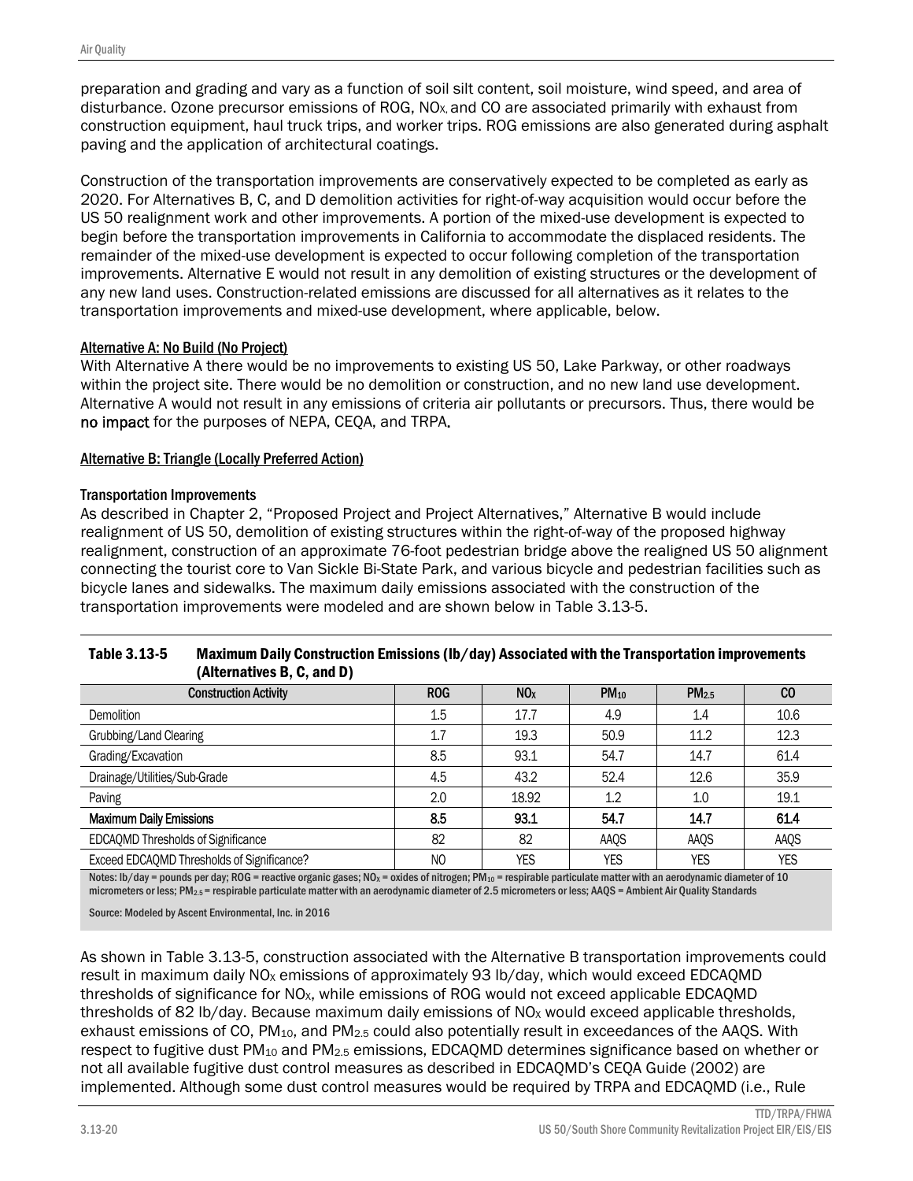preparation and grading and vary as a function of soil silt content, soil moisture, wind speed, and area of disturbance. Ozone precursor emissions of ROG, $NO_X$, and CO are associated primarily with exhaust from construction equipment, haul truck trips, and worker trips. ROG emissions are also generated during asphalt paving and the application of architectural coatings.

Construction of the transportation improvements are conservatively expected to be completed as early as 2020. For Alternatives B, C, and D demolition activities for right-of-way acquisition would occur before the US 50 realignment work and other improvements. A portion of the mixed-use development is expected to begin before the transportation improvements in California to accommodate the displaced residents. The remainder of the mixed-use development is expected to occur following completion of the transportation improvements. Alternative E would not result in any demolition of existing structures or the development of any new land uses. Construction-related emissions are discussed for all alternatives as it relates to the transportation improvements and mixed-use development, where applicable, below.

#### Alternative A: No Build (No Project)

With Alternative A there would be no improvements to existing US 50, Lake Parkway, or other roadways within the project site. There would be no demolition or construction, and no new land use development. Alternative A would not result in any emissions of criteria air pollutants or precursors. Thus, there would be **no impact** for the purposes of NEPA, CEQA, and TRPA.

#### Alternative B: Triangle (Locally Preferred Action)

##### Transportation Improvements

As described in Chapter 2, "Proposed Project and Project Alternatives," Alternative B would include realignment of US 50, demolition of existing structures within the right-of-way of the proposed highway realignment, construction of an approximate 76-foot pedestrian bridge above the realigned US 50 alignment connecting the tourist core to Van Sickle Bi-State Park, and various bicycle and pedestrian facilities such as bicycle lanes and sidewalks. The maximum daily emissions associated with the construction of the transportation improvements were modeled and are shown below in Table 3.13-5.

**Table 3.13-5 Maximum Daily Construction Emissions (lb/day) Associated with the Transportation improvements (Alternatives B, C, and D)**

| Construction Activity | ROG | $NO_X$ | $PM_{10}$ | $PM_{2.5}$ | CO |
|---|---|---|---|---|---|
| Demolition | 1.5 | 17.7 | 4.9 | 1.4 | 10.6 |
| Grubbing/Land Clearing | 1.7 | 19.3 | 50.9 | 11.2 | 12.3 |
| Grading/Excavation | 8.5 | 93.1 | 54.7 | 14.7 | 61.4 |
| Drainage/Utilities/Sub-Grade | 4.5 | 43.2 | 52.4 | 12.6 | 35.9 |
| Paving | 2.0 | 18.92 | 1.2 | 1.0 | 19.1 |
| **Maximum Daily Emissions** | **8.5** | **93.1** | **54.7** | **14.7** | **61.4** |
| EDCAQMD Thresholds of Significance | 82 | 82 | AAQS | AAQS | AAQS |
| Exceed EDCAQMD Thresholds of Significance? | NO | YES | YES | YES | YES |

Notes: lb/day = pounds per day; ROG = reactive organic gases; $NO_X$ = oxides of nitrogen; $PM_{10}$ = respirable particulate matter with an aerodynamic diameter of 10 micrometers or less; $PM_{2.5}$ = respirable particulate matter with an aerodynamic diameter of 2.5 micrometers or less; AAQS = Ambient Air Quality Standards

Source: Modeled by Ascent Environmental, Inc. in 2016

As shown in Table 3.13-5, construction associated with the Alternative B transportation improvements could result in maximum daily $NO_X$ emissions of approximately 93 lb/day, which would exceed EDCAQMD thresholds of significance for $NO_X$, while emissions of ROG would not exceed applicable EDCAQMD thresholds of 82 lb/day. Because maximum daily emissions of $NO_X$ would exceed applicable thresholds, exhaust emissions of CO, $PM_{10}$, and $PM_{2.5}$ could also potentially result in exceedances of the AAQS. With respect to fugitive dust $PM_{10}$ and $PM_{2.5}$ emissions, EDCAQMD determines significance based on whether or not all available fugitive dust control measures as described in EDCAQMD's CEQA Guide (2002) are implemented. Although some dust control measures would be required by TRPA and EDCAQMD (i.e., Rule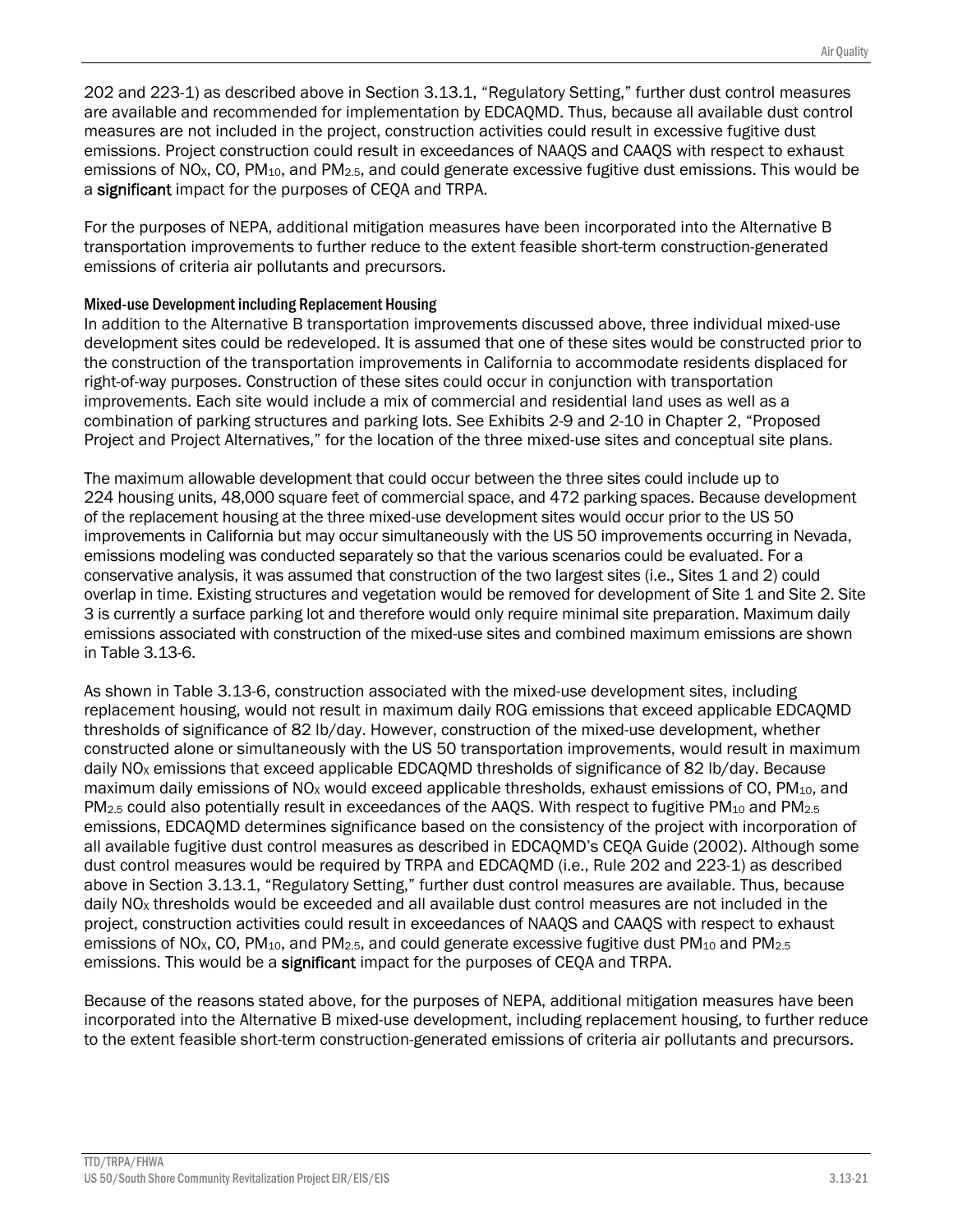202 and 223-1) as described above in Section 3.13.1, "Regulatory Setting," further dust control measures are available and recommended for implementation by EDCAQMD. Thus, because all available dust control measures are not included in the project, construction activities could result in excessive fugitive dust emissions. Project construction could result in exceedances of NAAQS and CAAQS with respect to exhaust emissions of $NO_X$, CO, $PM_{10}$, and $PM_{2.5}$, and could generate excessive fugitive dust emissions. This would be a **significant** impact for the purposes of CEQA and TRPA.

For the purposes of NEPA, additional mitigation measures have been incorporated into the Alternative B transportation improvements to further reduce to the extent feasible short-term construction-generated emissions of criteria air pollutants and precursors.

#### Mixed-use Development including Replacement Housing

In addition to the Alternative B transportation improvements discussed above, three individual mixed-use development sites could be redeveloped. It is assumed that one of these sites would be constructed prior to the construction of the transportation improvements in California to accommodate residents displaced for right-of-way purposes. Construction of these sites could occur in conjunction with transportation improvements. Each site would include a mix of commercial and residential land uses as well as a combination of parking structures and parking lots. See Exhibits 2-9 and 2-10 in Chapter 2, "Proposed Project and Project Alternatives," for the location of the three mixed-use sites and conceptual site plans.

The maximum allowable development that could occur between the three sites could include up to 224 housing units, 48,000 square feet of commercial space, and 472 parking spaces. Because development of the replacement housing at the three mixed-use development sites would occur prior to the US 50 improvements in California but may occur simultaneously with the US 50 improvements occurring in Nevada, emissions modeling was conducted separately so that the various scenarios could be evaluated. For a conservative analysis, it was assumed that construction of the two largest sites (i.e., Sites 1 and 2) could overlap in time. Existing structures and vegetation would be removed for development of Site 1 and Site 2. Site 3 is currently a surface parking lot and therefore would only require minimal site preparation. Maximum daily emissions associated with construction of the mixed-use sites and combined maximum emissions are shown in Table 3.13-6.

As shown in Table 3.13-6, construction associated with the mixed-use development sites, including replacement housing, would not result in maximum daily ROG emissions that exceed applicable EDCAQMD thresholds of significance of 82 lb/day. However, construction of the mixed-use development, whether constructed alone or simultaneously with the US 50 transportation improvements, would result in maximum daily $NO_X$ emissions that exceed applicable EDCAQMD thresholds of significance of 82 lb/day. Because maximum daily emissions of $NO_X$ would exceed applicable thresholds, exhaust emissions of CO, $PM_{10}$, and $PM_{2.5}$ could also potentially result in exceedances of the AAQS. With respect to fugitive $PM_{10}$ and $PM_{2.5}$ emissions, EDCAQMD determines significance based on the consistency of the project with incorporation of all available fugitive dust control measures as described in EDCAQMD's CEQA Guide (2002). Although some dust control measures would be required by TRPA and EDCAQMD (i.e., Rule 202 and 223-1) as described above in Section 3.13.1, "Regulatory Setting," further dust control measures are available. Thus, because daily $NO_X$ thresholds would be exceeded and all available dust control measures are not included in the project, construction activities could result in exceedances of NAAQS and CAAQS with respect to exhaust emissions of $NO_X$, CO, $PM_{10}$, and $PM_{2.5}$, and could generate excessive fugitive dust $PM_{10}$ and $PM_{2.5}$ emissions. This would be a **significant** impact for the purposes of CEQA and TRPA.

Because of the reasons stated above, for the purposes of NEPA, additional mitigation measures have been incorporated into the Alternative B mixed-use development, including replacement housing, to further reduce to the extent feasible short-term construction-generated emissions of criteria air pollutants and precursors.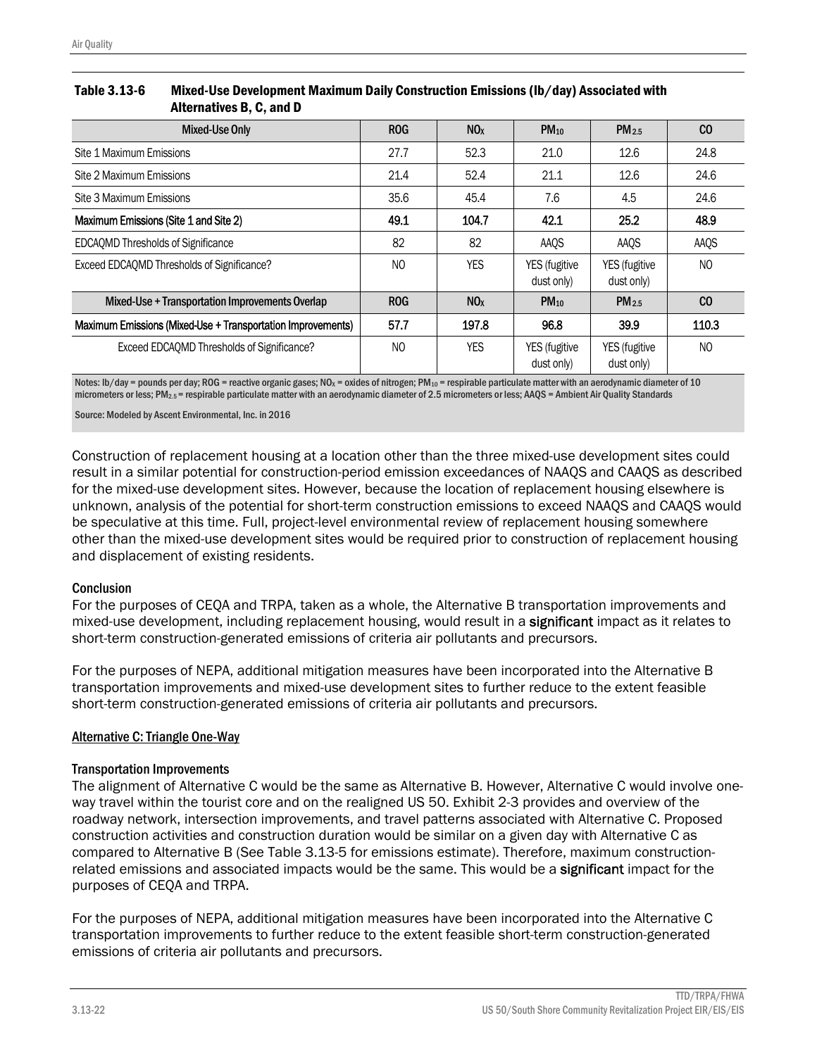Table 3.13-6 Mixed-Use Development Maximum Daily Construction Emissions (lb/day) Associated with Alternatives B, C, and D

| Mixed-Use Only | ROG | $NO_X$ | $PM_{10}$ | $PM_{2.5}$ | CO |
|---|---|---|---|---|---|
| Site 1 Maximum Emissions | 27.7 | 52.3 | 21.0 | 12.6 | 24.8 |
| Site 2 Maximum Emissions | 21.4 | 52.4 | 21.1 | 12.6 | 24.6 |
| Site 3 Maximum Emissions | 35.6 | 45.4 | 7.6 | 4.5 | 24.6 |
| **Maximum Emissions (Site 1 and Site 2)** | **49.1** | **104.7** | **42.1** | **25.2** | **48.9** |
| EDCAQMD Thresholds of Significance | 82 | 82 | AAQS | AAQS | AAQS |
| Exceed EDCAQMD Thresholds of Significance? | NO | YES | YES (fugitive dust only) | YES (fugitive dust only) | NO |
| **Mixed-Use + Transportation Improvements Overlap** | **ROG** | **$NO_X$** | **$PM_{10}$** | **$PM_{2.5}$** | **CO** |
| **Maximum Emissions (Mixed-Use + Transportation Improvements)** | **57.7** | **197.8** | **96.8** | **39.9** | **110.3** |
| Exceed EDCAQMD Thresholds of Significance? | NO | YES | YES (fugitive dust only) | YES (fugitive dust only) | NO |

Notes: lb/day = pounds per day; ROG = reactive organic gases; $NO_X$ = oxides of nitrogen; $PM_{10}$ = respirable particulate matter with an aerodynamic diameter of 10 micrometers or less; $PM_{2.5}$ = respirable particulate matter with an aerodynamic diameter of 2.5 micrometers or less; AAQS = Ambient Air Quality Standards

Source: Modeled by Ascent Environmental, Inc. in 2016

Construction of replacement housing at a location other than the three mixed-use development sites could result in a similar potential for construction-period emission exceedances of NAAQS and CAAQS as described for the mixed-use development sites. However, because the location of replacement housing elsewhere is unknown, analysis of the potential for short-term construction emissions to exceed NAAQS and CAAQS would be speculative at this time. Full, project-level environmental review of replacement housing somewhere other than the mixed-use development sites would be required prior to construction of replacement housing and displacement of existing residents.

#### Conclusion

For the purposes of CEQA and TRPA, taken as a whole, the Alternative B transportation improvements and mixed-use development, including replacement housing, would result in a **significant** impact as it relates to short-term construction-generated emissions of criteria air pollutants and precursors.

For the purposes of NEPA, additional mitigation measures have been incorporated into the Alternative B transportation improvements and mixed-use development sites to further reduce to the extent feasible short-term construction-generated emissions of criteria air pollutants and precursors.

### Alternative C: Triangle One-Way

#### Transportation Improvements

The alignment of Alternative C would be the same as Alternative B. However, Alternative C would involve one-way travel within the tourist core and on the realigned US 50. Exhibit 2-3 provides and overview of the roadway network, intersection improvements, and travel patterns associated with Alternative C. Proposed construction activities and construction duration would be similar on a given day with Alternative C as compared to Alternative B (See Table 3.13-5 for emissions estimate). Therefore, maximum construction-related emissions and associated impacts would be the same. This would be a **significant** impact for the purposes of CEQA and TRPA.

For the purposes of NEPA, additional mitigation measures have been incorporated into the Alternative C transportation improvements to further reduce to the extent feasible short-term construction-generated emissions of criteria air pollutants and precursors.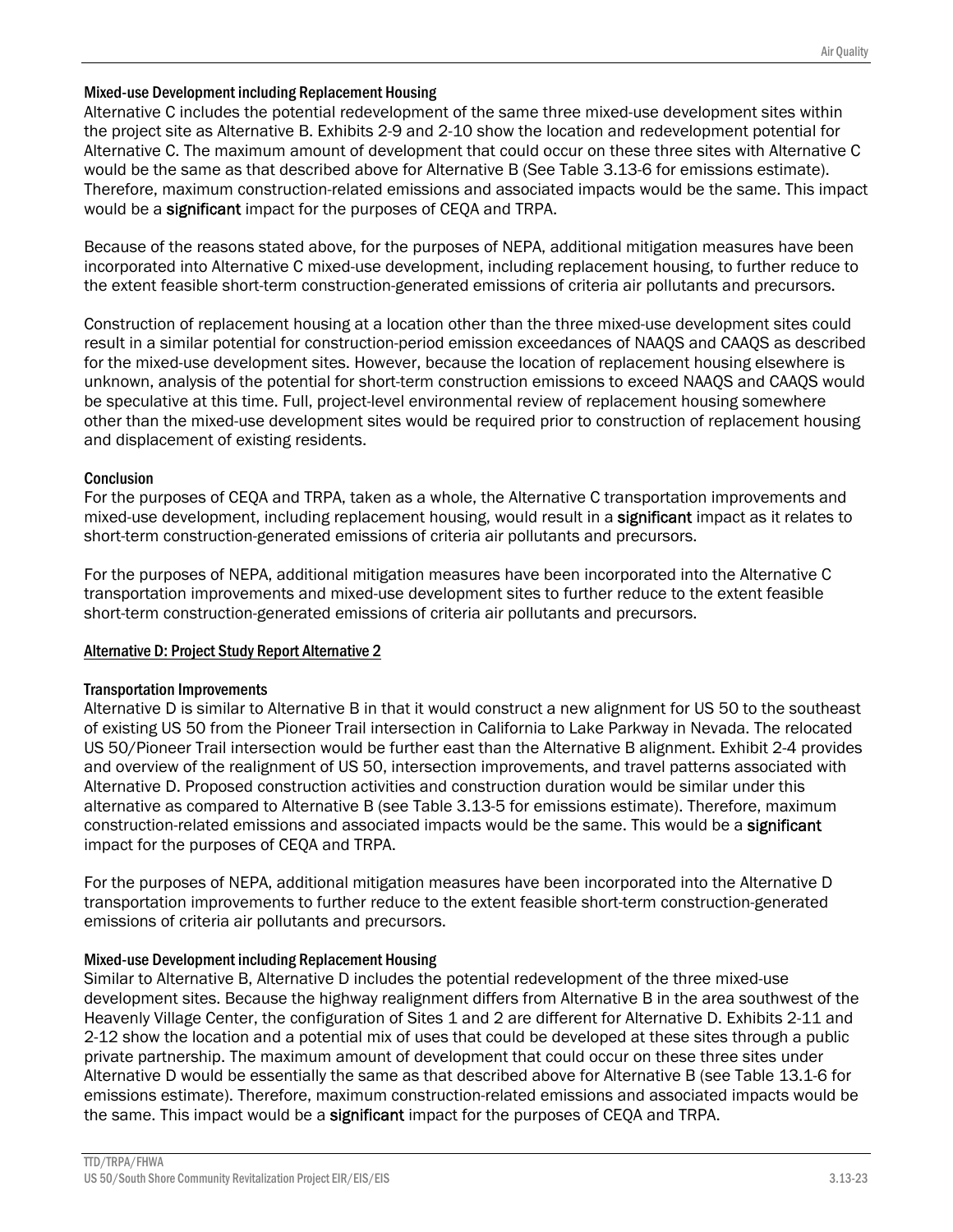#### Mixed-use Development including Replacement Housing

Alternative C includes the potential redevelopment of the same three mixed-use development sites within the project site as Alternative B. Exhibits 2-9 and 2-10 show the location and redevelopment potential for Alternative C. The maximum amount of development that could occur on these three sites with Alternative C would be the same as that described above for Alternative B (See Table 3.13-6 for emissions estimate). Therefore, maximum construction-related emissions and associated impacts would be the same. This impact would be a **significant** impact for the purposes of CEQA and TRPA.

Because of the reasons stated above, for the purposes of NEPA, additional mitigation measures have been incorporated into Alternative C mixed-use development, including replacement housing, to further reduce to the extent feasible short-term construction-generated emissions of criteria air pollutants and precursors.

Construction of replacement housing at a location other than the three mixed-use development sites could result in a similar potential for construction-period emission exceedances of NAAQS and CAAQS as described for the mixed-use development sites. However, because the location of replacement housing elsewhere is unknown, analysis of the potential for short-term construction emissions to exceed NAAQS and CAAQS would be speculative at this time. Full, project-level environmental review of replacement housing somewhere other than the mixed-use development sites would be required prior to construction of replacement housing and displacement of existing residents.

#### Conclusion

For the purposes of CEQA and TRPA, taken as a whole, the Alternative C transportation improvements and mixed-use development, including replacement housing, would result in a **significant** impact as it relates to short-term construction-generated emissions of criteria air pollutants and precursors.

For the purposes of NEPA, additional mitigation measures have been incorporated into the Alternative C transportation improvements and mixed-use development sites to further reduce to the extent feasible short-term construction-generated emissions of criteria air pollutants and precursors.

### Alternative D: Project Study Report Alternative 2

#### Transportation Improvements

Alternative D is similar to Alternative B in that it would construct a new alignment for US 50 to the southeast of existing US 50 from the Pioneer Trail intersection in California to Lake Parkway in Nevada. The relocated US 50/Pioneer Trail intersection would be further east than the Alternative B alignment. Exhibit 2-4 provides and overview of the realignment of US 50, intersection improvements, and travel patterns associated with Alternative D. Proposed construction activities and construction duration would be similar under this alternative as compared to Alternative B (see Table 3.13-5 for emissions estimate). Therefore, maximum construction-related emissions and associated impacts would be the same. This would be a **significant** impact for the purposes of CEQA and TRPA.

For the purposes of NEPA, additional mitigation measures have been incorporated into the Alternative D transportation improvements to further reduce to the extent feasible short-term construction-generated emissions of criteria air pollutants and precursors.

#### Mixed-use Development including Replacement Housing

Similar to Alternative B, Alternative D includes the potential redevelopment of the three mixed-use development sites. Because the highway realignment differs from Alternative B in the area southwest of the Heavenly Village Center, the configuration of Sites 1 and 2 are different for Alternative D. Exhibits 2-11 and 2-12 show the location and a potential mix of uses that could be developed at these sites through a public private partnership. The maximum amount of development that could occur on these three sites under Alternative D would be essentially the same as that described above for Alternative B (see Table 13.1-6 for emissions estimate). Therefore, maximum construction-related emissions and associated impacts would be the same. This impact would be a **significant** impact for the purposes of CEQA and TRPA.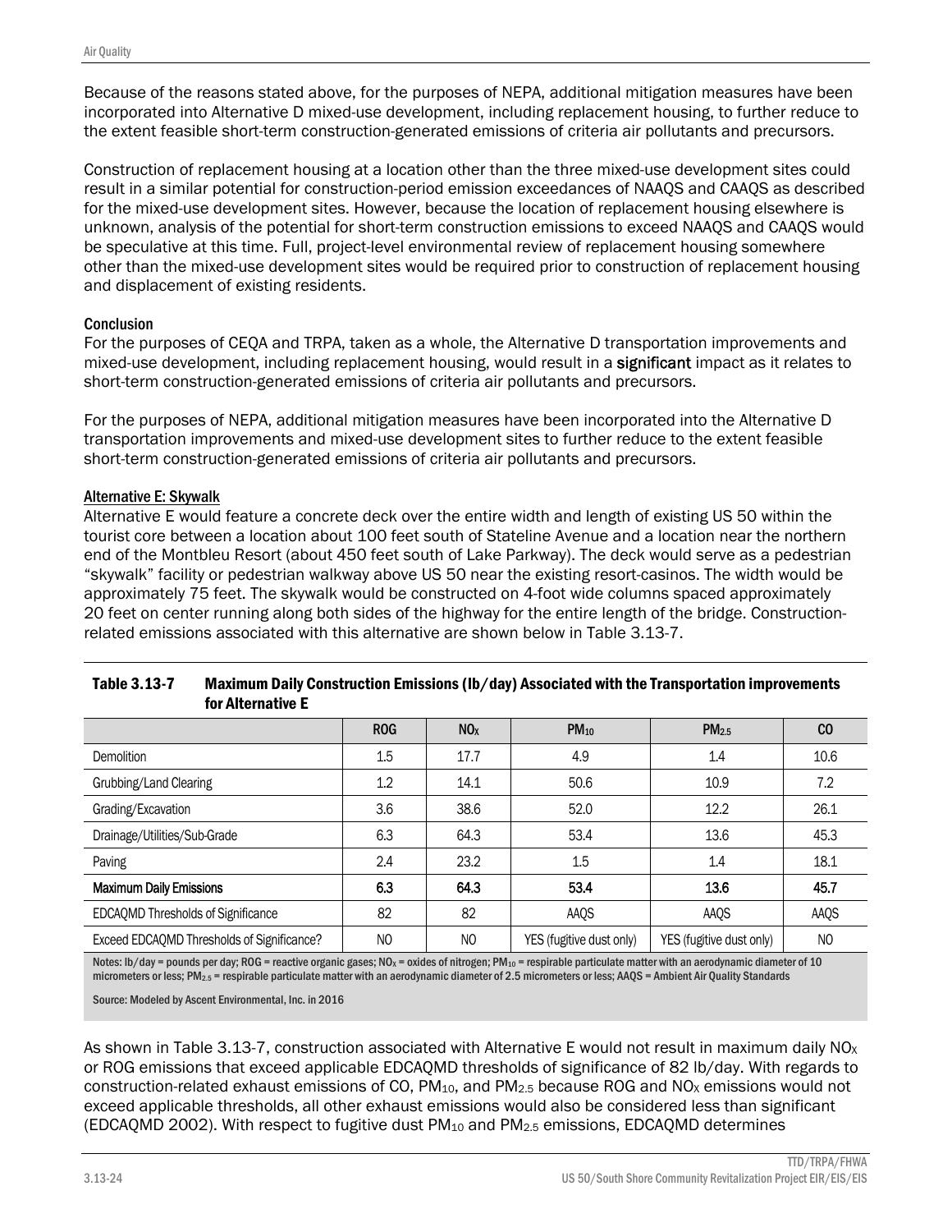Because of the reasons stated above, for the purposes of NEPA, additional mitigation measures have been incorporated into Alternative D mixed-use development, including replacement housing, to further reduce to the extent feasible short-term construction-generated emissions of criteria air pollutants and precursors.

Construction of replacement housing at a location other than the three mixed-use development sites could result in a similar potential for construction-period emission exceedances of NAAQS and CAAQS as described for the mixed-use development sites. However, because the location of replacement housing elsewhere is unknown, analysis of the potential for short-term construction emissions to exceed NAAQS and CAAQS would be speculative at this time. Full, project-level environmental review of replacement housing somewhere other than the mixed-use development sites would be required prior to construction of replacement housing and displacement of existing residents.

#### Conclusion

For the purposes of CEQA and TRPA, taken as a whole, the Alternative D transportation improvements and mixed-use development, including replacement housing, would result in a **significant** impact as it relates to short-term construction-generated emissions of criteria air pollutants and precursors.

For the purposes of NEPA, additional mitigation measures have been incorporated into the Alternative D transportation improvements and mixed-use development sites to further reduce to the extent feasible short-term construction-generated emissions of criteria air pollutants and precursors.

#### Alternative E: Skywalk

Alternative E would feature a concrete deck over the entire width and length of existing US 50 within the tourist core between a location about 100 feet south of Stateline Avenue and a location near the northern end of the Montbleu Resort (about 450 feet south of Lake Parkway). The deck would serve as a pedestrian "skywalk" facility or pedestrian walkway above US 50 near the existing resort-casinos. The width would be approximately 75 feet. The skywalk would be constructed on 4-foot wide columns spaced approximately 20 feet on center running along both sides of the highway for the entire length of the bridge. Construction-related emissions associated with this alternative are shown below in Table 3.13-7.

**Table 3.13-7 Maximum Daily Construction Emissions (lb/day) Associated with the Transportation improvements for Alternative E**

| | ROG | $NO_X$ | $PM_{10}$ | $PM_{2.5}$ | CO |
|---|---|---|---|---|---|
| Demolition | 1.5 | 17.7 | 4.9 | 1.4 | 10.6 |
| Grubbing/Land Clearing | 1.2 | 14.1 | 50.6 | 10.9 | 7.2 |
| Grading/Excavation | 3.6 | 38.6 | 52.0 | 12.2 | 26.1 |
| Drainage/Utilities/Sub-Grade | 6.3 | 64.3 | 53.4 | 13.6 | 45.3 |
| Paving | 2.4 | 23.2 | 1.5 | 1.4 | 18.1 |
| **Maximum Daily Emissions** | **6.3** | **64.3** | **53.4** | **13.6** | **45.7** |
| EDCAQMD Thresholds of Significance | 82 | 82 | AAQS | AAQS | AAQS |
| Exceed EDCAQMD Thresholds of Significance? | NO | NO | YES (fugitive dust only) | YES (fugitive dust only) | NO |

Notes: lb/day = pounds per day; ROG = reactive organic gases; $NO_X$ = oxides of nitrogen; $PM_{10}$ = respirable particulate matter with an aerodynamic diameter of 10 micrometers or less; $PM_{2.5}$ = respirable particulate matter with an aerodynamic diameter of 2.5 micrometers or less; AAQS = Ambient Air Quality Standards

Source: Modeled by Ascent Environmental, Inc. in 2016

As shown in Table 3.13-7, construction associated with Alternative E would not result in maximum daily $NO_X$ or ROG emissions that exceed applicable EDCAQMD thresholds of significance of 82 lb/day. With regards to construction-related exhaust emissions of CO, $PM_{10}$, and $PM_{2.5}$ because ROG and $NO_X$ emissions would not exceed applicable thresholds, all other exhaust emissions would also be considered less than significant (EDCAQMD 2002). With respect to fugitive dust $PM_{10}$ and $PM_{2.5}$ emissions, EDCAQMD determines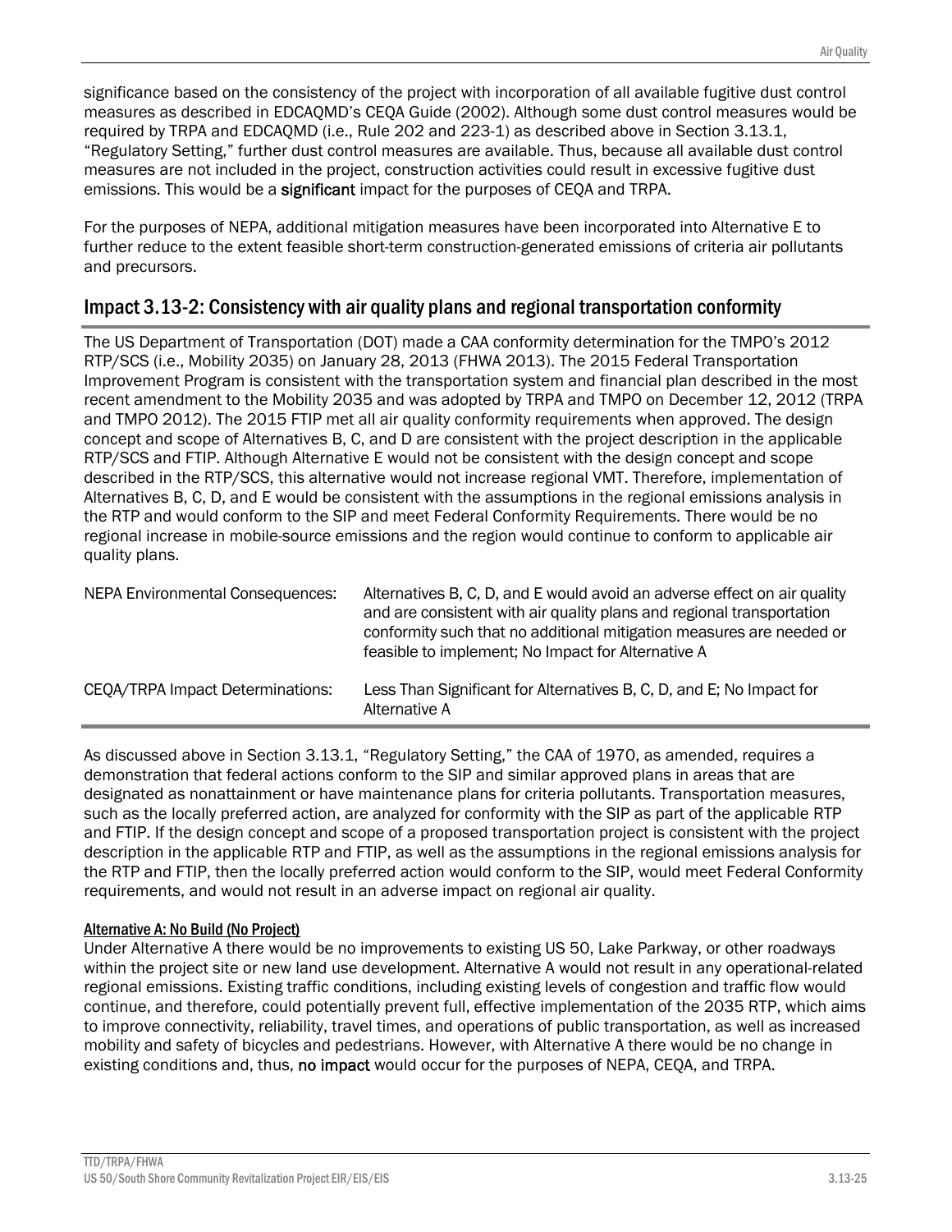significance based on the consistency of the project with incorporation of all available fugitive dust control measures as described in EDCAQMD's CEQA Guide (2002). Although some dust control measures would be required by TRPA and EDCAQMD (i.e., Rule 202 and 223-1) as described above in Section 3.13.1, "Regulatory Setting," further dust control measures are available. Thus, because all available dust control measures are not included in the project, construction activities could result in excessive fugitive dust emissions. This would be a **significant** impact for the purposes of CEQA and TRPA.

For the purposes of NEPA, additional mitigation measures have been incorporated into Alternative E to further reduce to the extent feasible short-term construction-generated emissions of criteria air pollutants and precursors.

## Impact 3.13-2: Consistency with air quality plans and regional transportation conformity

The US Department of Transportation (DOT) made a CAA conformity determination for the TMPO's 2012 RTP/SCS (i.e., Mobility 2035) on January 28, 2013 (FHWA 2013). The 2015 Federal Transportation Improvement Program is consistent with the transportation system and financial plan described in the most recent amendment to the Mobility 2035 and was adopted by TRPA and TMPO on December 12, 2012 (TRPA and TMPO 2012). The 2015 FTIP met all air quality conformity requirements when approved. The design concept and scope of Alternatives B, C, and D are consistent with the project description in the applicable RTP/SCS and FTIP. Although Alternative E would not be consistent with the design concept and scope described in the RTP/SCS, this alternative would not increase regional VMT. Therefore, implementation of Alternatives B, C, D, and E would be consistent with the assumptions in the regional emissions analysis in the RTP and would conform to the SIP and meet Federal Conformity Requirements. There would be no regional increase in mobile-source emissions and the region would continue to conform to applicable air quality plans.

| | |
|---|---|
| NEPA Environmental Consequences: | Alternatives B, C, D, and E would avoid an adverse effect on air quality and are consistent with air quality plans and regional transportation conformity such that no additional mitigation measures are needed or feasible to implement; No Impact for Alternative A |
| CEQA/TRPA Impact Determinations: | Less Than Significant for Alternatives B, C, D, and E; No Impact for Alternative A |

As discussed above in Section 3.13.1, "Regulatory Setting," the CAA of 1970, as amended, requires a demonstration that federal actions conform to the SIP and similar approved plans in areas that are designated as nonattainment or have maintenance plans for criteria pollutants. Transportation measures, such as the locally preferred action, are analyzed for conformity with the SIP as part of the applicable RTP and FTIP. If the design concept and scope of a proposed transportation project is consistent with the project description in the applicable RTP and FTIP, as well as the assumptions in the regional emissions analysis for the RTP and FTIP, then the locally preferred action would conform to the SIP, would meet Federal Conformity requirements, and would not result in an adverse impact on regional air quality.

#### Alternative A: No Build (No Project)

Under Alternative A there would be no improvements to existing US 50, Lake Parkway, or other roadways within the project site or new land use development. Alternative A would not result in any operational-related regional emissions. Existing traffic conditions, including existing levels of congestion and traffic flow would continue, and therefore, could potentially prevent full, effective implementation of the 2035 RTP, which aims to improve connectivity, reliability, travel times, and operations of public transportation, as well as increased mobility and safety of bicycles and pedestrians. However, with Alternative A there would be no change in existing conditions and, thus, **no impact** would occur for the purposes of NEPA, CEQA, and TRPA.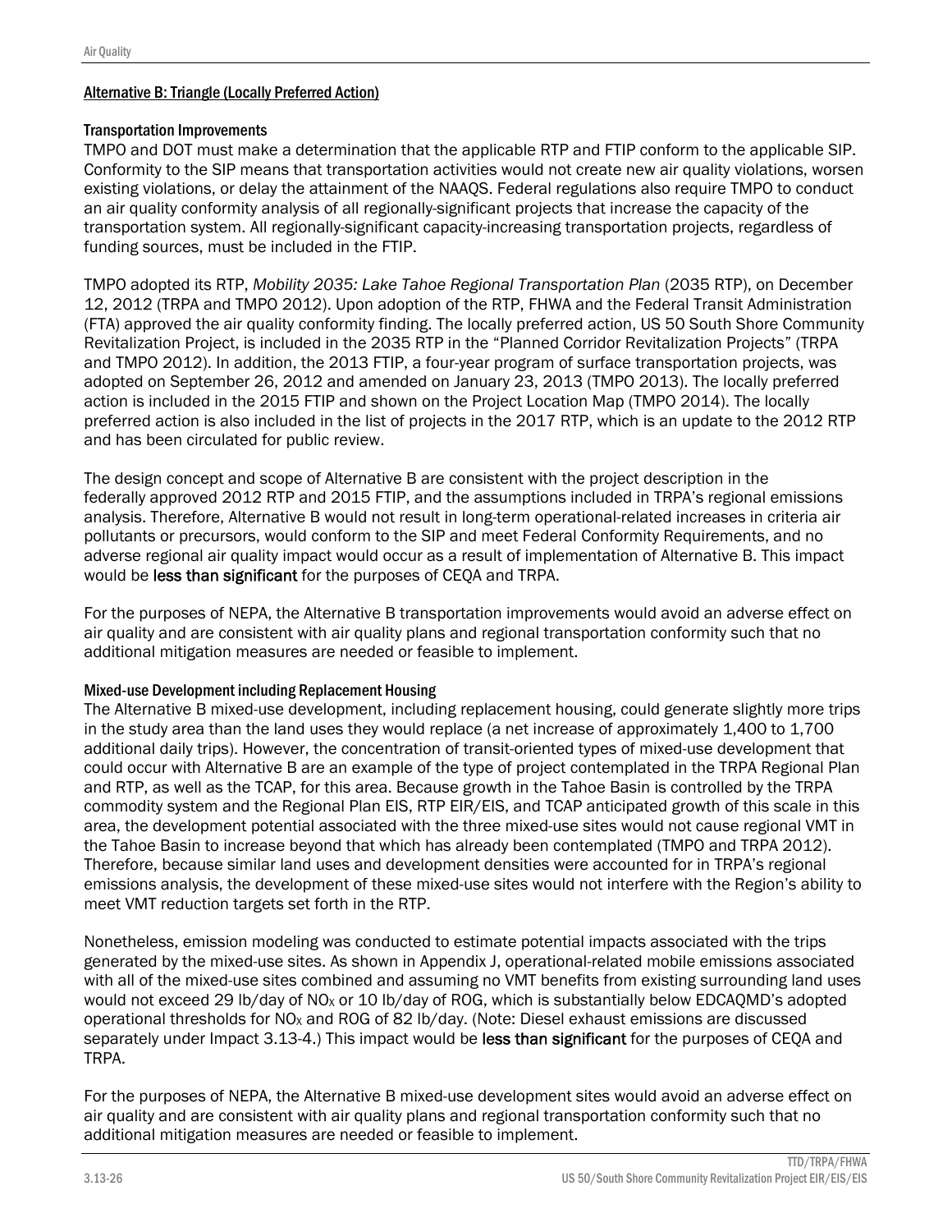#### Alternative B: Triangle (Locally Preferred Action)

##### Transportation Improvements

TMPO and DOT must make a determination that the applicable RTP and FTIP conform to the applicable SIP. Conformity to the SIP means that transportation activities would not create new air quality violations, worsen existing violations, or delay the attainment of the NAAQS. Federal regulations also require TMPO to conduct an air quality conformity analysis of all regionally-significant projects that increase the capacity of the transportation system. All regionally-significant capacity-increasing transportation projects, regardless of funding sources, must be included in the FTIP.

TMPO adopted its RTP, *Mobility 2035: Lake Tahoe Regional Transportation Plan* (2035 RTP), on December 12, 2012 (TRPA and TMPO 2012). Upon adoption of the RTP, FHWA and the Federal Transit Administration (FTA) approved the air quality conformity finding. The locally preferred action, US 50 South Shore Community Revitalization Project, is included in the 2035 RTP in the "Planned Corridor Revitalization Projects" (TRPA and TMPO 2012). In addition, the 2013 FTIP, a four-year program of surface transportation projects, was adopted on September 26, 2012 and amended on January 23, 2013 (TMPO 2013). The locally preferred action is included in the 2015 FTIP and shown on the Project Location Map (TMPO 2014). The locally preferred action is also included in the list of projects in the 2017 RTP, which is an update to the 2012 RTP and has been circulated for public review.

The design concept and scope of Alternative B are consistent with the project description in the federally approved 2012 RTP and 2015 FTIP, and the assumptions included in TRPA's regional emissions analysis. Therefore, Alternative B would not result in long-term operational-related increases in criteria air pollutants or precursors, would conform to the SIP and meet Federal Conformity Requirements, and no adverse regional air quality impact would occur as a result of implementation of Alternative B. This impact would be **less than significant** for the purposes of CEQA and TRPA.

For the purposes of NEPA, the Alternative B transportation improvements would avoid an adverse effect on air quality and are consistent with air quality plans and regional transportation conformity such that no additional mitigation measures are needed or feasible to implement.

##### Mixed-use Development including Replacement Housing

The Alternative B mixed-use development, including replacement housing, could generate slightly more trips in the study area than the land uses they would replace (a net increase of approximately 1,400 to 1,700 additional daily trips). However, the concentration of transit-oriented types of mixed-use development that could occur with Alternative B are an example of the type of project contemplated in the TRPA Regional Plan and RTP, as well as the TCAP, for this area. Because growth in the Tahoe Basin is controlled by the TRPA commodity system and the Regional Plan EIS, RTP EIR/EIS, and TCAP anticipated growth of this scale in this area, the development potential associated with the three mixed-use sites would not cause regional VMT in the Tahoe Basin to increase beyond that which has already been contemplated (TMPO and TRPA 2012). Therefore, because similar land uses and development densities were accounted for in TRPA's regional emissions analysis, the development of these mixed-use sites would not interfere with the Region's ability to meet VMT reduction targets set forth in the RTP.

Nonetheless, emission modeling was conducted to estimate potential impacts associated with the trips generated by the mixed-use sites. As shown in Appendix J, operational-related mobile emissions associated with all of the mixed-use sites combined and assuming no VMT benefits from existing surrounding land uses would not exceed 29 lb/day of $NO_X$ or 10 lb/day of ROG, which is substantially below EDCAQMD's adopted operational thresholds for $NO_X$ and ROG of 82 lb/day. (Note: Diesel exhaust emissions are discussed separately under Impact 3.13-4.) This impact would be **less than significant** for the purposes of CEQA and TRPA.

For the purposes of NEPA, the Alternative B mixed-use development sites would avoid an adverse effect on air quality and are consistent with air quality plans and regional transportation conformity such that no additional mitigation measures are needed or feasible to implement.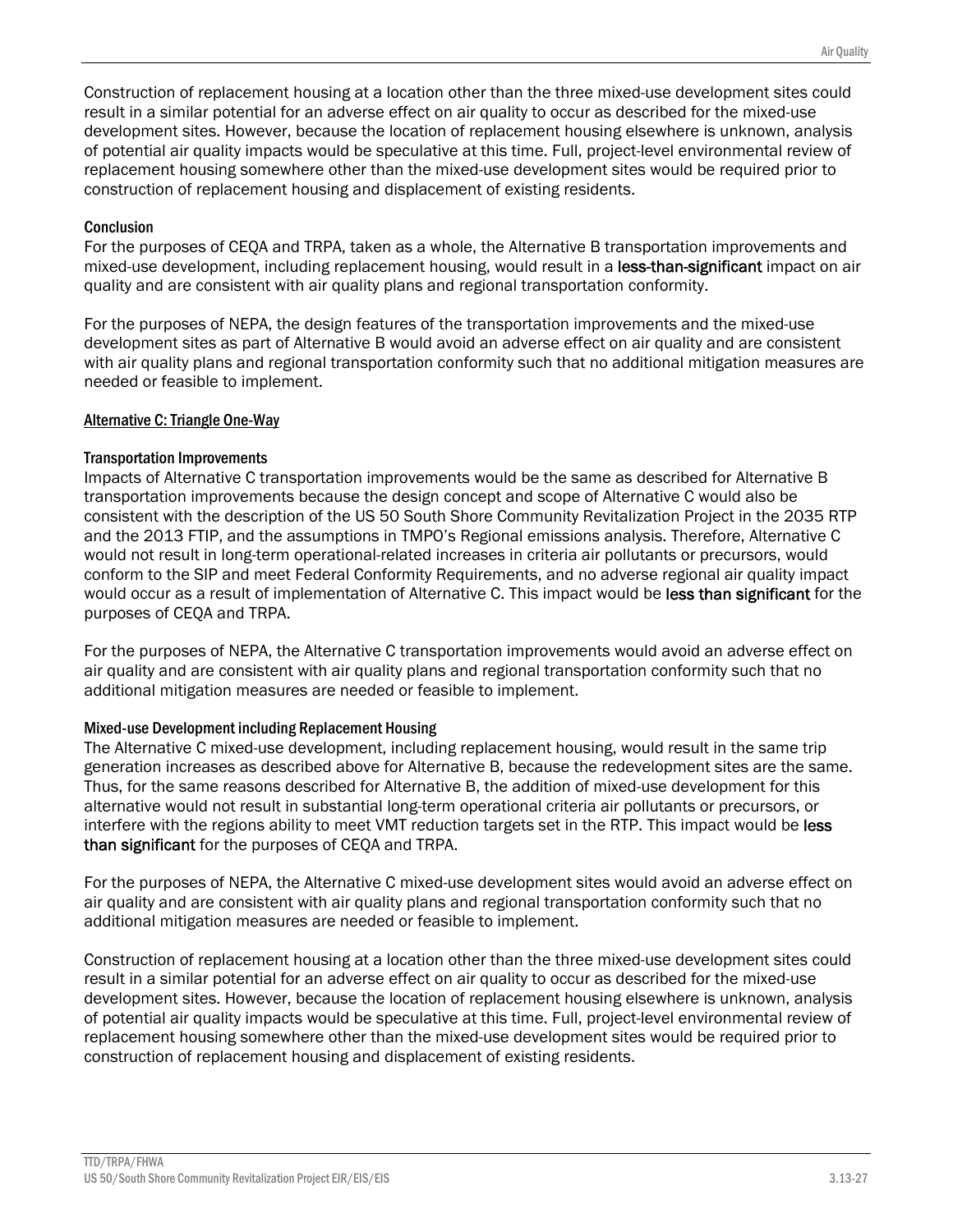Construction of replacement housing at a location other than the three mixed-use development sites could result in a similar potential for an adverse effect on air quality to occur as described for the mixed-use development sites. However, because the location of replacement housing elsewhere is unknown, analysis of potential air quality impacts would be speculative at this time. Full, project-level environmental review of replacement housing somewhere other than the mixed-use development sites would be required prior to construction of replacement housing and displacement of existing residents.

#### Conclusion

For the purposes of CEQA and TRPA, taken as a whole, the Alternative B transportation improvements and mixed-use development, including replacement housing, would result in a **less-than-significant** impact on air quality and are consistent with air quality plans and regional transportation conformity.

For the purposes of NEPA, the design features of the transportation improvements and the mixed-use development sites as part of Alternative B would avoid an adverse effect on air quality and are consistent with air quality plans and regional transportation conformity such that no additional mitigation measures are needed or feasible to implement.

### Alternative C: Triangle One-Way

#### Transportation Improvements

Impacts of Alternative C transportation improvements would be the same as described for Alternative B transportation improvements because the design concept and scope of Alternative C would also be consistent with the description of the US 50 South Shore Community Revitalization Project in the 2035 RTP and the 2013 FTIP, and the assumptions in TMPO's Regional emissions analysis. Therefore, Alternative C would not result in long-term operational-related increases in criteria air pollutants or precursors, would conform to the SIP and meet Federal Conformity Requirements, and no adverse regional air quality impact would occur as a result of implementation of Alternative C. This impact would be **less than significant** for the purposes of CEQA and TRPA.

For the purposes of NEPA, the Alternative C transportation improvements would avoid an adverse effect on air quality and are consistent with air quality plans and regional transportation conformity such that no additional mitigation measures are needed or feasible to implement.

#### Mixed-use Development including Replacement Housing

The Alternative C mixed-use development, including replacement housing, would result in the same trip generation increases as described above for Alternative B, because the redevelopment sites are the same. Thus, for the same reasons described for Alternative B, the addition of mixed-use development for this alternative would not result in substantial long-term operational criteria air pollutants or precursors, or interfere with the regions ability to meet VMT reduction targets set in the RTP. This impact would be **less than significant** for the purposes of CEQA and TRPA.

For the purposes of NEPA, the Alternative C mixed-use development sites would avoid an adverse effect on air quality and are consistent with air quality plans and regional transportation conformity such that no additional mitigation measures are needed or feasible to implement.

Construction of replacement housing at a location other than the three mixed-use development sites could result in a similar potential for an adverse effect on air quality to occur as described for the mixed-use development sites. However, because the location of replacement housing elsewhere is unknown, analysis of potential air quality impacts would be speculative at this time. Full, project-level environmental review of replacement housing somewhere other than the mixed-use development sites would be required prior to construction of replacement housing and displacement of existing residents.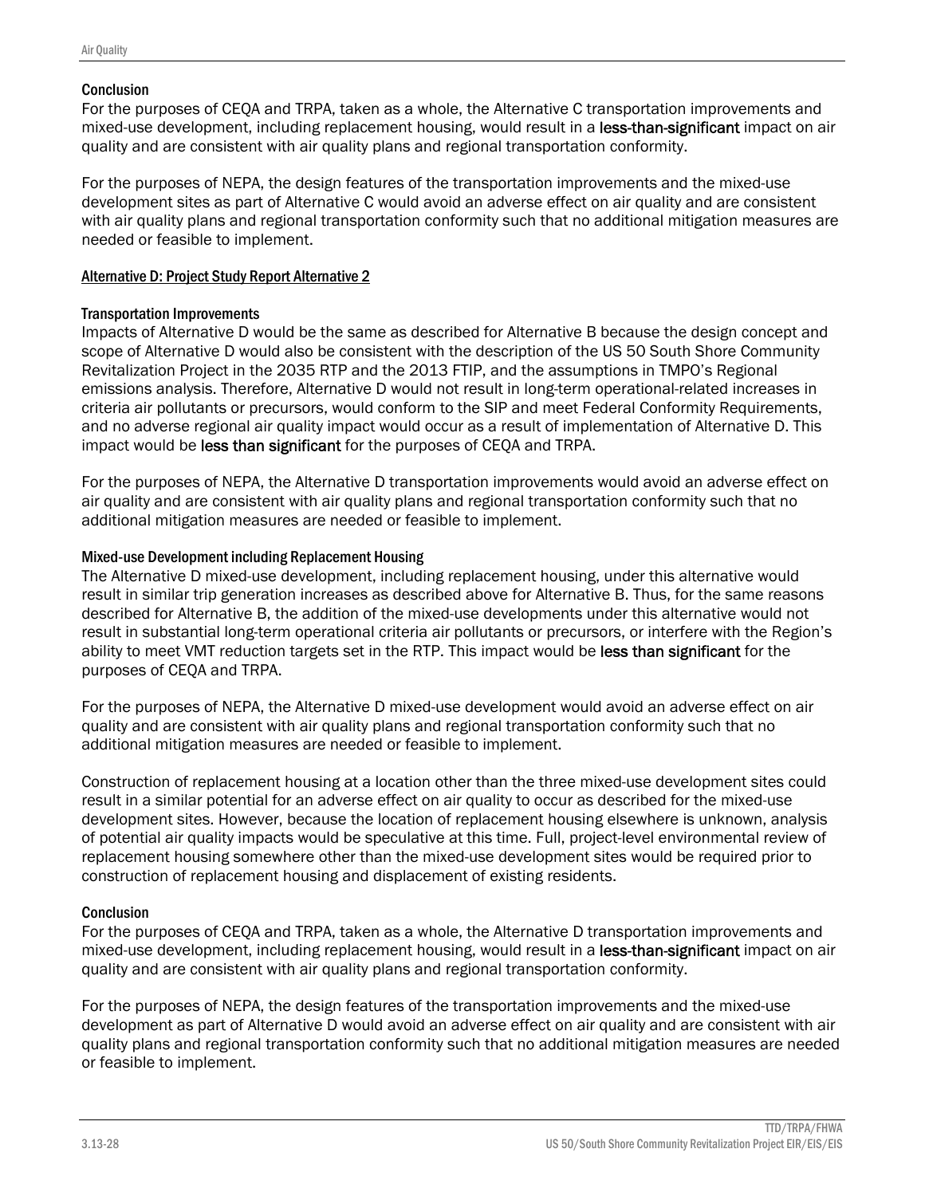#### Conclusion

For the purposes of CEQA and TRPA, taken as a whole, the Alternative C transportation improvements and mixed-use development, including replacement housing, would result in a **less-than-significant** impact on air quality and are consistent with air quality plans and regional transportation conformity.

For the purposes of NEPA, the design features of the transportation improvements and the mixed-use development sites as part of Alternative C would avoid an adverse effect on air quality and are consistent with air quality plans and regional transportation conformity such that no additional mitigation measures are needed or feasible to implement.

### Alternative D: Project Study Report Alternative 2

#### Transportation Improvements

Impacts of Alternative D would be the same as described for Alternative B because the design concept and scope of Alternative D would also be consistent with the description of the US 50 South Shore Community Revitalization Project in the 2035 RTP and the 2013 FTIP, and the assumptions in TMPO's Regional emissions analysis. Therefore, Alternative D would not result in long-term operational-related increases in criteria air pollutants or precursors, would conform to the SIP and meet Federal Conformity Requirements, and no adverse regional air quality impact would occur as a result of implementation of Alternative D. This impact would be **less than significant** for the purposes of CEQA and TRPA.

For the purposes of NEPA, the Alternative D transportation improvements would avoid an adverse effect on air quality and are consistent with air quality plans and regional transportation conformity such that no additional mitigation measures are needed or feasible to implement.

#### Mixed-use Development including Replacement Housing

The Alternative D mixed-use development, including replacement housing, under this alternative would result in similar trip generation increases as described above for Alternative B. Thus, for the same reasons described for Alternative B, the addition of the mixed-use developments under this alternative would not result in substantial long-term operational criteria air pollutants or precursors, or interfere with the Region's ability to meet VMT reduction targets set in the RTP. This impact would be **less than significant** for the purposes of CEQA and TRPA.

For the purposes of NEPA, the Alternative D mixed-use development would avoid an adverse effect on air quality and are consistent with air quality plans and regional transportation conformity such that no additional mitigation measures are needed or feasible to implement.

Construction of replacement housing at a location other than the three mixed-use development sites could result in a similar potential for an adverse effect on air quality to occur as described for the mixed-use development sites. However, because the location of replacement housing elsewhere is unknown, analysis of potential air quality impacts would be speculative at this time. Full, project-level environmental review of replacement housing somewhere other than the mixed-use development sites would be required prior to construction of replacement housing and displacement of existing residents.

#### Conclusion

For the purposes of CEQA and TRPA, taken as a whole, the Alternative D transportation improvements and mixed-use development, including replacement housing, would result in a **less-than-significant** impact on air quality and are consistent with air quality plans and regional transportation conformity.

For the purposes of NEPA, the design features of the transportation improvements and the mixed-use development as part of Alternative D would avoid an adverse effect on air quality and are consistent with air quality plans and regional transportation conformity such that no additional mitigation measures are needed or feasible to implement.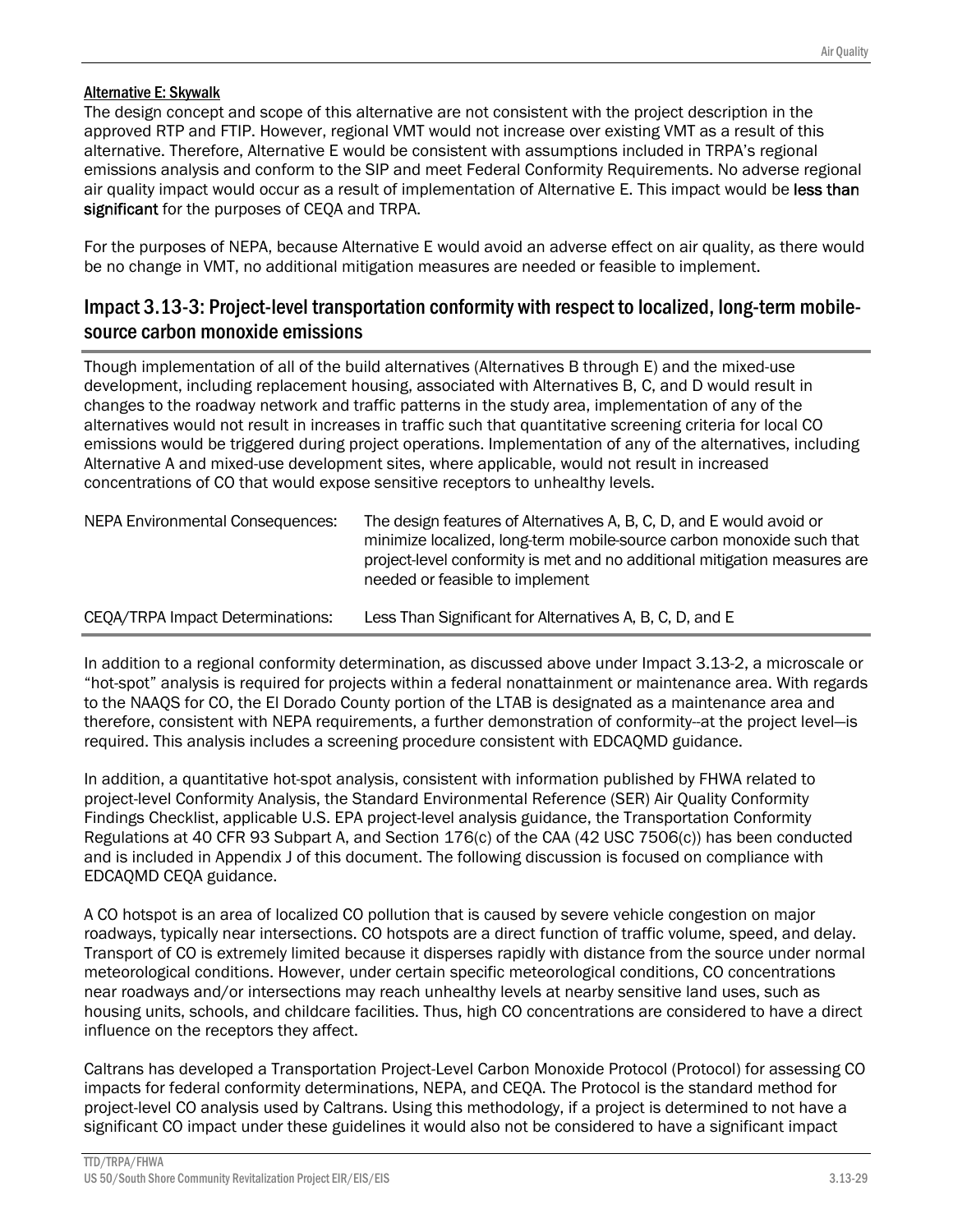#### Alternative E: Skywalk

The design concept and scope of this alternative are not consistent with the project description in the approved RTP and FTIP. However, regional VMT would not increase over existing VMT as a result of this alternative. Therefore, Alternative E would be consistent with assumptions included in TRPA's regional emissions analysis and conform to the SIP and meet Federal Conformity Requirements. No adverse regional air quality impact would occur as a result of implementation of Alternative E. This impact would be **less than significant** for the purposes of CEQA and TRPA.

For the purposes of NEPA, because Alternative E would avoid an adverse effect on air quality, as there would be no change in VMT, no additional mitigation measures are needed or feasible to implement.

## Impact 3.13-3: Project-level transportation conformity with respect to localized, long-term mobile-source carbon monoxide emissions

Though implementation of all of the build alternatives (Alternatives B through E) and the mixed-use development, including replacement housing, associated with Alternatives B, C, and D would result in changes to the roadway network and traffic patterns in the study area, implementation of any of the alternatives would not result in increases in traffic such that quantitative screening criteria for local CO emissions would be triggered during project operations. Implementation of any of the alternatives, including Alternative A and mixed-use development sites, where applicable, would not result in increased concentrations of CO that would expose sensitive receptors to unhealthy levels.

| | |
|---|---|
| NEPA Environmental Consequences: | The design features of Alternatives A, B, C, D, and E would avoid or minimize localized, long-term mobile-source carbon monoxide such that project-level conformity is met and no additional mitigation measures are needed or feasible to implement |
| CEQA/TRPA Impact Determinations: | Less Than Significant for Alternatives A, B, C, D, and E |

In addition to a regional conformity determination, as discussed above under Impact 3.13-2, a microscale or "hot-spot" analysis is required for projects within a federal nonattainment or maintenance area. With regards to the NAAQS for CO, the El Dorado County portion of the LTAB is designated as a maintenance area and therefore, consistent with NEPA requirements, a further demonstration of conformity--at the project level—is required. This analysis includes a screening procedure consistent with EDCAQMD guidance.

In addition, a quantitative hot-spot analysis, consistent with information published by FHWA related to project-level Conformity Analysis, the Standard Environmental Reference (SER) Air Quality Conformity Findings Checklist, applicable U.S. EPA project-level analysis guidance, the Transportation Conformity Regulations at 40 CFR 93 Subpart A, and Section 176(c) of the CAA (42 USC 7506(c)) has been conducted and is included in Appendix J of this document. The following discussion is focused on compliance with EDCAQMD CEQA guidance.

A CO hotspot is an area of localized CO pollution that is caused by severe vehicle congestion on major roadways, typically near intersections. CO hotspots are a direct function of traffic volume, speed, and delay. Transport of CO is extremely limited because it disperses rapidly with distance from the source under normal meteorological conditions. However, under certain specific meteorological conditions, CO concentrations near roadways and/or intersections may reach unhealthy levels at nearby sensitive land uses, such as housing units, schools, and childcare facilities. Thus, high CO concentrations are considered to have a direct influence on the receptors they affect.

Caltrans has developed a Transportation Project-Level Carbon Monoxide Protocol (Protocol) for assessing CO impacts for federal conformity determinations, NEPA, and CEQA. The Protocol is the standard method for project-level CO analysis used by Caltrans. Using this methodology, if a project is determined to not have a significant CO impact under these guidelines it would also not be considered to have a significant impact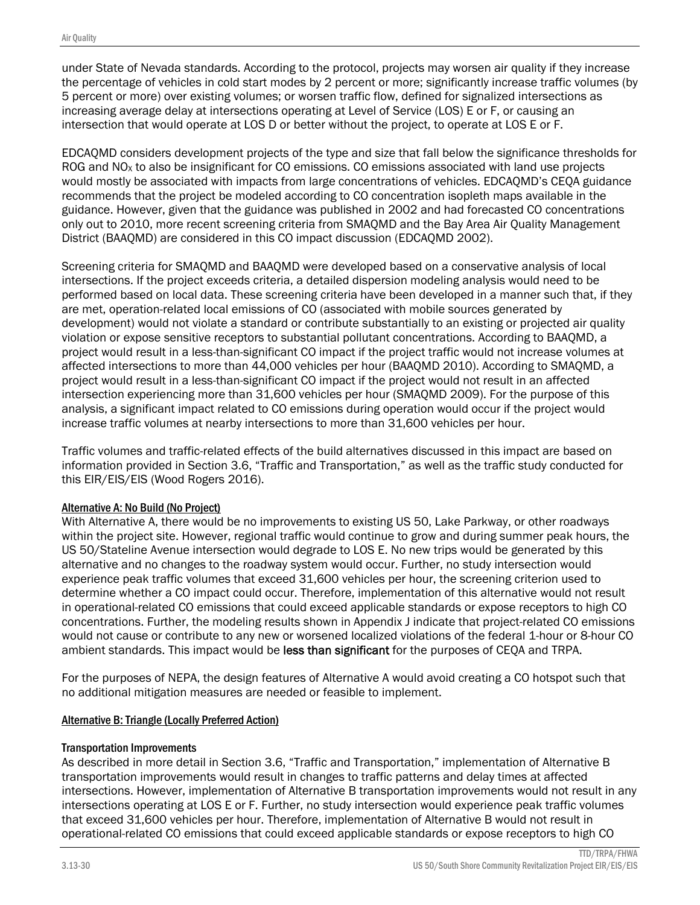under State of Nevada standards. According to the protocol, projects may worsen air quality if they increase the percentage of vehicles in cold start modes by 2 percent or more; significantly increase traffic volumes (by 5 percent or more) over existing volumes; or worsen traffic flow, defined for signalized intersections as increasing average delay at intersections operating at Level of Service (LOS) E or F, or causing an intersection that would operate at LOS D or better without the project, to operate at LOS E or F.

EDCAQMD considers development projects of the type and size that fall below the significance thresholds for ROG and $NO_X$ to also be insignificant for CO emissions. CO emissions associated with land use projects would mostly be associated with impacts from large concentrations of vehicles. EDCAQMD's CEQA guidance recommends that the project be modeled according to CO concentration isopleth maps available in the guidance. However, given that the guidance was published in 2002 and had forecasted CO concentrations only out to 2010, more recent screening criteria from SMAQMD and the Bay Area Air Quality Management District (BAAQMD) are considered in this CO impact discussion (EDCAQMD 2002).

Screening criteria for SMAQMD and BAAQMD were developed based on a conservative analysis of local intersections. If the project exceeds criteria, a detailed dispersion modeling analysis would need to be performed based on local data. These screening criteria have been developed in a manner such that, if they are met, operation-related local emissions of CO (associated with mobile sources generated by development) would not violate a standard or contribute substantially to an existing or projected air quality violation or expose sensitive receptors to substantial pollutant concentrations. According to BAAQMD, a project would result in a less-than-significant CO impact if the project traffic would not increase volumes at affected intersections to more than 44,000 vehicles per hour (BAAQMD 2010). According to SMAQMD, a project would result in a less-than-significant CO impact if the project would not result in an affected intersection experiencing more than 31,600 vehicles per hour (SMAQMD 2009). For the purpose of this analysis, a significant impact related to CO emissions during operation would occur if the project would increase traffic volumes at nearby intersections to more than 31,600 vehicles per hour.

Traffic volumes and traffic-related effects of the build alternatives discussed in this impact are based on information provided in Section 3.6, "Traffic and Transportation," as well as the traffic study conducted for this EIR/EIS/EIS (Wood Rogers 2016).

#### Alternative A: No Build (No Project)

With Alternative A, there would be no improvements to existing US 50, Lake Parkway, or other roadways within the project site. However, regional traffic would continue to grow and during summer peak hours, the US 50/Stateline Avenue intersection would degrade to LOS E. No new trips would be generated by this alternative and no changes to the roadway system would occur. Further, no study intersection would experience peak traffic volumes that exceed 31,600 vehicles per hour, the screening criterion used to determine whether a CO impact could occur. Therefore, implementation of this alternative would not result in operational-related CO emissions that could exceed applicable standards or expose receptors to high CO concentrations. Further, the modeling results shown in Appendix J indicate that project-related CO emissions would not cause or contribute to any new or worsened localized violations of the federal 1-hour or 8-hour CO ambient standards. This impact would be **less than significant** for the purposes of CEQA and TRPA.

For the purposes of NEPA, the design features of Alternative A would avoid creating a CO hotspot such that no additional mitigation measures are needed or feasible to implement.

#### Alternative B: Triangle (Locally Preferred Action)

##### Transportation Improvements

As described in more detail in Section 3.6, "Traffic and Transportation," implementation of Alternative B transportation improvements would result in changes to traffic patterns and delay times at affected intersections. However, implementation of Alternative B transportation improvements would not result in any intersections operating at LOS E or F. Further, no study intersection would experience peak traffic volumes that exceed 31,600 vehicles per hour. Therefore, implementation of Alternative B would not result in operational-related CO emissions that could exceed applicable standards or expose receptors to high CO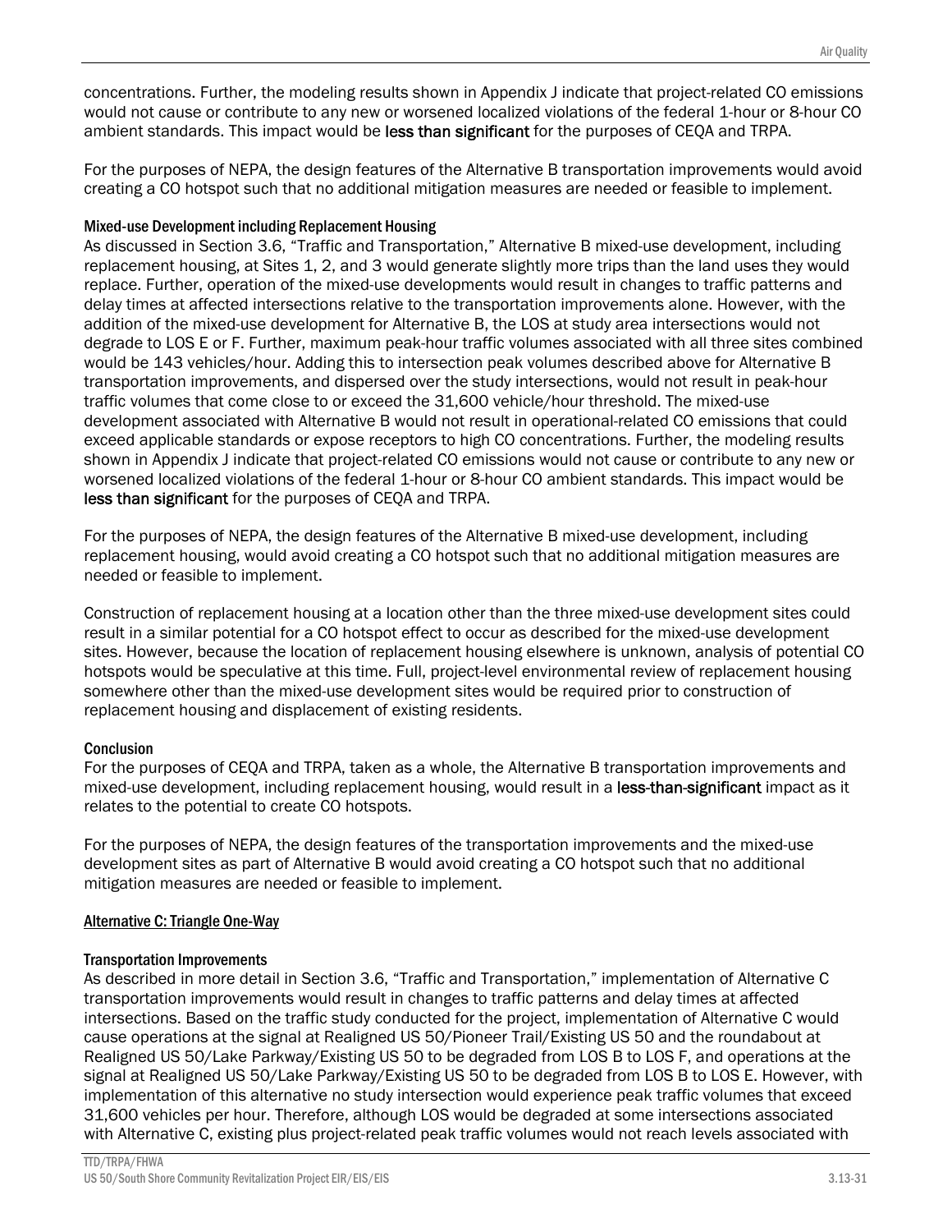concentrations. Further, the modeling results shown in Appendix J indicate that project-related CO emissions would not cause or contribute to any new or worsened localized violations of the federal 1-hour or 8-hour CO ambient standards. This impact would be **less than significant** for the purposes of CEQA and TRPA.

For the purposes of NEPA, the design features of the Alternative B transportation improvements would avoid creating a CO hotspot such that no additional mitigation measures are needed or feasible to implement.

#### Mixed-use Development including Replacement Housing

As discussed in Section 3.6, "Traffic and Transportation," Alternative B mixed-use development, including replacement housing, at Sites 1, 2, and 3 would generate slightly more trips than the land uses they would replace. Further, operation of the mixed-use developments would result in changes to traffic patterns and delay times at affected intersections relative to the transportation improvements alone. However, with the addition of the mixed-use development for Alternative B, the LOS at study area intersections would not degrade to LOS E or F. Further, maximum peak-hour traffic volumes associated with all three sites combined would be 143 vehicles/hour. Adding this to intersection peak volumes described above for Alternative B transportation improvements, and dispersed over the study intersections, would not result in peak-hour traffic volumes that come close to or exceed the 31,600 vehicle/hour threshold. The mixed-use development associated with Alternative B would not result in operational-related CO emissions that could exceed applicable standards or expose receptors to high CO concentrations. Further, the modeling results shown in Appendix J indicate that project-related CO emissions would not cause or contribute to any new or worsened localized violations of the federal 1-hour or 8-hour CO ambient standards. This impact would be **less than significant** for the purposes of CEQA and TRPA.

For the purposes of NEPA, the design features of the Alternative B mixed-use development, including replacement housing, would avoid creating a CO hotspot such that no additional mitigation measures are needed or feasible to implement.

Construction of replacement housing at a location other than the three mixed-use development sites could result in a similar potential for a CO hotspot effect to occur as described for the mixed-use development sites. However, because the location of replacement housing elsewhere is unknown, analysis of potential CO hotspots would be speculative at this time. Full, project-level environmental review of replacement housing somewhere other than the mixed-use development sites would be required prior to construction of replacement housing and displacement of existing residents.

#### Conclusion

For the purposes of CEQA and TRPA, taken as a whole, the Alternative B transportation improvements and mixed-use development, including replacement housing, would result in a **less-than-significant** impact as it relates to the potential to create CO hotspots.

For the purposes of NEPA, the design features of the transportation improvements and the mixed-use development sites as part of Alternative B would avoid creating a CO hotspot such that no additional mitigation measures are needed or feasible to implement.

### Alternative C: Triangle One-Way

#### Transportation Improvements

As described in more detail in Section 3.6, "Traffic and Transportation," implementation of Alternative C transportation improvements would result in changes to traffic patterns and delay times at affected intersections. Based on the traffic study conducted for the project, implementation of Alternative C would cause operations at the signal at Realigned US 50/Pioneer Trail/Existing US 50 and the roundabout at Realigned US 50/Lake Parkway/Existing US 50 to be degraded from LOS B to LOS F, and operations at the signal at Realigned US 50/Lake Parkway/Existing US 50 to be degraded from LOS B to LOS E. However, with implementation of this alternative no study intersection would experience peak traffic volumes that exceed 31,600 vehicles per hour. Therefore, although LOS would be degraded at some intersections associated with Alternative C, existing plus project-related peak traffic volumes would not reach levels associated with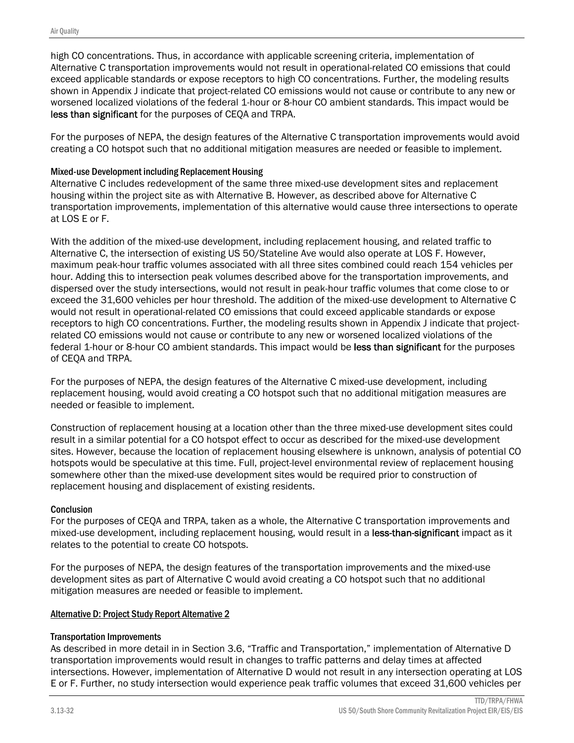high CO concentrations. Thus, in accordance with applicable screening criteria, implementation of Alternative C transportation improvements would not result in operational-related CO emissions that could exceed applicable standards or expose receptors to high CO concentrations. Further, the modeling results shown in Appendix J indicate that project-related CO emissions would not cause or contribute to any new or worsened localized violations of the federal 1-hour or 8-hour CO ambient standards. This impact would be **less than significant** for the purposes of CEQA and TRPA.

For the purposes of NEPA, the design features of the Alternative C transportation improvements would avoid creating a CO hotspot such that no additional mitigation measures are needed or feasible to implement.

#### Mixed-use Development including Replacement Housing

Alternative C includes redevelopment of the same three mixed-use development sites and replacement housing within the project site as with Alternative B. However, as described above for Alternative C transportation improvements, implementation of this alternative would cause three intersections to operate at LOS E or F.

With the addition of the mixed-use development, including replacement housing, and related traffic to Alternative C, the intersection of existing US 50/Stateline Ave would also operate at LOS F. However, maximum peak-hour traffic volumes associated with all three sites combined could reach 154 vehicles per hour. Adding this to intersection peak volumes described above for the transportation improvements, and dispersed over the study intersections, would not result in peak-hour traffic volumes that come close to or exceed the 31,600 vehicles per hour threshold. The addition of the mixed-use development to Alternative C would not result in operational-related CO emissions that could exceed applicable standards or expose receptors to high CO concentrations. Further, the modeling results shown in Appendix J indicate that project-related CO emissions would not cause or contribute to any new or worsened localized violations of the federal 1-hour or 8-hour CO ambient standards. This impact would be **less than significant** for the purposes of CEQA and TRPA.

For the purposes of NEPA, the design features of the Alternative C mixed-use development, including replacement housing, would avoid creating a CO hotspot such that no additional mitigation measures are needed or feasible to implement.

Construction of replacement housing at a location other than the three mixed-use development sites could result in a similar potential for a CO hotspot effect to occur as described for the mixed-use development sites. However, because the location of replacement housing elsewhere is unknown, analysis of potential CO hotspots would be speculative at this time. Full, project-level environmental review of replacement housing somewhere other than the mixed-use development sites would be required prior to construction of replacement housing and displacement of existing residents.

#### Conclusion

For the purposes of CEQA and TRPA, taken as a whole, the Alternative C transportation improvements and mixed-use development, including replacement housing, would result in a **less-than-significant** impact as it relates to the potential to create CO hotspots.

For the purposes of NEPA, the design features of the transportation improvements and the mixed-use development sites as part of Alternative C would avoid creating a CO hotspot such that no additional mitigation measures are needed or feasible to implement.

### Alternative D: Project Study Report Alternative 2

#### Transportation Improvements

As described in more detail in in Section 3.6, "Traffic and Transportation," implementation of Alternative D transportation improvements would result in changes to traffic patterns and delay times at affected intersections. However, implementation of Alternative D would not result in any intersection operating at LOS E or F. Further, no study intersection would experience peak traffic volumes that exceed 31,600 vehicles per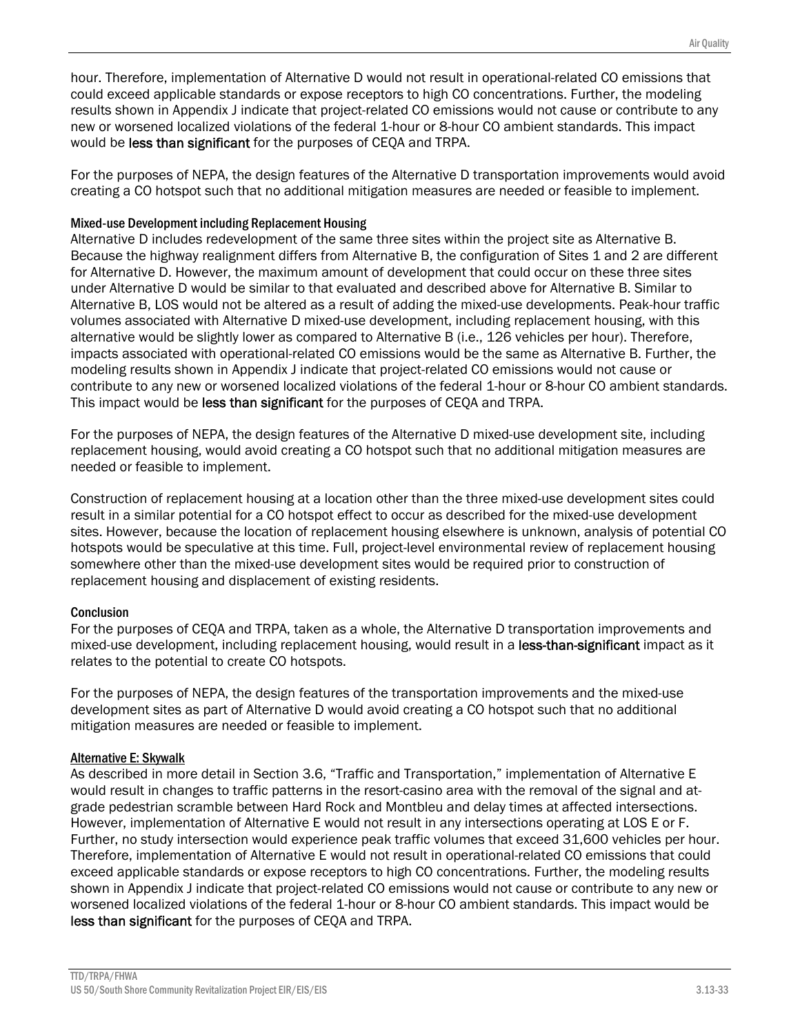hour. Therefore, implementation of Alternative D would not result in operational-related CO emissions that could exceed applicable standards or expose receptors to high CO concentrations. Further, the modeling results shown in Appendix J indicate that project-related CO emissions would not cause or contribute to any new or worsened localized violations of the federal 1-hour or 8-hour CO ambient standards. This impact would be **less than significant** for the purposes of CEQA and TRPA.

For the purposes of NEPA, the design features of the Alternative D transportation improvements would avoid creating a CO hotspot such that no additional mitigation measures are needed or feasible to implement.

#### Mixed-use Development including Replacement Housing

Alternative D includes redevelopment of the same three sites within the project site as Alternative B. Because the highway realignment differs from Alternative B, the configuration of Sites 1 and 2 are different for Alternative D. However, the maximum amount of development that could occur on these three sites under Alternative D would be similar to that evaluated and described above for Alternative B. Similar to Alternative B, LOS would not be altered as a result of adding the mixed-use developments. Peak-hour traffic volumes associated with Alternative D mixed-use development, including replacement housing, with this alternative would be slightly lower as compared to Alternative B (i.e., 126 vehicles per hour). Therefore, impacts associated with operational-related CO emissions would be the same as Alternative B. Further, the modeling results shown in Appendix J indicate that project-related CO emissions would not cause or contribute to any new or worsened localized violations of the federal 1-hour or 8-hour CO ambient standards. This impact would be **less than significant** for the purposes of CEQA and TRPA.

For the purposes of NEPA, the design features of the Alternative D mixed-use development site, including replacement housing, would avoid creating a CO hotspot such that no additional mitigation measures are needed or feasible to implement.

Construction of replacement housing at a location other than the three mixed-use development sites could result in a similar potential for a CO hotspot effect to occur as described for the mixed-use development sites. However, because the location of replacement housing elsewhere is unknown, analysis of potential CO hotspots would be speculative at this time. Full, project-level environmental review of replacement housing somewhere other than the mixed-use development sites would be required prior to construction of replacement housing and displacement of existing residents.

#### Conclusion

For the purposes of CEQA and TRPA, taken as a whole, the Alternative D transportation improvements and mixed-use development, including replacement housing, would result in a **less-than-significant** impact as it relates to the potential to create CO hotspots.

For the purposes of NEPA, the design features of the transportation improvements and the mixed-use development sites as part of Alternative D would avoid creating a CO hotspot such that no additional mitigation measures are needed or feasible to implement.

#### Alternative E: Skywalk

As described in more detail in Section 3.6, "Traffic and Transportation," implementation of Alternative E would result in changes to traffic patterns in the resort-casino area with the removal of the signal and at-grade pedestrian scramble between Hard Rock and Montbleu and delay times at affected intersections. However, implementation of Alternative E would not result in any intersections operating at LOS E or F. Further, no study intersection would experience peak traffic volumes that exceed 31,600 vehicles per hour. Therefore, implementation of Alternative E would not result in operational-related CO emissions that could exceed applicable standards or expose receptors to high CO concentrations. Further, the modeling results shown in Appendix J indicate that project-related CO emissions would not cause or contribute to any new or worsened localized violations of the federal 1-hour or 8-hour CO ambient standards. This impact would be **less than significant** for the purposes of CEQA and TRPA.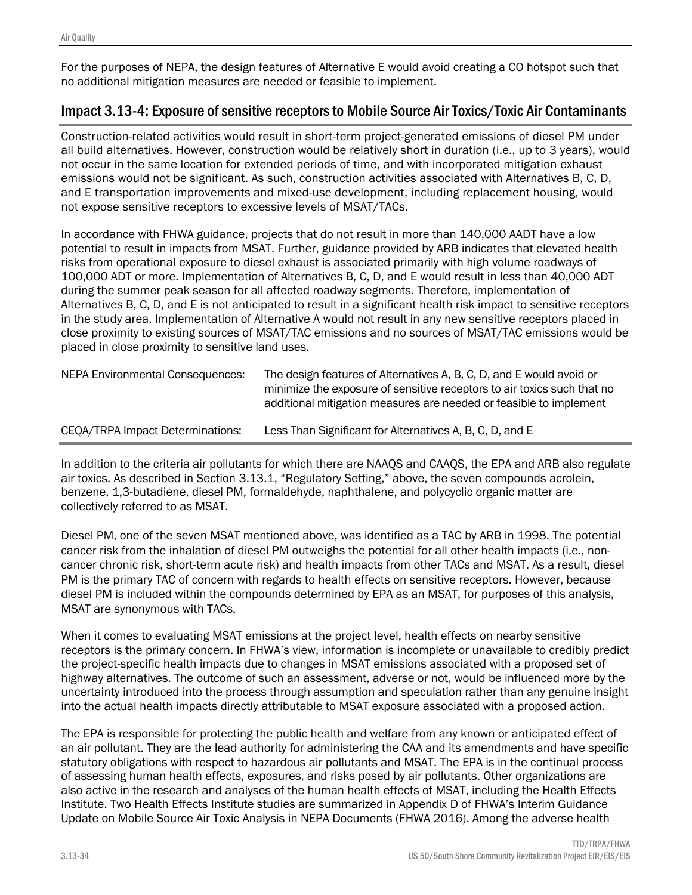For the purposes of NEPA, the design features of Alternative E would avoid creating a CO hotspot such that no additional mitigation measures are needed or feasible to implement.

## Impact 3.13-4: Exposure of sensitive receptors to Mobile Source Air Toxics/Toxic Air Contaminants

Construction-related activities would result in short-term project-generated emissions of diesel PM under all build alternatives. However, construction would be relatively short in duration (i.e., up to 3 years), would not occur in the same location for extended periods of time, and with incorporated mitigation exhaust emissions would not be significant. As such, construction activities associated with Alternatives B, C, D, and E transportation improvements and mixed-use development, including replacement housing, would not expose sensitive receptors to excessive levels of MSAT/TACs.

In accordance with FHWA guidance, projects that do not result in more than 140,000 AADT have a low potential to result in impacts from MSAT. Further, guidance provided by ARB indicates that elevated health risks from operational exposure to diesel exhaust is associated primarily with high volume roadways of 100,000 ADT or more. Implementation of Alternatives B, C, D, and E would result in less than 40,000 ADT during the summer peak season for all affected roadway segments. Therefore, implementation of Alternatives B, C, D, and E is not anticipated to result in a significant health risk impact to sensitive receptors in the study area. Implementation of Alternative A would not result in any new sensitive receptors placed in close proximity to existing sources of MSAT/TAC emissions and no sources of MSAT/TAC emissions would be placed in close proximity to sensitive land uses.

| | |
|---|---|
| NEPA Environmental Consequences: | The design features of Alternatives A, B, C, D, and E would avoid or minimize the exposure of sensitive receptors to air toxics such that no additional mitigation measures are needed or feasible to implement |
| CEQA/TRPA Impact Determinations: | Less Than Significant for Alternatives A, B, C, D, and E |

In addition to the criteria air pollutants for which there are NAAQS and CAAQS, the EPA and ARB also regulate air toxics. As described in Section 3.13.1, "Regulatory Setting," above, the seven compounds acrolein, benzene, 1,3-butadiene, diesel PM, formaldehyde, naphthalene, and polycyclic organic matter are collectively referred to as MSAT.

Diesel PM, one of the seven MSAT mentioned above, was identified as a TAC by ARB in 1998. The potential cancer risk from the inhalation of diesel PM outweighs the potential for all other health impacts (i.e., non-cancer chronic risk, short-term acute risk) and health impacts from other TACs and MSAT. As a result, diesel PM is the primary TAC of concern with regards to health effects on sensitive receptors. However, because diesel PM is included within the compounds determined by EPA as an MSAT, for purposes of this analysis, MSAT are synonymous with TACs.

When it comes to evaluating MSAT emissions at the project level, health effects on nearby sensitive receptors is the primary concern. In FHWA's view, information is incomplete or unavailable to credibly predict the project-specific health impacts due to changes in MSAT emissions associated with a proposed set of highway alternatives. The outcome of such an assessment, adverse or not, would be influenced more by the uncertainty introduced into the process through assumption and speculation rather than any genuine insight into the actual health impacts directly attributable to MSAT exposure associated with a proposed action.

The EPA is responsible for protecting the public health and welfare from any known or anticipated effect of an air pollutant. They are the lead authority for administering the CAA and its amendments and have specific statutory obligations with respect to hazardous air pollutants and MSAT. The EPA is in the continual process of assessing human health effects, exposures, and risks posed by air pollutants. Other organizations are also active in the research and analyses of the human health effects of MSAT, including the Health Effects Institute. Two Health Effects Institute studies are summarized in Appendix D of FHWA's Interim Guidance Update on Mobile Source Air Toxic Analysis in NEPA Documents (FHWA 2016). Among the adverse health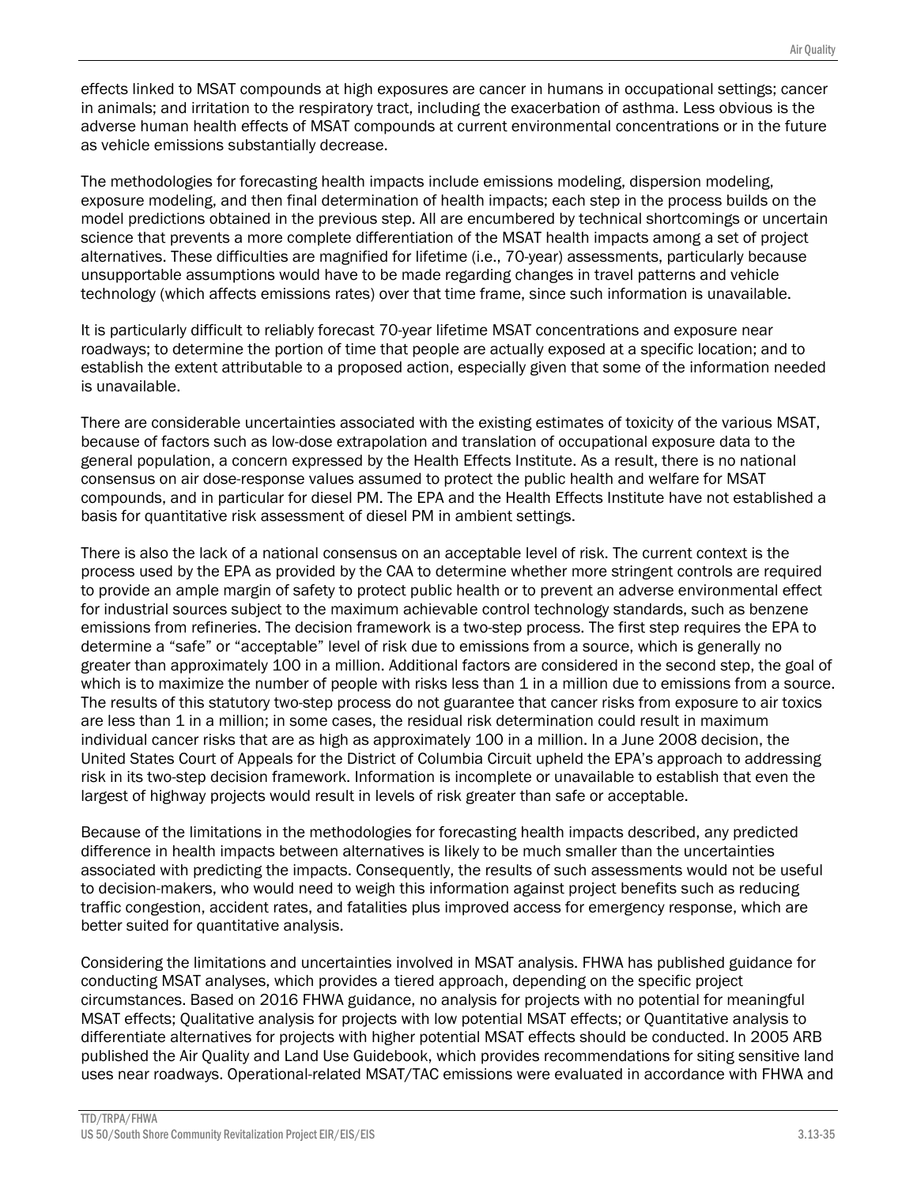effects linked to MSAT compounds at high exposures are cancer in humans in occupational settings; cancer in animals; and irritation to the respiratory tract, including the exacerbation of asthma. Less obvious is the adverse human health effects of MSAT compounds at current environmental concentrations or in the future as vehicle emissions substantially decrease.

The methodologies for forecasting health impacts include emissions modeling, dispersion modeling, exposure modeling, and then final determination of health impacts; each step in the process builds on the model predictions obtained in the previous step. All are encumbered by technical shortcomings or uncertain science that prevents a more complete differentiation of the MSAT health impacts among a set of project alternatives. These difficulties are magnified for lifetime (i.e., 70-year) assessments, particularly because unsupportable assumptions would have to be made regarding changes in travel patterns and vehicle technology (which affects emissions rates) over that time frame, since such information is unavailable.

It is particularly difficult to reliably forecast 70-year lifetime MSAT concentrations and exposure near roadways; to determine the portion of time that people are actually exposed at a specific location; and to establish the extent attributable to a proposed action, especially given that some of the information needed is unavailable.

There are considerable uncertainties associated with the existing estimates of toxicity of the various MSAT, because of factors such as low-dose extrapolation and translation of occupational exposure data to the general population, a concern expressed by the Health Effects Institute. As a result, there is no national consensus on air dose-response values assumed to protect the public health and welfare for MSAT compounds, and in particular for diesel PM. The EPA and the Health Effects Institute have not established a basis for quantitative risk assessment of diesel PM in ambient settings.

There is also the lack of a national consensus on an acceptable level of risk. The current context is the process used by the EPA as provided by the CAA to determine whether more stringent controls are required to provide an ample margin of safety to protect public health or to prevent an adverse environmental effect for industrial sources subject to the maximum achievable control technology standards, such as benzene emissions from refineries. The decision framework is a two-step process. The first step requires the EPA to determine a "safe" or "acceptable" level of risk due to emissions from a source, which is generally no greater than approximately 100 in a million. Additional factors are considered in the second step, the goal of which is to maximize the number of people with risks less than 1 in a million due to emissions from a source. The results of this statutory two-step process do not guarantee that cancer risks from exposure to air toxics are less than 1 in a million; in some cases, the residual risk determination could result in maximum individual cancer risks that are as high as approximately 100 in a million. In a June 2008 decision, the United States Court of Appeals for the District of Columbia Circuit upheld the EPA's approach to addressing risk in its two-step decision framework. Information is incomplete or unavailable to establish that even the largest of highway projects would result in levels of risk greater than safe or acceptable.

Because of the limitations in the methodologies for forecasting health impacts described, any predicted difference in health impacts between alternatives is likely to be much smaller than the uncertainties associated with predicting the impacts. Consequently, the results of such assessments would not be useful to decision-makers, who would need to weigh this information against project benefits such as reducing traffic congestion, accident rates, and fatalities plus improved access for emergency response, which are better suited for quantitative analysis.

Considering the limitations and uncertainties involved in MSAT analysis. FHWA has published guidance for conducting MSAT analyses, which provides a tiered approach, depending on the specific project circumstances. Based on 2016 FHWA guidance, no analysis for projects with no potential for meaningful MSAT effects; Qualitative analysis for projects with low potential MSAT effects; or Quantitative analysis to differentiate alternatives for projects with higher potential MSAT effects should be conducted. In 2005 ARB published the Air Quality and Land Use Guidebook, which provides recommendations for siting sensitive land uses near roadways. Operational-related MSAT/TAC emissions were evaluated in accordance with FHWA and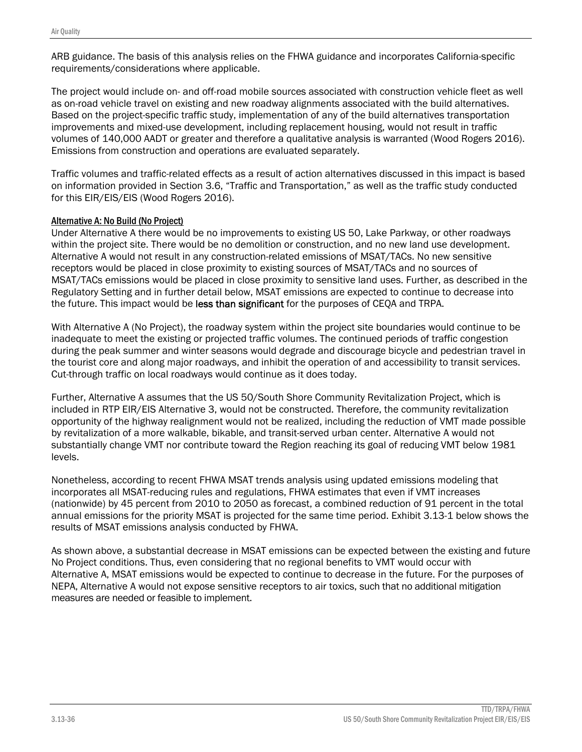ARB guidance. The basis of this analysis relies on the FHWA guidance and incorporates California-specific requirements/considerations where applicable.

The project would include on- and off-road mobile sources associated with construction vehicle fleet as well as on-road vehicle travel on existing and new roadway alignments associated with the build alternatives. Based on the project-specific traffic study, implementation of any of the build alternatives transportation improvements and mixed-use development, including replacement housing, would not result in traffic volumes of 140,000 AADT or greater and therefore a qualitative analysis is warranted (Wood Rogers 2016). Emissions from construction and operations are evaluated separately.

Traffic volumes and traffic-related effects as a result of action alternatives discussed in this impact is based on information provided in Section 3.6, "Traffic and Transportation," as well as the traffic study conducted for this EIR/EIS/EIS (Wood Rogers 2016).

#### Alternative A: No Build (No Project)

Under Alternative A there would be no improvements to existing US 50, Lake Parkway, or other roadways within the project site. There would be no demolition or construction, and no new land use development. Alternative A would not result in any construction-related emissions of MSAT/TACs. No new sensitive receptors would be placed in close proximity to existing sources of MSAT/TACs and no sources of MSAT/TACs emissions would be placed in close proximity to sensitive land uses. Further, as described in the Regulatory Setting and in further detail below, MSAT emissions are expected to continue to decrease into the future. This impact would be **less than significant** for the purposes of CEQA and TRPA.

With Alternative A (No Project), the roadway system within the project site boundaries would continue to be inadequate to meet the existing or projected traffic volumes. The continued periods of traffic congestion during the peak summer and winter seasons would degrade and discourage bicycle and pedestrian travel in the tourist core and along major roadways, and inhibit the operation of and accessibility to transit services. Cut-through traffic on local roadways would continue as it does today.

Further, Alternative A assumes that the US 50/South Shore Community Revitalization Project, which is included in RTP EIR/EIS Alternative 3, would not be constructed. Therefore, the community revitalization opportunity of the highway realignment would not be realized, including the reduction of VMT made possible by revitalization of a more walkable, bikable, and transit-served urban center. Alternative A would not substantially change VMT nor contribute toward the Region reaching its goal of reducing VMT below 1981 levels.

Nonetheless, according to recent FHWA MSAT trends analysis using updated emissions modeling that incorporates all MSAT-reducing rules and regulations, FHWA estimates that even if VMT increases (nationwide) by 45 percent from 2010 to 2050 as forecast, a combined reduction of 91 percent in the total annual emissions for the priority MSAT is projected for the same time period. Exhibit 3.13-1 below shows the results of MSAT emissions analysis conducted by FHWA.

As shown above, a substantial decrease in MSAT emissions can be expected between the existing and future No Project conditions. Thus, even considering that no regional benefits to VMT would occur with Alternative A, MSAT emissions would be expected to continue to decrease in the future. For the purposes of NEPA, Alternative A would not expose sensitive receptors to air toxics, such that no additional mitigation measures are needed or feasible to implement.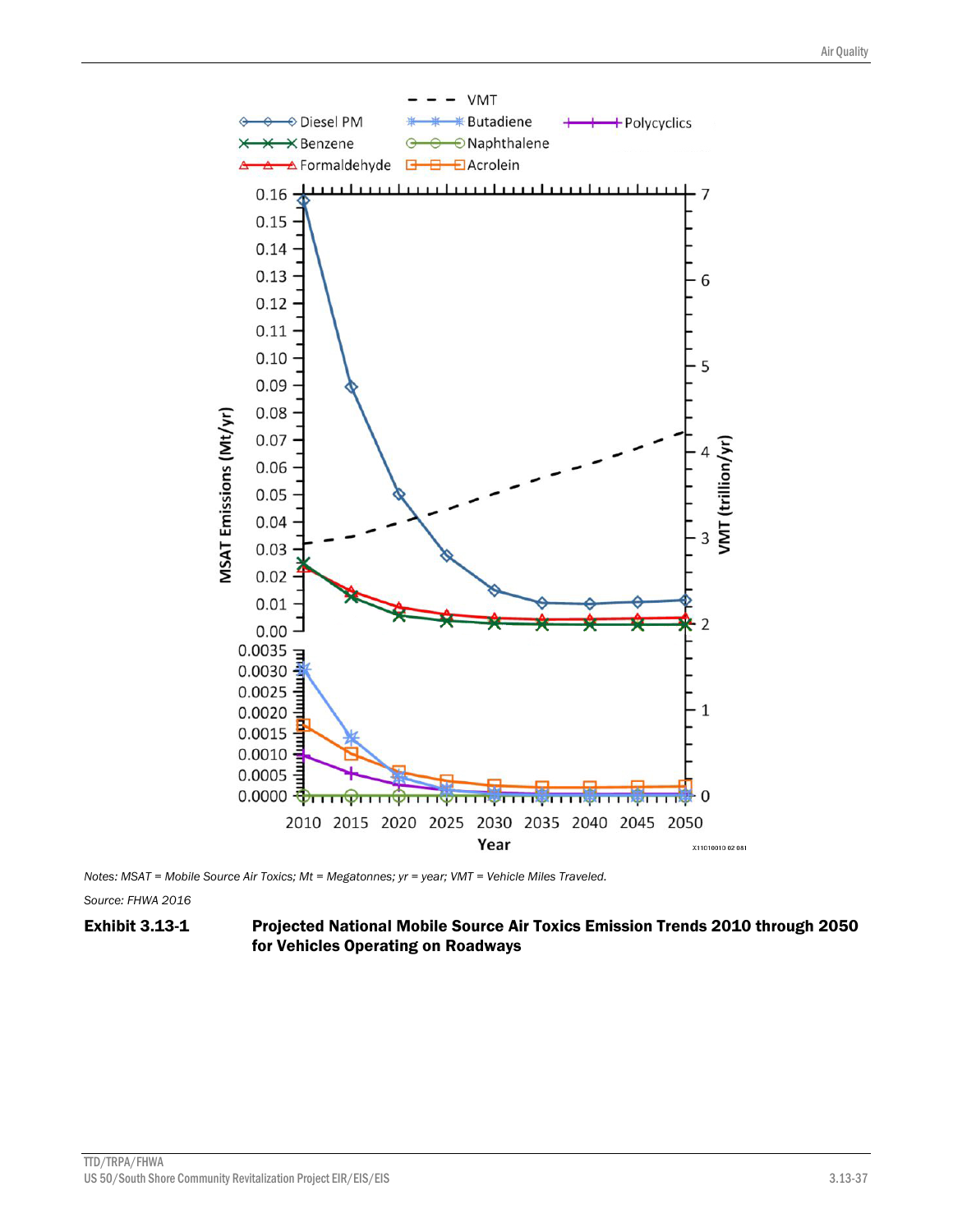Notes: MSAT = Mobile Source Air Toxics; Mt = Megatonnes; yr = year; VMT = Vehicle Miles Traveled.

Source: FHWA 2016

**Exhibit 3.13-1 Projected National Mobile Source Air Toxics Emission Trends 2010 through 2050 for Vehicles Operating on Roadways**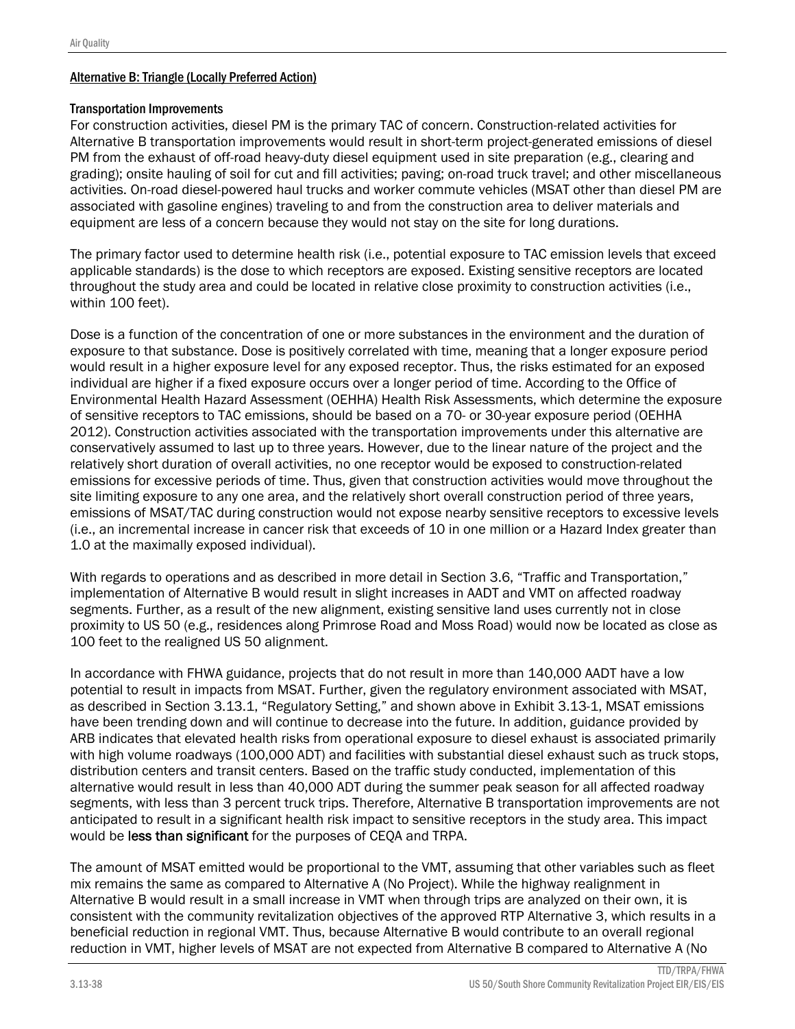## Alternative B: Triangle (Locally Preferred Action)

### Transportation Improvements

For construction activities, diesel PM is the primary TAC of concern. Construction-related activities for Alternative B transportation improvements would result in short-term project-generated emissions of diesel PM from the exhaust of off-road heavy-duty diesel equipment used in site preparation (e.g., clearing and grading); onsite hauling of soil for cut and fill activities; paving; on-road truck travel; and other miscellaneous activities. On-road diesel-powered haul trucks and worker commute vehicles (MSAT other than diesel PM are associated with gasoline engines) traveling to and from the construction area to deliver materials and equipment are less of a concern because they would not stay on the site for long durations.

The primary factor used to determine health risk (i.e., potential exposure to TAC emission levels that exceed applicable standards) is the dose to which receptors are exposed. Existing sensitive receptors are located throughout the study area and could be located in relative close proximity to construction activities (i.e., within 100 feet).

Dose is a function of the concentration of one or more substances in the environment and the duration of exposure to that substance. Dose is positively correlated with time, meaning that a longer exposure period would result in a higher exposure level for any exposed receptor. Thus, the risks estimated for an exposed individual are higher if a fixed exposure occurs over a longer period of time. According to the Office of Environmental Health Hazard Assessment (OEHHA) Health Risk Assessments, which determine the exposure of sensitive receptors to TAC emissions, should be based on a 70- or 30-year exposure period (OEHHA 2012). Construction activities associated with the transportation improvements under this alternative are conservatively assumed to last up to three years. However, due to the linear nature of the project and the relatively short duration of overall activities, no one receptor would be exposed to construction-related emissions for excessive periods of time. Thus, given that construction activities would move throughout the site limiting exposure to any one area, and the relatively short overall construction period of three years, emissions of MSAT/TAC during construction would not expose nearby sensitive receptors to excessive levels (i.e., an incremental increase in cancer risk that exceeds of 10 in one million or a Hazard Index greater than 1.0 at the maximally exposed individual).

With regards to operations and as described in more detail in Section 3.6, "Traffic and Transportation," implementation of Alternative B would result in slight increases in AADT and VMT on affected roadway segments. Further, as a result of the new alignment, existing sensitive land uses currently not in close proximity to US 50 (e.g., residences along Primrose Road and Moss Road) would now be located as close as 100 feet to the realigned US 50 alignment.

In accordance with FHWA guidance, projects that do not result in more than 140,000 AADT have a low potential to result in impacts from MSAT. Further, given the regulatory environment associated with MSAT, as described in Section 3.13.1, "Regulatory Setting," and shown above in Exhibit 3.13-1, MSAT emissions have been trending down and will continue to decrease into the future. In addition, guidance provided by ARB indicates that elevated health risks from operational exposure to diesel exhaust is associated primarily with high volume roadways (100,000 ADT) and facilities with substantial diesel exhaust such as truck stops, distribution centers and transit centers. Based on the traffic study conducted, implementation of this alternative would result in less than 40,000 ADT during the summer peak season for all affected roadway segments, with less than 3 percent truck trips. Therefore, Alternative B transportation improvements are not anticipated to result in a significant health risk impact to sensitive receptors in the study area. This impact would be **less than significant** for the purposes of CEQA and TRPA.

The amount of MSAT emitted would be proportional to the VMT, assuming that other variables such as fleet mix remains the same as compared to Alternative A (No Project). While the highway realignment in Alternative B would result in a small increase in VMT when through trips are analyzed on their own, it is consistent with the community revitalization objectives of the approved RTP Alternative 3, which results in a beneficial reduction in regional VMT. Thus, because Alternative B would contribute to an overall regional reduction in VMT, higher levels of MSAT are not expected from Alternative B compared to Alternative A (No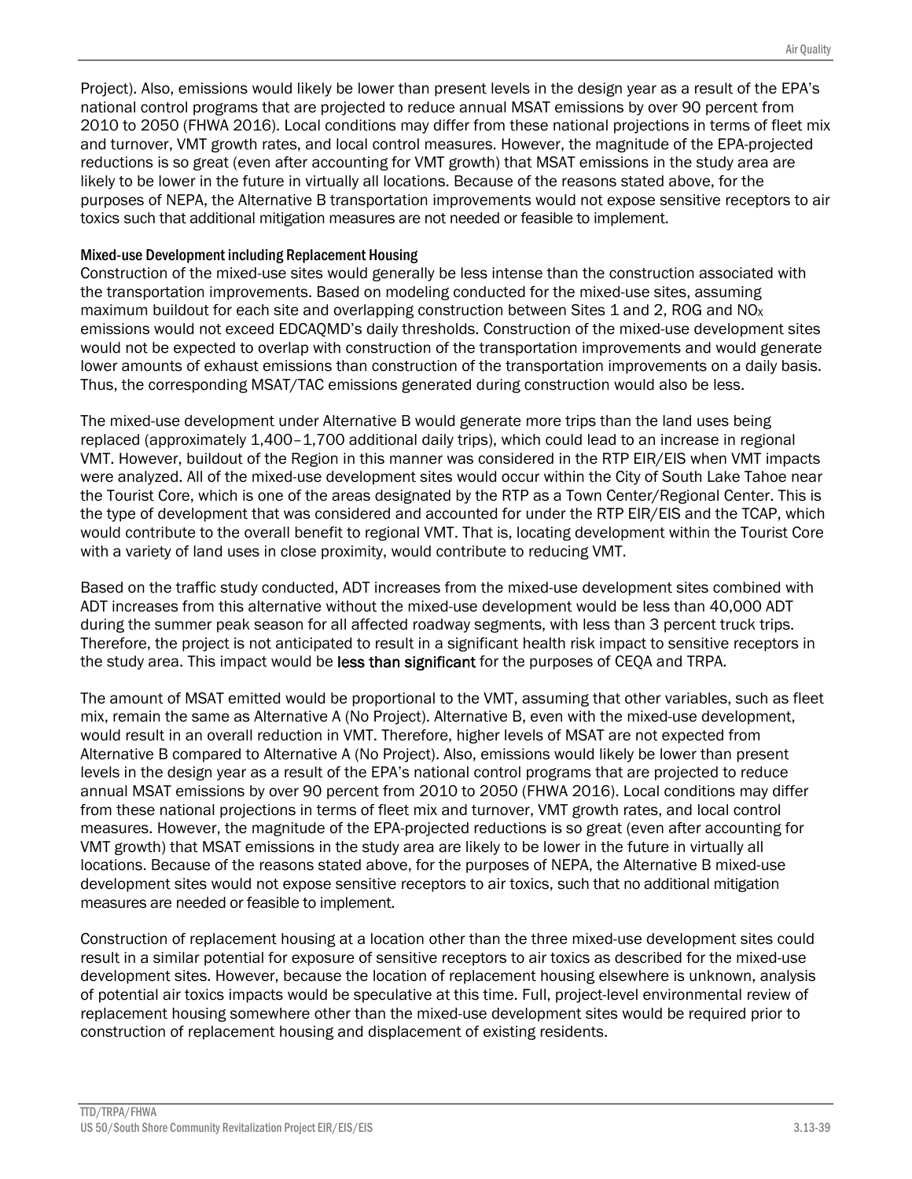Project). Also, emissions would likely be lower than present levels in the design year as a result of the EPA's national control programs that are projected to reduce annual MSAT emissions by over 90 percent from 2010 to 2050 (FHWA 2016). Local conditions may differ from these national projections in terms of fleet mix and turnover, VMT growth rates, and local control measures. However, the magnitude of the EPA-projected reductions is so great (even after accounting for VMT growth) that MSAT emissions in the study area are likely to be lower in the future in virtually all locations. Because of the reasons stated above, for the purposes of NEPA, the Alternative B transportation improvements would not expose sensitive receptors to air toxics such that additional mitigation measures are not needed or feasible to implement.

#### Mixed-use Development including Replacement Housing

Construction of the mixed-use sites would generally be less intense than the construction associated with the transportation improvements. Based on modeling conducted for the mixed-use sites, assuming maximum buildout for each site and overlapping construction between Sites 1 and 2, ROG and $NO_X$ emissions would not exceed EDCAQMD's daily thresholds. Construction of the mixed-use development sites would not be expected to overlap with construction of the transportation improvements and would generate lower amounts of exhaust emissions than construction of the transportation improvements on a daily basis. Thus, the corresponding MSAT/TAC emissions generated during construction would also be less.

The mixed-use development under Alternative B would generate more trips than the land uses being replaced (approximately 1,400–1,700 additional daily trips), which could lead to an increase in regional VMT. However, buildout of the Region in this manner was considered in the RTP EIR/EIS when VMT impacts were analyzed. All of the mixed-use development sites would occur within the City of South Lake Tahoe near the Tourist Core, which is one of the areas designated by the RTP as a Town Center/Regional Center. This is the type of development that was considered and accounted for under the RTP EIR/EIS and the TCAP, which would contribute to the overall benefit to regional VMT. That is, locating development within the Tourist Core with a variety of land uses in close proximity, would contribute to reducing VMT.

Based on the traffic study conducted, ADT increases from the mixed-use development sites combined with ADT increases from this alternative without the mixed-use development would be less than 40,000 ADT during the summer peak season for all affected roadway segments, with less than 3 percent truck trips. Therefore, the project is not anticipated to result in a significant health risk impact to sensitive receptors in the study area. This impact would be **less than significant** for the purposes of CEQA and TRPA.

The amount of MSAT emitted would be proportional to the VMT, assuming that other variables, such as fleet mix, remain the same as Alternative A (No Project). Alternative B, even with the mixed-use development, would result in an overall reduction in VMT. Therefore, higher levels of MSAT are not expected from Alternative B compared to Alternative A (No Project). Also, emissions would likely be lower than present levels in the design year as a result of the EPA's national control programs that are projected to reduce annual MSAT emissions by over 90 percent from 2010 to 2050 (FHWA 2016). Local conditions may differ from these national projections in terms of fleet mix and turnover, VMT growth rates, and local control measures. However, the magnitude of the EPA-projected reductions is so great (even after accounting for VMT growth) that MSAT emissions in the study area are likely to be lower in the future in virtually all locations. Because of the reasons stated above, for the purposes of NEPA, the Alternative B mixed-use development sites would not expose sensitive receptors to air toxics, such that no additional mitigation measures are needed or feasible to implement.

Construction of replacement housing at a location other than the three mixed-use development sites could result in a similar potential for exposure of sensitive receptors to air toxics as described for the mixed-use development sites. However, because the location of replacement housing elsewhere is unknown, analysis of potential air toxics impacts would be speculative at this time. Full, project-level environmental review of replacement housing somewhere other than the mixed-use development sites would be required prior to construction of replacement housing and displacement of existing residents.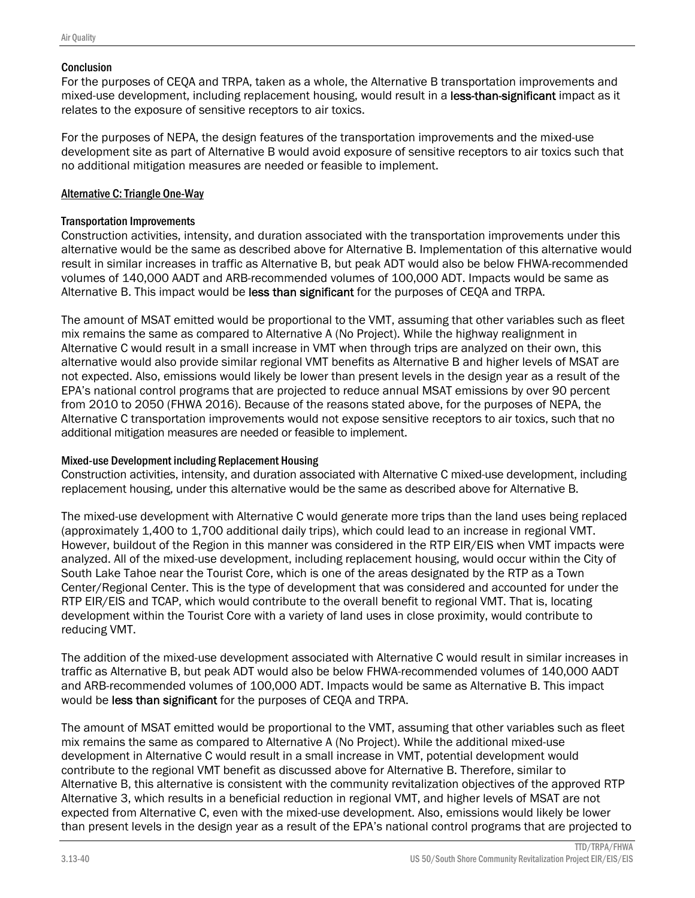#### Conclusion

For the purposes of CEQA and TRPA, taken as a whole, the Alternative B transportation improvements and mixed-use development, including replacement housing, would result in a **less-than-significant** impact as it relates to the exposure of sensitive receptors to air toxics.

For the purposes of NEPA, the design features of the transportation improvements and the mixed-use development site as part of Alternative B would avoid exposure of sensitive receptors to air toxics such that no additional mitigation measures are needed or feasible to implement.

##### Alternative C: Triangle One-Way

#### Transportation Improvements

Construction activities, intensity, and duration associated with the transportation improvements under this alternative would be the same as described above for Alternative B. Implementation of this alternative would result in similar increases in traffic as Alternative B, but peak ADT would also be below FHWA-recommended volumes of 140,000 AADT and ARB-recommended volumes of 100,000 ADT. Impacts would be same as Alternative B. This impact would be **less than significant** for the purposes of CEQA and TRPA.

The amount of MSAT emitted would be proportional to the VMT, assuming that other variables such as fleet mix remains the same as compared to Alternative A (No Project). While the highway realignment in Alternative C would result in a small increase in VMT when through trips are analyzed on their own, this alternative would also provide similar regional VMT benefits as Alternative B and higher levels of MSAT are not expected. Also, emissions would likely be lower than present levels in the design year as a result of the EPA's national control programs that are projected to reduce annual MSAT emissions by over 90 percent from 2010 to 2050 (FHWA 2016). Because of the reasons stated above, for the purposes of NEPA, the Alternative C transportation improvements would not expose sensitive receptors to air toxics, such that no additional mitigation measures are needed or feasible to implement.

#### Mixed-use Development including Replacement Housing

Construction activities, intensity, and duration associated with Alternative C mixed-use development, including replacement housing, under this alternative would be the same as described above for Alternative B.

The mixed-use development with Alternative C would generate more trips than the land uses being replaced (approximately 1,400 to 1,700 additional daily trips), which could lead to an increase in regional VMT. However, buildout of the Region in this manner was considered in the RTP EIR/EIS when VMT impacts were analyzed. All of the mixed-use development, including replacement housing, would occur within the City of South Lake Tahoe near the Tourist Core, which is one of the areas designated by the RTP as a Town Center/Regional Center. This is the type of development that was considered and accounted for under the RTP EIR/EIS and TCAP, which would contribute to the overall benefit to regional VMT. That is, locating development within the Tourist Core with a variety of land uses in close proximity, would contribute to reducing VMT.

The addition of the mixed-use development associated with Alternative C would result in similar increases in traffic as Alternative B, but peak ADT would also be below FHWA-recommended volumes of 140,000 AADT and ARB-recommended volumes of 100,000 ADT. Impacts would be same as Alternative B. This impact would be **less than significant** for the purposes of CEQA and TRPA.

The amount of MSAT emitted would be proportional to the VMT, assuming that other variables such as fleet mix remains the same as compared to Alternative A (No Project). While the additional mixed-use development in Alternative C would result in a small increase in VMT, potential development would contribute to the regional VMT benefit as discussed above for Alternative B. Therefore, similar to Alternative B, this alternative is consistent with the community revitalization objectives of the approved RTP Alternative 3, which results in a beneficial reduction in regional VMT, and higher levels of MSAT are not expected from Alternative C, even with the mixed-use development. Also, emissions would likely be lower than present levels in the design year as a result of the EPA's national control programs that are projected to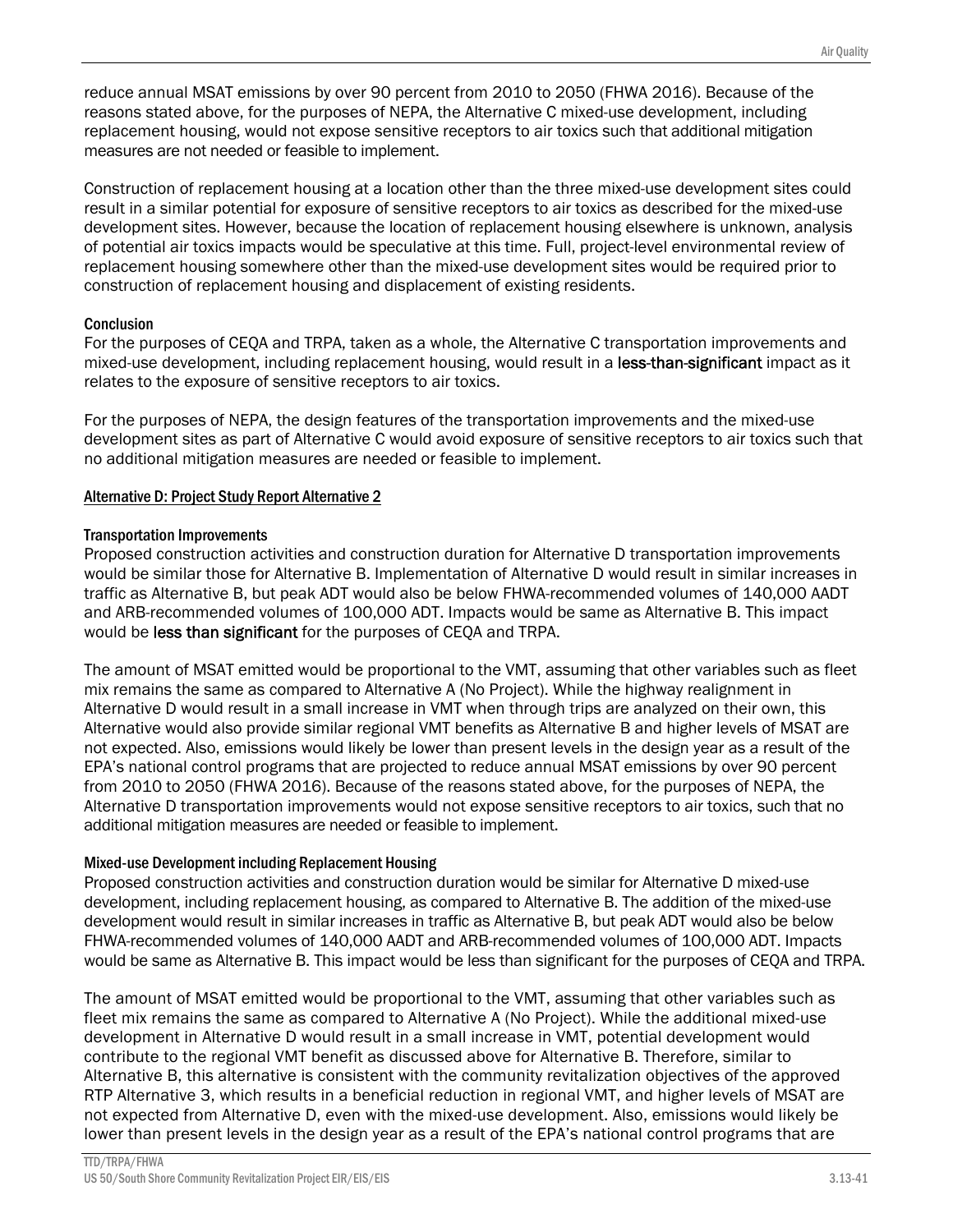reduce annual MSAT emissions by over 90 percent from 2010 to 2050 (FHWA 2016). Because of the reasons stated above, for the purposes of NEPA, the Alternative C mixed-use development, including replacement housing, would not expose sensitive receptors to air toxics such that additional mitigation measures are not needed or feasible to implement.

Construction of replacement housing at a location other than the three mixed-use development sites could result in a similar potential for exposure of sensitive receptors to air toxics as described for the mixed-use development sites. However, because the location of replacement housing elsewhere is unknown, analysis of potential air toxics impacts would be speculative at this time. Full, project-level environmental review of replacement housing somewhere other than the mixed-use development sites would be required prior to construction of replacement housing and displacement of existing residents.

#### Conclusion

For the purposes of CEQA and TRPA, taken as a whole, the Alternative C transportation improvements and mixed-use development, including replacement housing, would result in a **less-than-significant** impact as it relates to the exposure of sensitive receptors to air toxics.

For the purposes of NEPA, the design features of the transportation improvements and the mixed-use development sites as part of Alternative C would avoid exposure of sensitive receptors to air toxics such that no additional mitigation measures are needed or feasible to implement.

### Alternative D: Project Study Report Alternative 2

#### Transportation Improvements

Proposed construction activities and construction duration for Alternative D transportation improvements would be similar those for Alternative B. Implementation of Alternative D would result in similar increases in traffic as Alternative B, but peak ADT would also be below FHWA-recommended volumes of 140,000 AADT and ARB-recommended volumes of 100,000 ADT. Impacts would be same as Alternative B. This impact would be **less than significant** for the purposes of CEQA and TRPA.

The amount of MSAT emitted would be proportional to the VMT, assuming that other variables such as fleet mix remains the same as compared to Alternative A (No Project). While the highway realignment in Alternative D would result in a small increase in VMT when through trips are analyzed on their own, this Alternative would also provide similar regional VMT benefits as Alternative B and higher levels of MSAT are not expected. Also, emissions would likely be lower than present levels in the design year as a result of the EPA's national control programs that are projected to reduce annual MSAT emissions by over 90 percent from 2010 to 2050 (FHWA 2016). Because of the reasons stated above, for the purposes of NEPA, the Alternative D transportation improvements would not expose sensitive receptors to air toxics, such that no additional mitigation measures are needed or feasible to implement.

#### Mixed-use Development including Replacement Housing

Proposed construction activities and construction duration would be similar for Alternative D mixed-use development, including replacement housing, as compared to Alternative B. The addition of the mixed-use development would result in similar increases in traffic as Alternative B, but peak ADT would also be below FHWA-recommended volumes of 140,000 AADT and ARB-recommended volumes of 100,000 ADT. Impacts would be same as Alternative B. This impact would be less than significant for the purposes of CEQA and TRPA.

The amount of MSAT emitted would be proportional to the VMT, assuming that other variables such as fleet mix remains the same as compared to Alternative A (No Project). While the additional mixed-use development in Alternative D would result in a small increase in VMT, potential development would contribute to the regional VMT benefit as discussed above for Alternative B. Therefore, similar to Alternative B, this alternative is consistent with the community revitalization objectives of the approved RTP Alternative 3, which results in a beneficial reduction in regional VMT, and higher levels of MSAT are not expected from Alternative D, even with the mixed-use development. Also, emissions would likely be lower than present levels in the design year as a result of the EPA's national control programs that are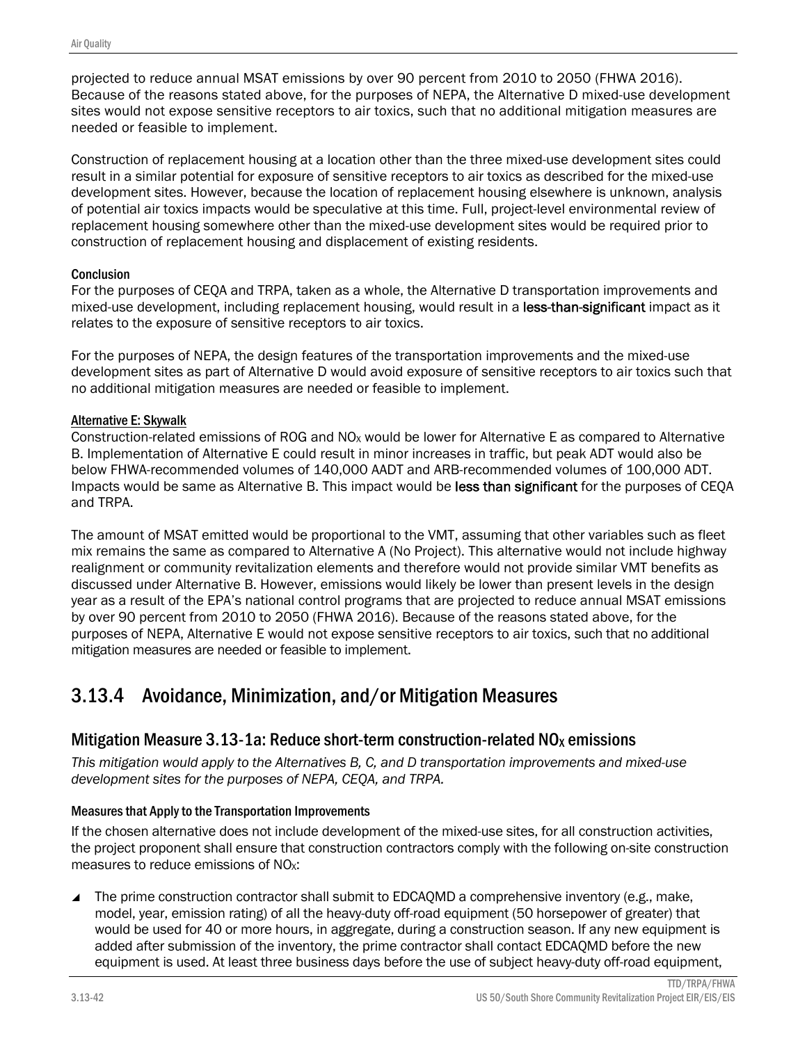projected to reduce annual MSAT emissions by over 90 percent from 2010 to 2050 (FHWA 2016). Because of the reasons stated above, for the purposes of NEPA, the Alternative D mixed-use development sites would not expose sensitive receptors to air toxics, such that no additional mitigation measures are needed or feasible to implement.

Construction of replacement housing at a location other than the three mixed-use development sites could result in a similar potential for exposure of sensitive receptors to air toxics as described for the mixed-use development sites. However, because the location of replacement housing elsewhere is unknown, analysis of potential air toxics impacts would be speculative at this time. Full, project-level environmental review of replacement housing somewhere other than the mixed-use development sites would be required prior to construction of replacement housing and displacement of existing residents.

#### Conclusion

For the purposes of CEQA and TRPA, taken as a whole, the Alternative D transportation improvements and mixed-use development, including replacement housing, would result in a **less-than-significant** impact as it relates to the exposure of sensitive receptors to air toxics.

For the purposes of NEPA, the design features of the transportation improvements and the mixed-use development sites as part of Alternative D would avoid exposure of sensitive receptors to air toxics such that no additional mitigation measures are needed or feasible to implement.

#### Alternative E: Skywalk

Construction-related emissions of ROG and $NO_X$ would be lower for Alternative E as compared to Alternative B. Implementation of Alternative E could result in minor increases in traffic, but peak ADT would also be below FHWA-recommended volumes of 140,000 AADT and ARB-recommended volumes of 100,000 ADT. Impacts would be same as Alternative B. This impact would be **less than significant** for the purposes of CEQA and TRPA.

The amount of MSAT emitted would be proportional to the VMT, assuming that other variables such as fleet mix remains the same as compared to Alternative A (No Project). This alternative would not include highway realignment or community revitalization elements and therefore would not provide similar VMT benefits as discussed under Alternative B. However, emissions would likely be lower than present levels in the design year as a result of the EPA's national control programs that are projected to reduce annual MSAT emissions by over 90 percent from 2010 to 2050 (FHWA 2016). Because of the reasons stated above, for the purposes of NEPA, Alternative E would not expose sensitive receptors to air toxics, such that no additional mitigation measures are needed or feasible to implement.

## 3.13.4 Avoidance, Minimization, and/or Mitigation Measures

### Mitigation Measure 3.13-1a: Reduce short-term construction-related $NO_X$ emissions

*This mitigation would apply to the Alternatives B, C, and D transportation improvements and mixed-use development sites for the purposes of NEPA, CEQA, and TRPA.*

#### Measures that Apply to the Transportation Improvements

If the chosen alternative does not include development of the mixed-use sites, for all construction activities, the project proponent shall ensure that construction contractors comply with the following on-site construction measures to reduce emissions of $NO_X$:

- The prime construction contractor shall submit to EDCAQMD a comprehensive inventory (e.g., make, model, year, emission rating) of all the heavy-duty off-road equipment (50 horsepower of greater) that would be used for 40 or more hours, in aggregate, during a construction season. If any new equipment is added after submission of the inventory, the prime contractor shall contact EDCAQMD before the new equipment is used. At least three business days before the use of subject heavy-duty off-road equipment,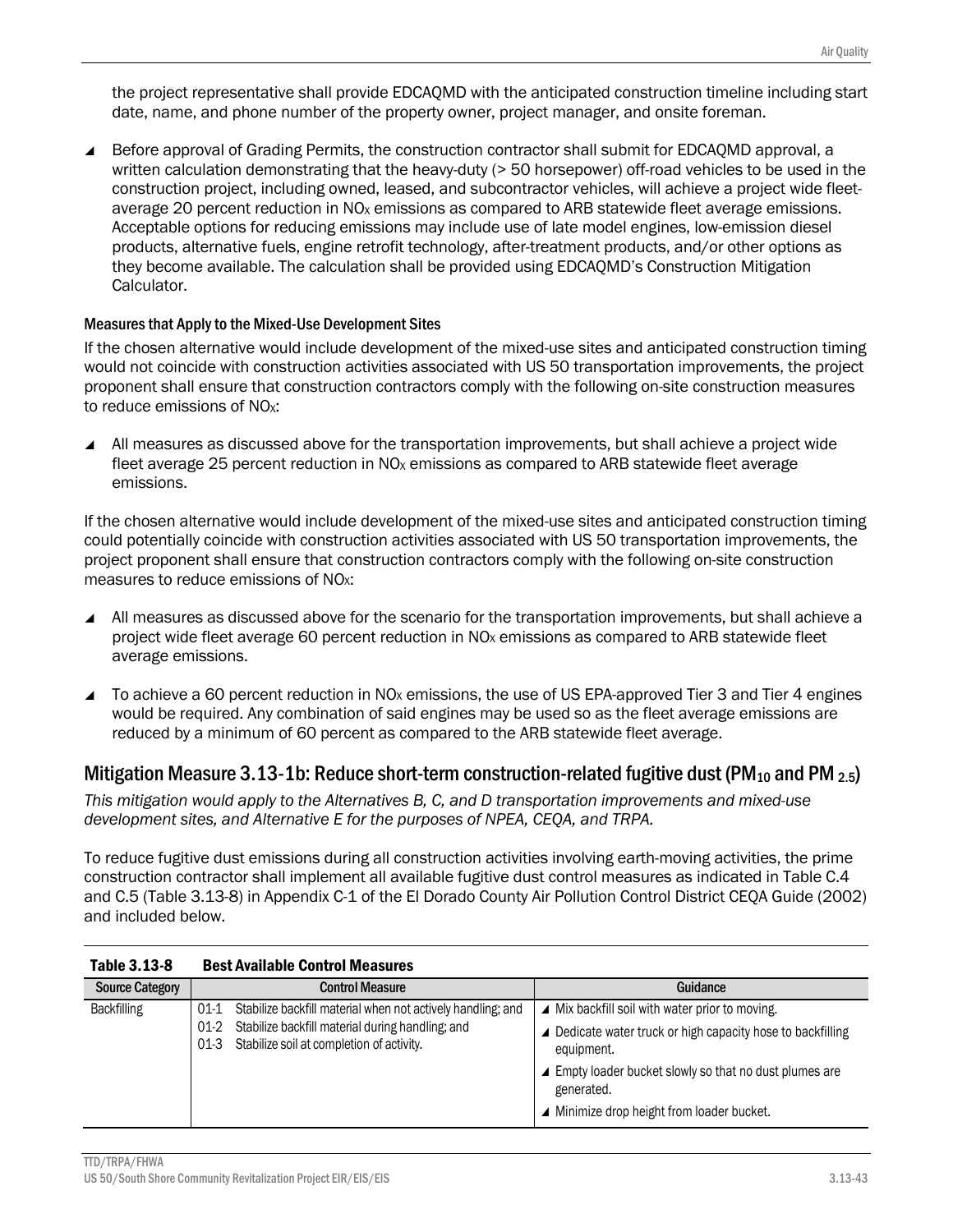the project representative shall provide EDCAQMD with the anticipated construction timeline including start date, name, and phone number of the property owner, project manager, and onsite foreman.

- Before approval of Grading Permits, the construction contractor shall submit for EDCAQMD approval, a written calculation demonstrating that the heavy-duty (> 50 horsepower) off-road vehicles to be used in the construction project, including owned, leased, and subcontractor vehicles, will achieve a project wide fleet-average 20 percent reduction in $NO_X$ emissions as compared to ARB statewide fleet average emissions. Acceptable options for reducing emissions may include use of late model engines, low-emission diesel products, alternative fuels, engine retrofit technology, after-treatment products, and/or other options as they become available. The calculation shall be provided using EDCAQMD's Construction Mitigation Calculator.

#### Measures that Apply to the Mixed-Use Development Sites

If the chosen alternative would include development of the mixed-use sites and anticipated construction timing would not coincide with construction activities associated with US 50 transportation improvements, the project proponent shall ensure that construction contractors comply with the following on-site construction measures to reduce emissions of $NO_X$:

- All measures as discussed above for the transportation improvements, but shall achieve a project wide fleet average 25 percent reduction in $NO_X$ emissions as compared to ARB statewide fleet average emissions.

If the chosen alternative would include development of the mixed-use sites and anticipated construction timing could potentially coincide with construction activities associated with US 50 transportation improvements, the project proponent shall ensure that construction contractors comply with the following on-site construction measures to reduce emissions of $NO_X$:

- All measures as discussed above for the scenario for the transportation improvements, but shall achieve a project wide fleet average 60 percent reduction in $NO_X$ emissions as compared to ARB statewide fleet average emissions.
- To achieve a 60 percent reduction in $NO_X$ emissions, the use of US EPA-approved Tier 3 and Tier 4 engines would be required. Any combination of said engines may be used so as the fleet average emissions are reduced by a minimum of 60 percent as compared to the ARB statewide fleet average.

### Mitigation Measure 3.13-1b: Reduce short-term construction-related fugitive dust ($PM_{10}$ and $PM_{2.5}$)

*This mitigation would apply to the Alternatives B, C, and D transportation improvements and mixed-use development sites, and Alternative E for the purposes of NPEA, CEQA, and TRPA.*

To reduce fugitive dust emissions during all construction activities involving earth-moving activities, the prime construction contractor shall implement all available fugitive dust control measures as indicated in Table C.4 and C.5 (Table 3.13-8) in Appendix C-1 of the El Dorado County Air Pollution Control District CEQA Guide (2002) and included below.

**Table 3.13-8 Best Available Control Measures**

| Source Category | Control Measure | Guidance |
|---|---|---|
| Backfilling | 01-1 Stabilize backfill material when not actively handling; and<br>01-2 Stabilize backfill material during handling; and<br>01-3 Stabilize soil at completion of activity. | - Mix backfill soil with water prior to moving.<br>- Dedicate water truck or high capacity hose to backfilling equipment.<br>- Empty loader bucket slowly so that no dust plumes are generated.<br>- Minimize drop height from loader bucket. |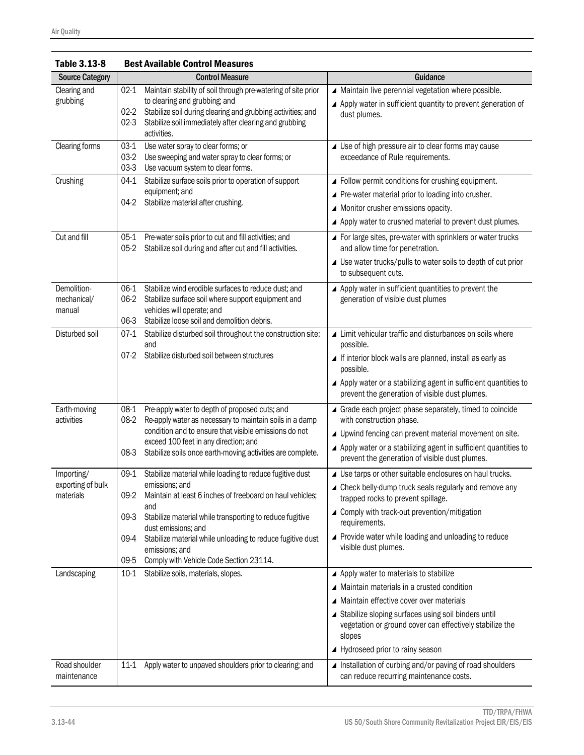**Table 3.13-8 Best Available Control Measures**

| Source Category | Control Measure | Guidance |
|---|---|---|
| Clearing and grubbing | 02-1 Maintain stability of soil through pre-watering of site prior to clearing and grubbing; and<br>02-2 Stabilize soil during clearing and grubbing activities; and<br>02-3 Stabilize soil immediately after clearing and grubbing activities. | ◢ Maintain live perennial vegetation where possible.<br>◢ Apply water in sufficient quantity to prevent generation of dust plumes. |
| Clearing forms | 03-1 Use water spray to clear forms; or<br>03-2 Use sweeping and water spray to clear forms; or<br>03-3 Use vacuum system to clear forms. | ◢ Use of high pressure air to clear forms may cause exceedance of Rule requirements. |
| Crushing | 04-1 Stabilize surface soils prior to operation of support equipment; and<br>04-2 Stabilize material after crushing. | ◢ Follow permit conditions for crushing equipment.<br>◢ Pre-water material prior to loading into crusher.<br>◢ Monitor crusher emissions opacity.<br>◢ Apply water to crushed material to prevent dust plumes. |
| Cut and fill | 05-1 Pre-water soils prior to cut and fill activities; and<br>05-2 Stabilize soil during and after cut and fill activities. | ◢ For large sites, pre-water with sprinklers or water trucks and allow time for penetration.<br>◢ Use water trucks/pulls to water soils to depth of cut prior to subsequent cuts. |
| Demolition-mechanical/ manual | 06-1 Stabilize wind erodible surfaces to reduce dust; and<br>06-2 Stabilize surface soil where support equipment and vehicles will operate; and<br>06-3 Stabilize loose soil and demolition debris. | ◢ Apply water in sufficient quantities to prevent the generation of visible dust plumes |
| Disturbed soil | 07-1 Stabilize disturbed soil throughout the construction site; and<br>07-2 Stabilize disturbed soil between structures | ◢ Limit vehicular traffic and disturbances on soils where possible.<br>◢ If interior block walls are planned, install as early as possible.<br>◢ Apply water or a stabilizing agent in sufficient quantities to prevent the generation of visible dust plumes. |
| Earth-moving activities | 08-1 Pre-apply water to depth of proposed cuts; and<br>08-2 Re-apply water as necessary to maintain soils in a damp condition and to ensure that visible emissions do not exceed 100 feet in any direction; and<br>08-3 Stabilize soils once earth-moving activities are complete. | ◢ Grade each project phase separately, timed to coincide with construction phase.<br>◢ Upwind fencing can prevent material movement on site.<br>◢ Apply water or a stabilizing agent in sufficient quantities to prevent the generation of visible dust plumes. |
| Importing/ exporting of bulk materials | 09-1 Stabilize material while loading to reduce fugitive dust emissions; and<br>09-2 Maintain at least 6 inches of freeboard on haul vehicles; and<br>09-3 Stabilize material while transporting to reduce fugitive dust emissions; and<br>09-4 Stabilize material while unloading to reduce fugitive dust emissions; and<br>09-5 Comply with Vehicle Code Section 23114. | ◢ Use tarps or other suitable enclosures on haul trucks.<br>◢ Check belly-dump truck seals regularly and remove any trapped rocks to prevent spillage.<br>◢ Comply with track-out prevention/mitigation requirements.<br>◢ Provide water while loading and unloading to reduce visible dust plumes. |
| Landscaping | 10-1 Stabilize soils, materials, slopes. | ◢ Apply water to materials to stabilize<br>◢ Maintain materials in a crusted condition<br>◢ Maintain effective cover over materials<br>◢ Stabilize sloping surfaces using soil binders until vegetation or ground cover can effectively stabilize the slopes<br>◢ Hydroseed prior to rainy season |
| Road shoulder maintenance | 11-1 Apply water to unpaved shoulders prior to clearing; and | ◢ Installation of curbing and/or paving of road shoulders can reduce recurring maintenance costs. |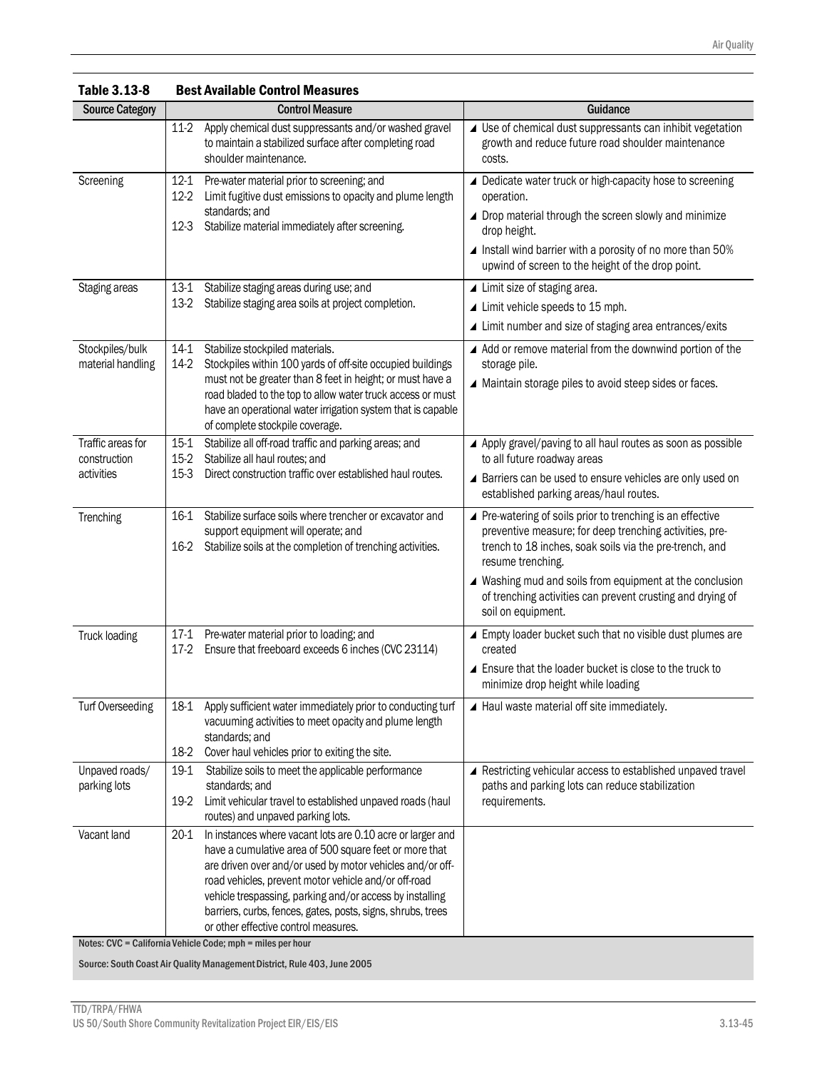**Table 3.13-8 Best Available Control Measures**

| Source Category | Control Measure | Guidance |
|---|---|---|
| | 11-2 Apply chemical dust suppressants and/or washed gravel to maintain a stabilized surface after completing road shoulder maintenance. | ◢ Use of chemical dust suppressants can inhibit vegetation growth and reduce future road shoulder maintenance costs. |
| Screening | 12-1 Pre-water material prior to screening; and<br>12-2 Limit fugitive dust emissions to opacity and plume length standards; and<br>12-3 Stabilize material immediately after screening. | ◢ Dedicate water truck or high-capacity hose to screening operation.<br>◢ Drop material through the screen slowly and minimize drop height.<br>◢ Install wind barrier with a porosity of no more than 50% upwind of screen to the height of the drop point. |
| Staging areas | 13-1 Stabilize staging areas during use; and<br>13-2 Stabilize staging area soils at project completion. | ◢ Limit size of staging area.<br>◢ Limit vehicle speeds to 15 mph.<br>◢ Limit number and size of staging area entrances/exits |
| Stockpiles/bulk material handling | 14-1 Stabilize stockpiled materials.<br>14-2 Stockpiles within 100 yards of off-site occupied buildings must not be greater than 8 feet in height; or must have a road bladed to the top to allow water truck access or must have an operational water irrigation system that is capable of complete stockpile coverage. | ◢ Add or remove material from the downwind portion of the storage pile.<br>◢ Maintain storage piles to avoid steep sides or faces. |
| Traffic areas for construction activities | 15-1 Stabilize all off-road traffic and parking areas; and<br>15-2 Stabilize all haul routes; and<br>15-3 Direct construction traffic over established haul routes. | ◢ Apply gravel/paving to all haul routes as soon as possible to all future roadway areas<br>◢ Barriers can be used to ensure vehicles are only used on established parking areas/haul routes. |
| Trenching | 16-1 Stabilize surface soils where trencher or excavator and support equipment will operate; and<br>16-2 Stabilize soils at the completion of trenching activities. | ◢ Pre-watering of soils prior to trenching is an effective preventive measure; for deep trenching activities, pre-trench to 18 inches, soak soils via the pre-trench, and resume trenching.<br>◢ Washing mud and soils from equipment at the conclusion of trenching activities can prevent crusting and drying of soil on equipment. |
| Truck loading | 17-1 Pre-water material prior to loading; and<br>17-2 Ensure that freeboard exceeds 6 inches (CVC 23114) | ◢ Empty loader bucket such that no visible dust plumes are created<br>◢ Ensure that the loader bucket is close to the truck to minimize drop height while loading |
| Turf Overseeding | 18-1 Apply sufficient water immediately prior to conducting turf vacuuming activities to meet opacity and plume length standards; and<br>18-2 Cover haul vehicles prior to exiting the site. | ◢ Haul waste material off site immediately. |
| Unpaved roads/ parking lots | 19-1 Stabilize soils to meet the applicable performance standards; and<br>19-2 Limit vehicular travel to established unpaved roads (haul routes) and unpaved parking lots. | ◢ Restricting vehicular access to established unpaved travel paths and parking lots can reduce stabilization requirements. |
| Vacant land | 20-1 In instances where vacant lots are 0.10 acre or larger and have a cumulative area of 500 square feet or more that are driven over and/or used by motor vehicles and/or off-road vehicles, prevent motor vehicle and/or off-road vehicle trespassing, parking and/or access by installing barriers, curbs, fences, gates, posts, signs, shrubs, trees or other effective control measures. | |

Notes: CVC = California Vehicle Code; mph = miles per hour

Source: South Coast Air Quality Management District, Rule 403, June 2005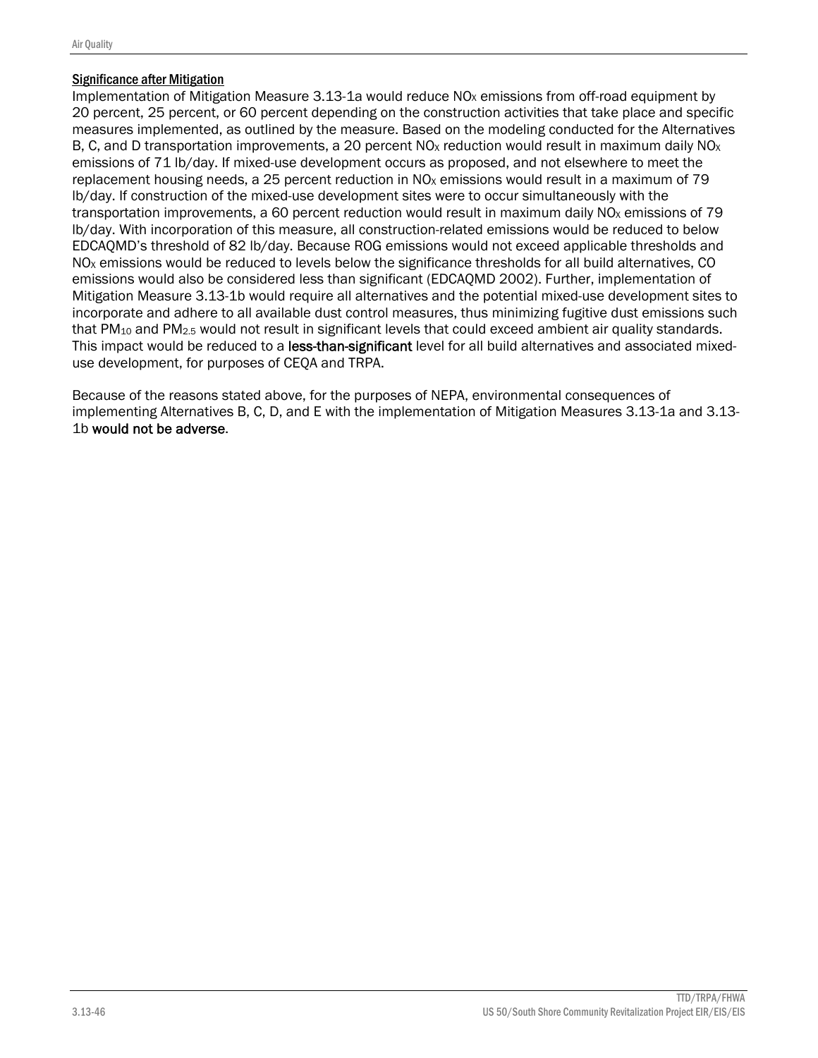**Significance after Mitigation**

Implementation of Mitigation Measure 3.13-1a would reduce $NO_X$ emissions from off-road equipment by 20 percent, 25 percent, or 60 percent depending on the construction activities that take place and specific measures implemented, as outlined by the measure. Based on the modeling conducted for the Alternatives B, C, and D transportation improvements, a 20 percent $NO_X$ reduction would result in maximum daily $NO_X$ emissions of 71 lb/day. If mixed-use development occurs as proposed, and not elsewhere to meet the replacement housing needs, a 25 percent reduction in $NO_X$ emissions would result in a maximum of 79 lb/day. If construction of the mixed-use development sites were to occur simultaneously with the transportation improvements, a 60 percent reduction would result in maximum daily $NO_X$ emissions of 79 lb/day. With incorporation of this measure, all construction-related emissions would be reduced to below EDCAQMD's threshold of 82 lb/day. Because ROG emissions would not exceed applicable thresholds and $NO_X$ emissions would be reduced to levels below the significance thresholds for all build alternatives, CO emissions would also be considered less than significant (EDCAQMD 2002). Further, implementation of Mitigation Measure 3.13-1b would require all alternatives and the potential mixed-use development sites to incorporate and adhere to all available dust control measures, thus minimizing fugitive dust emissions such that $PM_{10}$ and $PM_{2.5}$ would not result in significant levels that could exceed ambient air quality standards. This impact would be reduced to a **less-than-significant** level for all build alternatives and associated mixed-use development, for purposes of CEQA and TRPA.

Because of the reasons stated above, for the purposes of NEPA, environmental consequences of implementing Alternatives B, C, D, and E with the implementation of Mitigation Measures 3.13-1a and 3.13-1b **would not be adverse**.